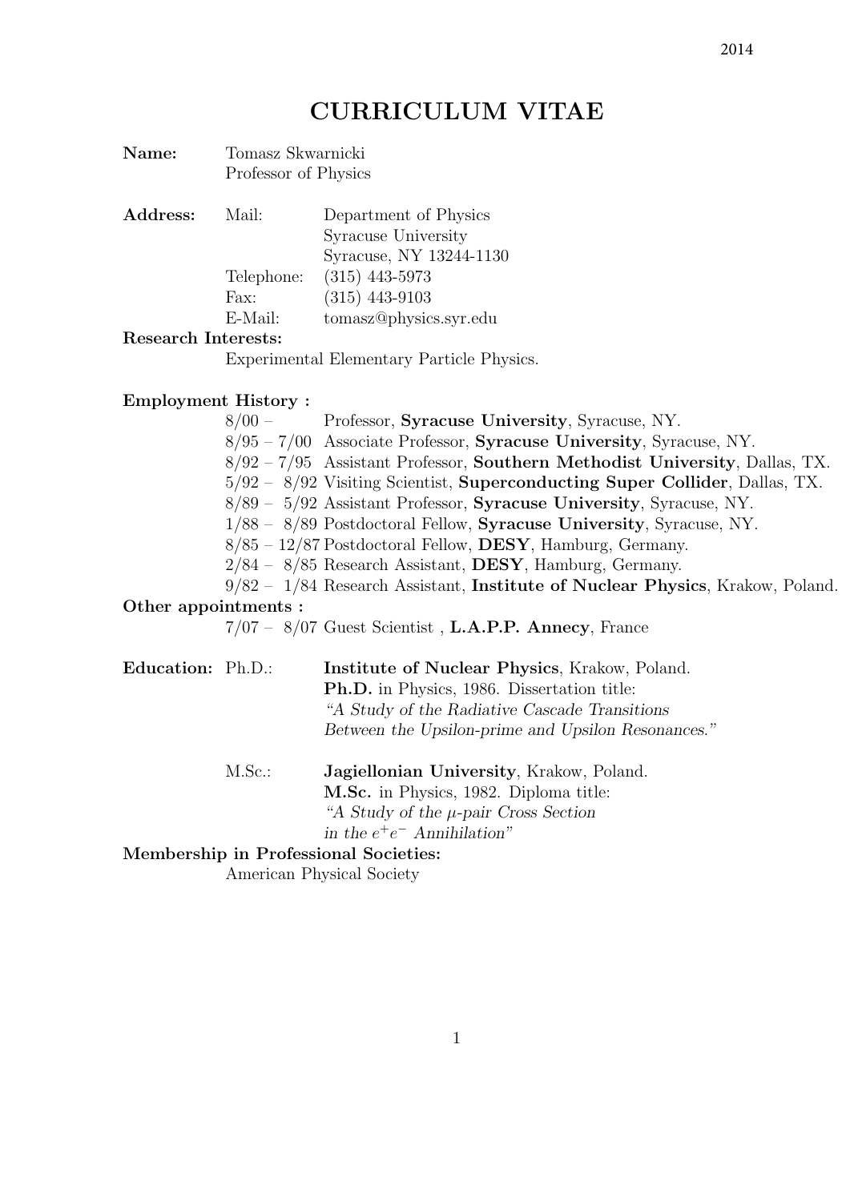2014

# CURRICULUM VITAE

**Name:** Tomasz Skwarnicki
Professor of Physics

**Address:**

| | |
|---|---|
| Mail: | Department of Physics<br>Syracuse University<br>Syracuse, NY 13244-1130 |
| Telephone: | (315) 443-5973 |
| Fax: | (315) 443-9103 |
| E-Mail: | tomasz@physics.syr.edu |

**Research Interests:**

Experimental Elementary Particle Physics.

**Employment History :**

- 8/00 – Professor, **Syracuse University**, Syracuse, NY.
- 8/95 – 7/00 Associate Professor, **Syracuse University**, Syracuse, NY.
- 8/92 – 7/95 Assistant Professor, **Southern Methodist University**, Dallas, TX.
- 5/92 – 8/92 Visiting Scientist, **Superconducting Super Collider**, Dallas, TX.
- 8/89 – 5/92 Assistant Professor, **Syracuse University**, Syracuse, NY.
- 1/88 – 8/89 Postdoctoral Fellow, **Syracuse University**, Syracuse, NY.
- 8/85 – 12/87 Postdoctoral Fellow, **DESY**, Hamburg, Germany.
- 2/84 – 8/85 Research Assistant, **DESY**, Hamburg, Germany.
- 9/82 – 1/84 Research Assistant, **Institute of Nuclear Physics**, Krakow, Poland.

**Other appointments :**

- 7/07 – 8/07 Guest Scientist , **L.A.P.P. Annecy**, France

**Education:**

Ph.D.: **Institute of Nuclear Physics**, Krakow, Poland.
**Ph.D.** in Physics, 1986. Dissertation title:
*"A Study of the Radiative Cascade Transitions Between the Upsilon-prime and Upsilon Resonances."*

M.Sc.: **Jagiellonian University**, Krakow, Poland.
**M.Sc.** in Physics, 1982. Diploma title:
*"A Study of the* $\mu$*-pair Cross Section in the* $e^+e^-$ *Annihilation"*

**Membership in Professional Societies:**

American Physical Society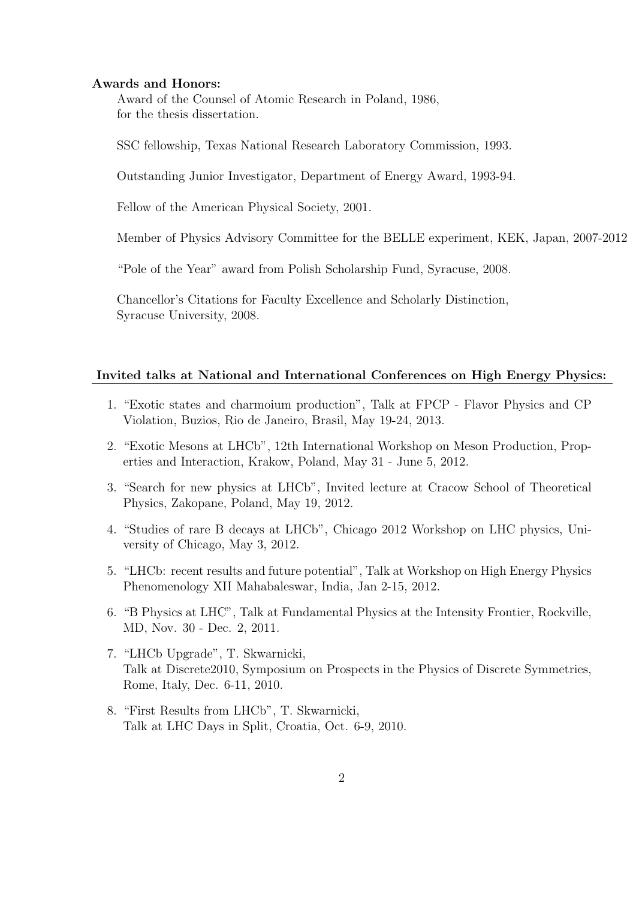**Awards and Honors:**

Award of the Counsel of Atomic Research in Poland, 1986,
for the thesis dissertation.

SSC fellowship, Texas National Research Laboratory Commission, 1993.

Outstanding Junior Investigator, Department of Energy Award, 1993-94.

Fellow of the American Physical Society, 2001.

Member of Physics Advisory Committee for the BELLE experiment, KEK, Japan, 2007-2012

"Pole of the Year" award from Polish Scholarship Fund, Syracuse, 2008.

Chancellor's Citations for Faculty Excellence and Scholarly Distinction,
Syracuse University, 2008.

**Invited talks at National and International Conferences on High Energy Physics:**

1. "Exotic states and charmoium production", Talk at FPCP - Flavor Physics and CP Violation, Buzios, Rio de Janeiro, Brasil, May 19-24, 2013.
2. "Exotic Mesons at LHCb", 12th International Workshop on Meson Production, Properties and Interaction, Krakow, Poland, May 31 - June 5, 2012.
3. "Search for new physics at LHCb", Invited lecture at Cracow School of Theoretical Physics, Zakopane, Poland, May 19, 2012.
4. "Studies of rare B decays at LHCb", Chicago 2012 Workshop on LHC physics, University of Chicago, May 3, 2012.
5. "LHCb: recent results and future potential", Talk at Workshop on High Energy Physics Phenomenology XII Mahabaleswar, India, Jan 2-15, 2012.
6. "B Physics at LHC", Talk at Fundamental Physics at the Intensity Frontier, Rockville, MD, Nov. 30 - Dec. 2, 2011.
7. "LHCb Upgrade", T. Skwarnicki,
   Talk at Discrete2010, Symposium on Prospects in the Physics of Discrete Symmetries, Rome, Italy, Dec. 6-11, 2010.
8. "First Results from LHCb", T. Skwarnicki,
   Talk at LHC Days in Split, Croatia, Oct. 6-9, 2010.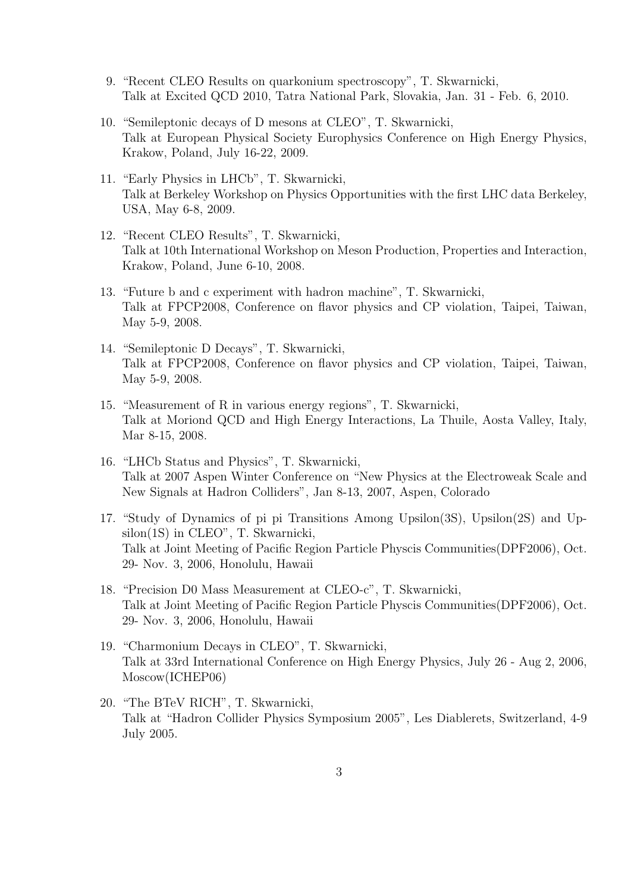9. "Recent CLEO Results on quarkonium spectroscopy", T. Skwarnicki,
   Talk at Excited QCD 2010, Tatra National Park, Slovakia, Jan. 31 - Feb. 6, 2010.

10. "Semileptonic decays of D mesons at CLEO", T. Skwarnicki,
    Talk at European Physical Society Europhysics Conference on High Energy Physics, Krakow, Poland, July 16-22, 2009.

11. "Early Physics in LHCb", T. Skwarnicki,
    Talk at Berkeley Workshop on Physics Opportunities with the first LHC data Berkeley, USA, May 6-8, 2009.

12. "Recent CLEO Results", T. Skwarnicki,
    Talk at 10th International Workshop on Meson Production, Properties and Interaction, Krakow, Poland, June 6-10, 2008.

13. "Future b and c experiment with hadron machine", T. Skwarnicki,
    Talk at FPCP2008, Conference on flavor physics and CP violation, Taipei, Taiwan, May 5-9, 2008.

14. "Semileptonic D Decays", T. Skwarnicki,
    Talk at FPCP2008, Conference on flavor physics and CP violation, Taipei, Taiwan, May 5-9, 2008.

15. "Measurement of R in various energy regions", T. Skwarnicki,
    Talk at Moriond QCD and High Energy Interactions, La Thuile, Aosta Valley, Italy, Mar 8-15, 2008.

16. "LHCb Status and Physics", T. Skwarnicki,
    Talk at 2007 Aspen Winter Conference on "New Physics at the Electroweak Scale and New Signals at Hadron Colliders", Jan 8-13, 2007, Aspen, Colorado

17. "Study of Dynamics of pi pi Transitions Among Upsilon(3S), Upsilon(2S) and Upsilon(1S) in CLEO", T. Skwarnicki,
    Talk at Joint Meeting of Pacific Region Particle Physcis Communities(DPF2006), Oct. 29- Nov. 3, 2006, Honolulu, Hawaii

18. "Precision D0 Mass Measurement at CLEO-c", T. Skwarnicki,
    Talk at Joint Meeting of Pacific Region Particle Physcis Communities(DPF2006), Oct. 29- Nov. 3, 2006, Honolulu, Hawaii

19. "Charmonium Decays in CLEO", T. Skwarnicki,
    Talk at 33rd International Conference on High Energy Physics, July 26 - Aug 2, 2006, Moscow(ICHEP06)

20. "The BTeV RICH", T. Skwarnicki,
    Talk at "Hadron Collider Physics Symposium 2005", Les Diablerets, Switzerland, 4-9 July 2005.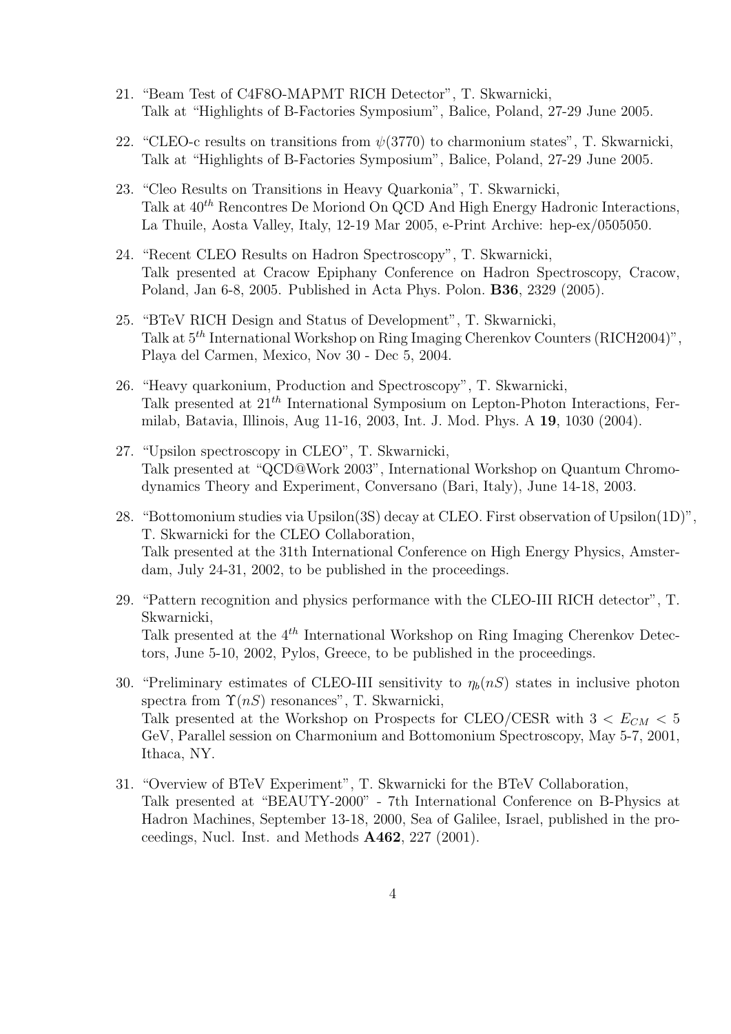21. "Beam Test of C4F8O-MAPMT RICH Detector", T. Skwarnicki,
Talk at "Highlights of B-Factories Symposium", Balice, Poland, 27-29 June 2005.

22. "CLEO-c results on transitions from $\psi(3770)$ to charmonium states", T. Skwarnicki,
Talk at "Highlights of B-Factories Symposium", Balice, Poland, 27-29 June 2005.

23. "Cleo Results on Transitions in Heavy Quarkonia", T. Skwarnicki,
Talk at $40^{th}$ Rencontres De Moriond On QCD And High Energy Hadronic Interactions, La Thuile, Aosta Valley, Italy, 12-19 Mar 2005, e-Print Archive: hep-ex/0505050.

24. "Recent CLEO Results on Hadron Spectroscopy", T. Skwarnicki,
Talk presented at Cracow Epiphany Conference on Hadron Spectroscopy, Cracow, Poland, Jan 6-8, 2005. Published in Acta Phys. Polon. **B36**, 2329 (2005).

25. "BTeV RICH Design and Status of Development", T. Skwarnicki,
Talk at $5^{th}$ International Workshop on Ring Imaging Cherenkov Counters (RICH2004)", Playa del Carmen, Mexico, Nov 30 - Dec 5, 2004.

26. "Heavy quarkonium, Production and Spectroscopy", T. Skwarnicki,
Talk presented at $21^{th}$ International Symposium on Lepton-Photon Interactions, Fermilab, Batavia, Illinois, Aug 11-16, 2003, Int. J. Mod. Phys. A **19**, 1030 (2004).

27. "Upsilon spectroscopy in CLEO", T. Skwarnicki,
Talk presented at "QCD@Work 2003", International Workshop on Quantum Chromodynamics Theory and Experiment, Conversano (Bari, Italy), June 14-18, 2003.

28. "Bottomonium studies via Upsilon(3S) decay at CLEO. First observation of Upsilon(1D)", T. Skwarnicki for the CLEO Collaboration,
Talk presented at the 31th International Conference on High Energy Physics, Amsterdam, July 24-31, 2002, to be published in the proceedings.

29. "Pattern recognition and physics performance with the CLEO-III RICH detector", T. Skwarnicki,
Talk presented at the $4^{th}$ International Workshop on Ring Imaging Cherenkov Detectors, June 5-10, 2002, Pylos, Greece, to be published in the proceedings.

30. "Preliminary estimates of CLEO-III sensitivity to $\eta_b(nS)$ states in inclusive photon spectra from $\Upsilon(nS)$ resonances", T. Skwarnicki,
Talk presented at the Workshop on Prospects for CLEO/CESR with $3 < E_{CM} < 5$ GeV, Parallel session on Charmonium and Bottomonium Spectroscopy, May 5-7, 2001, Ithaca, NY.

31. "Overview of BTeV Experiment", T. Skwarnicki for the BTeV Collaboration,
Talk presented at "BEAUTY-2000" - 7th International Conference on B-Physics at Hadron Machines, September 13-18, 2000, Sea of Galilee, Israel, published in the proceedings, Nucl. Inst. and Methods **A462**, 227 (2001).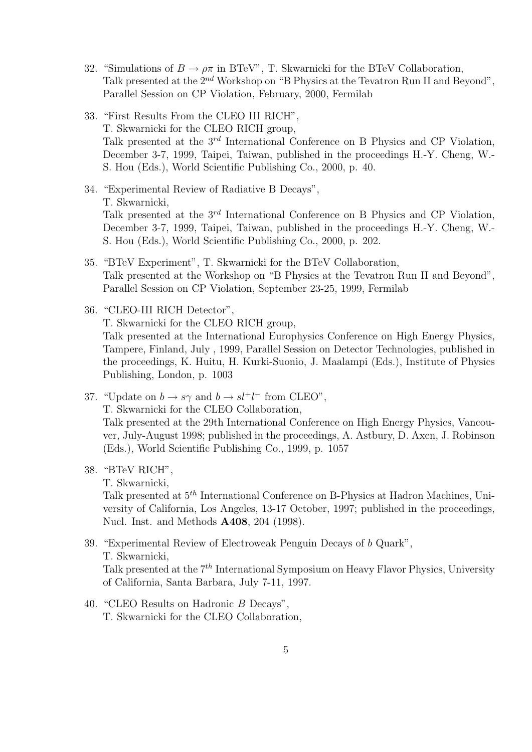32. "Simulations of $B \to \rho\pi$ in BTeV", T. Skwarnicki for the BTeV Collaboration,
    Talk presented at the $2^{nd}$ Workshop on "B Physics at the Tevatron Run II and Beyond", Parallel Session on CP Violation, February, 2000, Fermilab

33. "First Results From the CLEO III RICH",
    T. Skwarnicki for the CLEO RICH group,
    Talk presented at the $3^{rd}$ International Conference on B Physics and CP Violation, December 3-7, 1999, Taipei, Taiwan, published in the proceedings H.-Y. Cheng, W.-S. Hou (Eds.), World Scientific Publishing Co., 2000, p. 40.

34. "Experimental Review of Radiative B Decays",
    T. Skwarnicki,
    Talk presented at the $3^{rd}$ International Conference on B Physics and CP Violation, December 3-7, 1999, Taipei, Taiwan, published in the proceedings H.-Y. Cheng, W.-S. Hou (Eds.), World Scientific Publishing Co., 2000, p. 202.

35. "BTeV Experiment", T. Skwarnicki for the BTeV Collaboration,
    Talk presented at the Workshop on "B Physics at the Tevatron Run II and Beyond", Parallel Session on CP Violation, September 23-25, 1999, Fermilab

36. "CLEO-III RICH Detector",
    T. Skwarnicki for the CLEO RICH group,
    Talk presented at the International Europhysics Conference on High Energy Physics, Tampere, Finland, July , 1999, Parallel Session on Detector Technologies, published in the proceedings, K. Huitu, H. Kurki-Suonio, J. Maalampi (Eds.), Institute of Physics Publishing, London, p. 1003

37. "Update on $b \to s\gamma$ and $b \to sl^+l^-$ from CLEO",
    T. Skwarnicki for the CLEO Collaboration,
    Talk presented at the 29th International Conference on High Energy Physics, Vancouver, July-August 1998; published in the proceedings, A. Astbury, D. Axen, J. Robinson (Eds.), World Scientific Publishing Co., 1999, p. 1057

38. "BTeV RICH",
    T. Skwarnicki,
    Talk presented at $5^{th}$ International Conference on B-Physics at Hadron Machines, University of California, Los Angeles, 13-17 October, 1997; published in the proceedings, Nucl. Inst. and Methods **A408**, 204 (1998).

39. "Experimental Review of Electroweak Penguin Decays of $b$ Quark",
    T. Skwarnicki,
    Talk presented at the $7^{th}$ International Symposium on Heavy Flavor Physics, University of California, Santa Barbara, July 7-11, 1997.

40. "CLEO Results on Hadronic $B$ Decays",
    T. Skwarnicki for the CLEO Collaboration,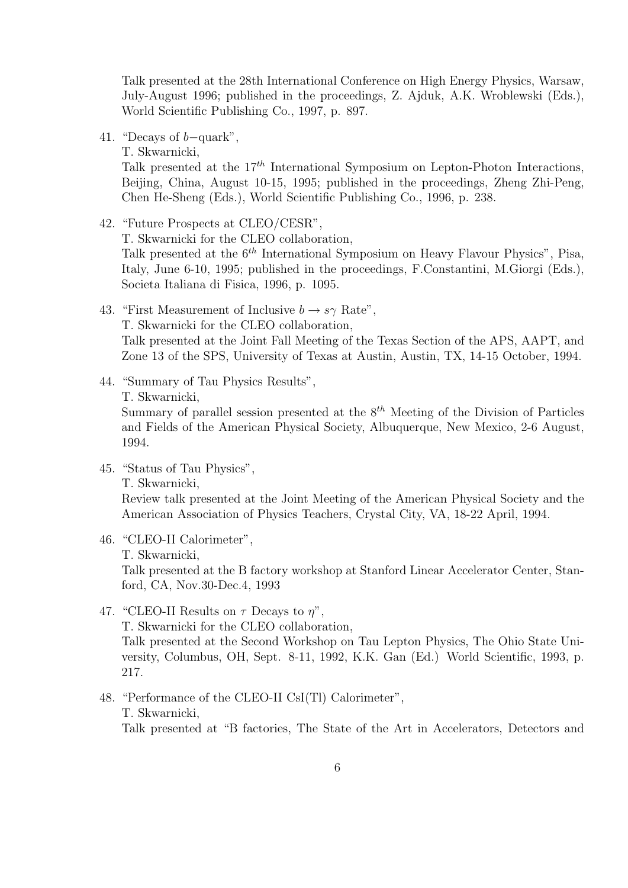Talk presented at the 28th International Conference on High Energy Physics, Warsaw, July-August 1996; published in the proceedings, Z. Ajduk, A.K. Wroblewski (Eds.), World Scientific Publishing Co., 1997, p. 897.

41. "Decays of $b-$quark",
    T. Skwarnicki,
    Talk presented at the $17^{th}$ International Symposium on Lepton-Photon Interactions, Beijing, China, August 10-15, 1995; published in the proceedings, Zheng Zhi-Peng, Chen He-Sheng (Eds.), World Scientific Publishing Co., 1996, p. 238.

42. "Future Prospects at CLEO/CESR",
    T. Skwarnicki for the CLEO collaboration,
    Talk presented at the $6^{th}$ International Symposium on Heavy Flavour Physics", Pisa, Italy, June 6-10, 1995; published in the proceedings, F.Constantini, M.Giorgi (Eds.), Societa Italiana di Fisica, 1996, p. 1095.

43. "First Measurement of Inclusive $b \to s\gamma$ Rate",
    T. Skwarnicki for the CLEO collaboration,
    Talk presented at the Joint Fall Meeting of the Texas Section of the APS, AAPT, and Zone 13 of the SPS, University of Texas at Austin, Austin, TX, 14-15 October, 1994.

44. "Summary of Tau Physics Results",
    T. Skwarnicki,
    Summary of parallel session presented at the $8^{th}$ Meeting of the Division of Particles and Fields of the American Physical Society, Albuquerque, New Mexico, 2-6 August, 1994.

45. "Status of Tau Physics",
    T. Skwarnicki,
    Review talk presented at the Joint Meeting of the American Physical Society and the American Association of Physics Teachers, Crystal City, VA, 18-22 April, 1994.

46. "CLEO-II Calorimeter",
    T. Skwarnicki,
    Talk presented at the B factory workshop at Stanford Linear Accelerator Center, Stanford, CA, Nov.30-Dec.4, 1993

47. "CLEO-II Results on $\tau$ Decays to $\eta$",
    T. Skwarnicki for the CLEO collaboration,
    Talk presented at the Second Workshop on Tau Lepton Physics, The Ohio State University, Columbus, OH, Sept. 8-11, 1992, K.K. Gan (Ed.) World Scientific, 1993, p. 217.

48. "Performance of the CLEO-II CsI(Tl) Calorimeter",
    T. Skwarnicki,
    Talk presented at "B factories, The State of the Art in Accelerators, Detectors and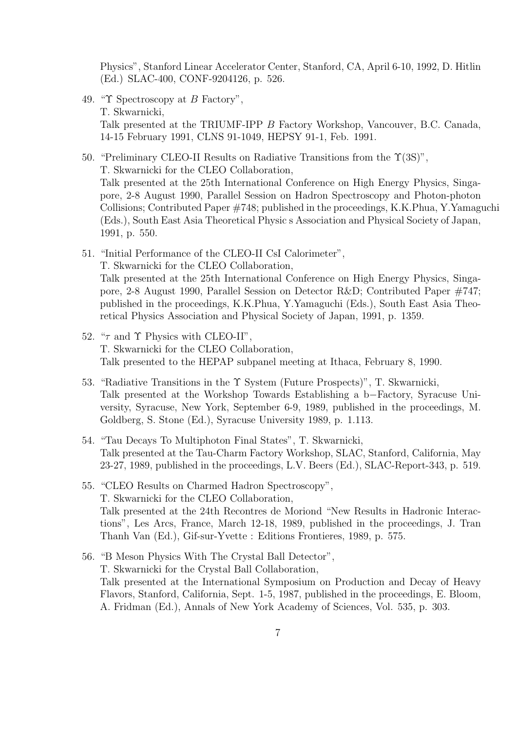Physics", Stanford Linear Accelerator Center, Stanford, CA, April 6-10, 1992, D. Hitlin (Ed.) SLAC-400, CONF-9204126, p. 526.

49. "$\Upsilon$ Spectroscopy at $B$ Factory",  
T. Skwarnicki,  
Talk presented at the TRIUMF-IPP $B$ Factory Workshop, Vancouver, B.C. Canada, 14-15 February 1991, CLNS 91-1049, HEPSY 91-1, Feb. 1991.

50. "Preliminary CLEO-II Results on Radiative Transitions from the $\Upsilon(3S)$",  
T. Skwarnicki for the CLEO Collaboration,  
Talk presented at the 25th International Conference on High Energy Physics, Singapore, 2-8 August 1990, Parallel Session on Hadron Spectroscopy and Photon-photon Collisions; Contributed Paper #748; published in the proceedings, K.K.Phua, Y.Yamaguchi (Eds.), South East Asia Theoretical Physic s Association and Physical Society of Japan, 1991, p. 550.

51. "Initial Performance of the CLEO-II CsI Calorimeter",  
T. Skwarnicki for the CLEO Collaboration,  
Talk presented at the 25th International Conference on High Energy Physics, Singapore, 2-8 August 1990, Parallel Session on Detector R&D; Contributed Paper #747; published in the proceedings, K.K.Phua, Y.Yamaguchi (Eds.), South East Asia Theoretical Physics Association and Physical Society of Japan, 1991, p. 1359.

52. "$\tau$ and $\Upsilon$ Physics with CLEO-II",  
T. Skwarnicki for the CLEO Collaboration,  
Talk presented to the HEPAP subpanel meeting at Ithaca, February 8, 1990.

53. "Radiative Transitions in the $\Upsilon$ System (Future Prospects)", T. Skwarnicki,  
Talk presented at the Workshop Towards Establishing a b−Factory, Syracuse University, Syracuse, New York, September 6-9, 1989, published in the proceedings, M. Goldberg, S. Stone (Ed.), Syracuse University 1989, p. 1.113.

54. "Tau Decays To Multiphoton Final States", T. Skwarnicki,  
Talk presented at the Tau-Charm Factory Workshop, SLAC, Stanford, California, May 23-27, 1989, published in the proceedings, L.V. Beers (Ed.), SLAC-Report-343, p. 519.

55. "CLEO Results on Charmed Hadron Spectroscopy",  
T. Skwarnicki for the CLEO Collaboration,  
Talk presented at the 24th Recontres de Moriond "New Results in Hadronic Interactions", Les Arcs, France, March 12-18, 1989, published in the proceedings, J. Tran Thanh Van (Ed.), Gif-sur-Yvette : Editions Frontieres, 1989, p. 575.

56. "B Meson Physics With The Crystal Ball Detector",  
T. Skwarnicki for the Crystal Ball Collaboration,  
Talk presented at the International Symposium on Production and Decay of Heavy Flavors, Stanford, California, Sept. 1-5, 1987, published in the proceedings, E. Bloom, A. Fridman (Ed.), Annals of New York Academy of Sciences, Vol. 535, p. 303.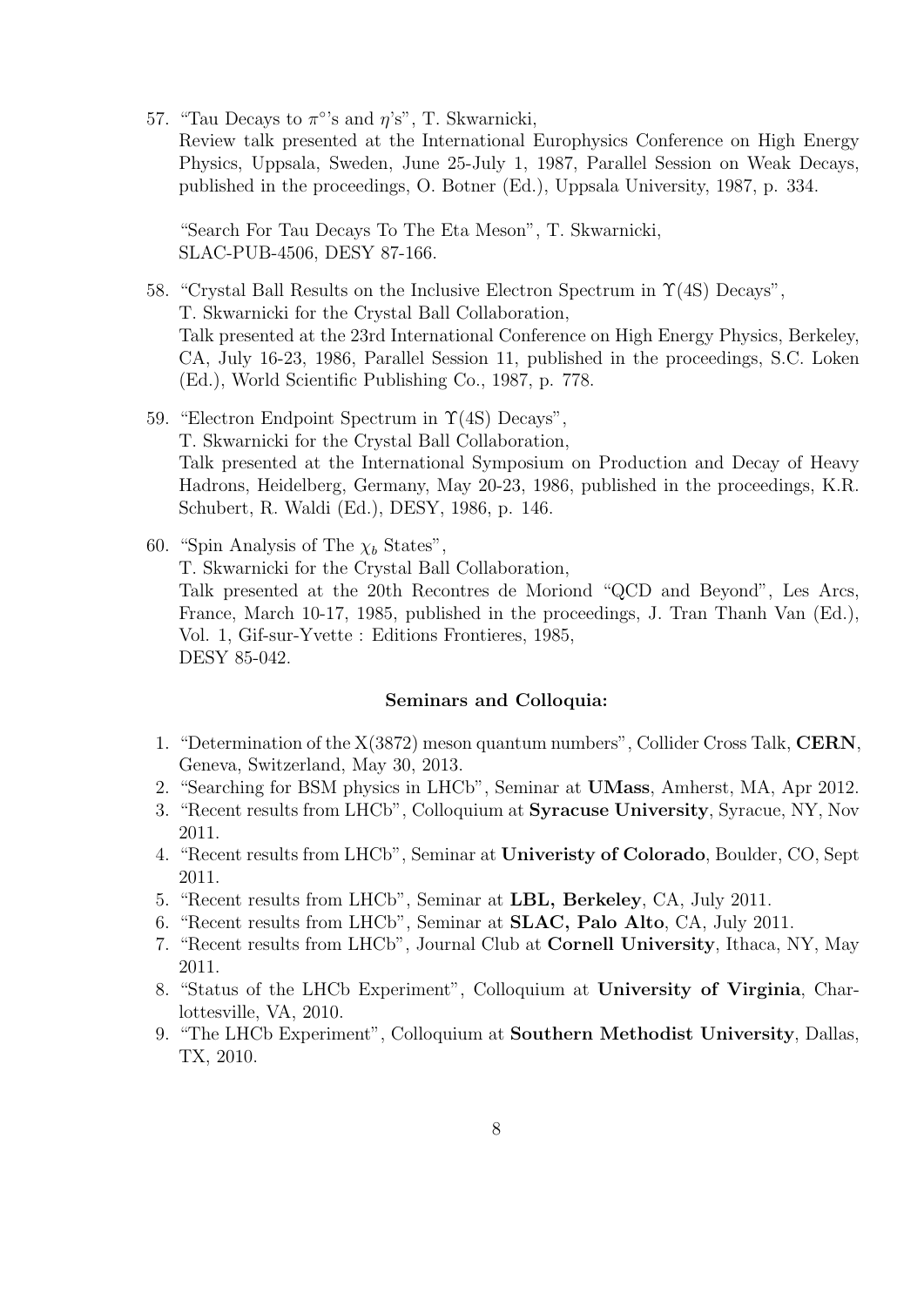57. "Tau Decays to $\pi^{\circ}$'s and $\eta$'s", T. Skwarnicki,
    Review talk presented at the International Europhysics Conference on High Energy Physics, Uppsala, Sweden, June 25-July 1, 1987, Parallel Session on Weak Decays, published in the proceedings, O. Botner (Ed.), Uppsala University, 1987, p. 334.

    "Search For Tau Decays To The Eta Meson", T. Skwarnicki,
    SLAC-PUB-4506, DESY 87-166.

58. "Crystal Ball Results on the Inclusive Electron Spectrum in $\Upsilon(4S)$ Decays",
    T. Skwarnicki for the Crystal Ball Collaboration,
    Talk presented at the 23rd International Conference on High Energy Physics, Berkeley, CA, July 16-23, 1986, Parallel Session 11, published in the proceedings, S.C. Loken (Ed.), World Scientific Publishing Co., 1987, p. 778.

59. "Electron Endpoint Spectrum in $\Upsilon(4S)$ Decays",
    T. Skwarnicki for the Crystal Ball Collaboration,
    Talk presented at the International Symposium on Production and Decay of Heavy Hadrons, Heidelberg, Germany, May 20-23, 1986, published in the proceedings, K.R. Schubert, R. Waldi (Ed.), DESY, 1986, p. 146.

60. "Spin Analysis of The $\chi_b$ States",
    T. Skwarnicki for the Crystal Ball Collaboration,
    Talk presented at the 20th Recontres de Moriond "QCD and Beyond", Les Arcs, France, March 10-17, 1985, published in the proceedings, J. Tran Thanh Van (Ed.), Vol. 1, Gif-sur-Yvette : Editions Frontieres, 1985,
    DESY 85-042.

**Seminars and Colloquia:**

1. "Determination of the X(3872) meson quantum numbers", Collider Cross Talk, **CERN**, Geneva, Switzerland, May 30, 2013.
2. "Searching for BSM physics in LHCb", Seminar at **UMass**, Amherst, MA, Apr 2012.
3. "Recent results from LHCb", Colloquium at **Syracuse University**, Syracue, NY, Nov 2011.
4. "Recent results from LHCb", Seminar at **Univeristy of Colorado**, Boulder, CO, Sept 2011.
5. "Recent results from LHCb", Seminar at **LBL, Berkeley**, CA, July 2011.
6. "Recent results from LHCb", Seminar at **SLAC, Palo Alto**, CA, July 2011.
7. "Recent results from LHCb", Journal Club at **Cornell University**, Ithaca, NY, May 2011.
8. "Status of the LHCb Experiment", Colloquium at **University of Virginia**, Charlottesville, VA, 2010.
9. "The LHCb Experiment", Colloquium at **Southern Methodist University**, Dallas, TX, 2010.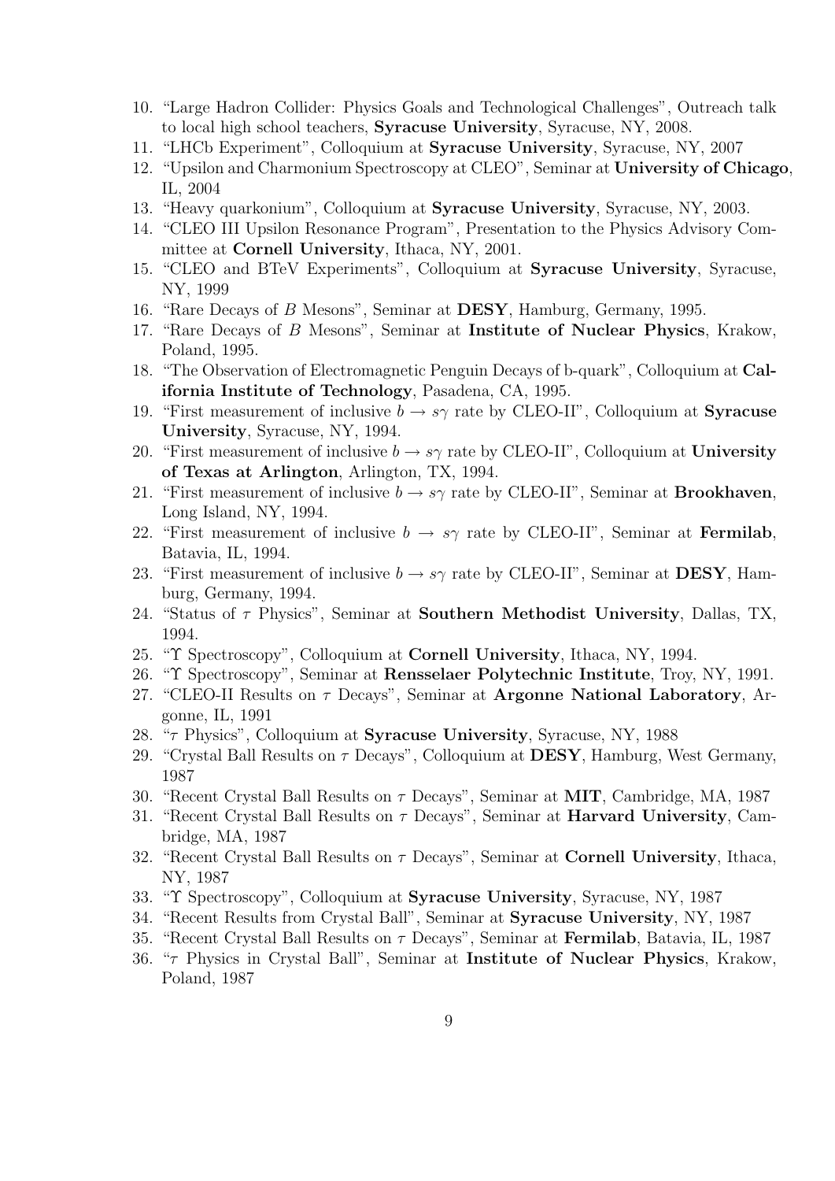10. "Large Hadron Collider: Physics Goals and Technological Challenges", Outreach talk to local high school teachers, **Syracuse University**, Syracuse, NY, 2008.
11. "LHCb Experiment", Colloquium at **Syracuse University**, Syracuse, NY, 2007
12. "Upsilon and Charmonium Spectroscopy at CLEO", Seminar at **University of Chicago**, IL, 2004
13. "Heavy quarkonium", Colloquium at **Syracuse University**, Syracuse, NY, 2003.
14. "CLEO III Upsilon Resonance Program", Presentation to the Physics Advisory Committee at **Cornell University**, Ithaca, NY, 2001.
15. "CLEO and BTeV Experiments", Colloquium at **Syracuse University**, Syracuse, NY, 1999
16. "Rare Decays of $B$ Mesons", Seminar at **DESY**, Hamburg, Germany, 1995.
17. "Rare Decays of $B$ Mesons", Seminar at **Institute of Nuclear Physics**, Krakow, Poland, 1995.
18. "The Observation of Electromagnetic Penguin Decays of b-quark", Colloquium at **California Institute of Technology**, Pasadena, CA, 1995.
19. "First measurement of inclusive $b \to s\gamma$ rate by CLEO-II", Colloquium at **Syracuse University**, Syracuse, NY, 1994.
20. "First measurement of inclusive $b \to s\gamma$ rate by CLEO-II", Colloquium at **University of Texas at Arlington**, Arlington, TX, 1994.
21. "First measurement of inclusive $b \to s\gamma$ rate by CLEO-II", Seminar at **Brookhaven**, Long Island, NY, 1994.
22. "First measurement of inclusive $b \to s\gamma$ rate by CLEO-II", Seminar at **Fermilab**, Batavia, IL, 1994.
23. "First measurement of inclusive $b \to s\gamma$ rate by CLEO-II", Seminar at **DESY**, Hamburg, Germany, 1994.
24. "Status of $\tau$ Physics", Seminar at **Southern Methodist University**, Dallas, TX, 1994.
25. "$\Upsilon$ Spectroscopy", Colloquium at **Cornell University**, Ithaca, NY, 1994.
26. "$\Upsilon$ Spectroscopy", Seminar at **Rensselaer Polytechnic Institute**, Troy, NY, 1991.
27. "CLEO-II Results on $\tau$ Decays", Seminar at **Argonne National Laboratory**, Argonne, IL, 1991
28. "$\tau$ Physics", Colloquium at **Syracuse University**, Syracuse, NY, 1988
29. "Crystal Ball Results on $\tau$ Decays", Colloquium at **DESY**, Hamburg, West Germany, 1987
30. "Recent Crystal Ball Results on $\tau$ Decays", Seminar at **MIT**, Cambridge, MA, 1987
31. "Recent Crystal Ball Results on $\tau$ Decays", Seminar at **Harvard University**, Cambridge, MA, 1987
32. "Recent Crystal Ball Results on $\tau$ Decays", Seminar at **Cornell University**, Ithaca, NY, 1987
33. "$\Upsilon$ Spectroscopy", Colloquium at **Syracuse University**, Syracuse, NY, 1987
34. "Recent Results from Crystal Ball", Seminar at **Syracuse University**, NY, 1987
35. "Recent Crystal Ball Results on $\tau$ Decays", Seminar at **Fermilab**, Batavia, IL, 1987
36. "$\tau$ Physics in Crystal Ball", Seminar at **Institute of Nuclear Physics**, Krakow, Poland, 1987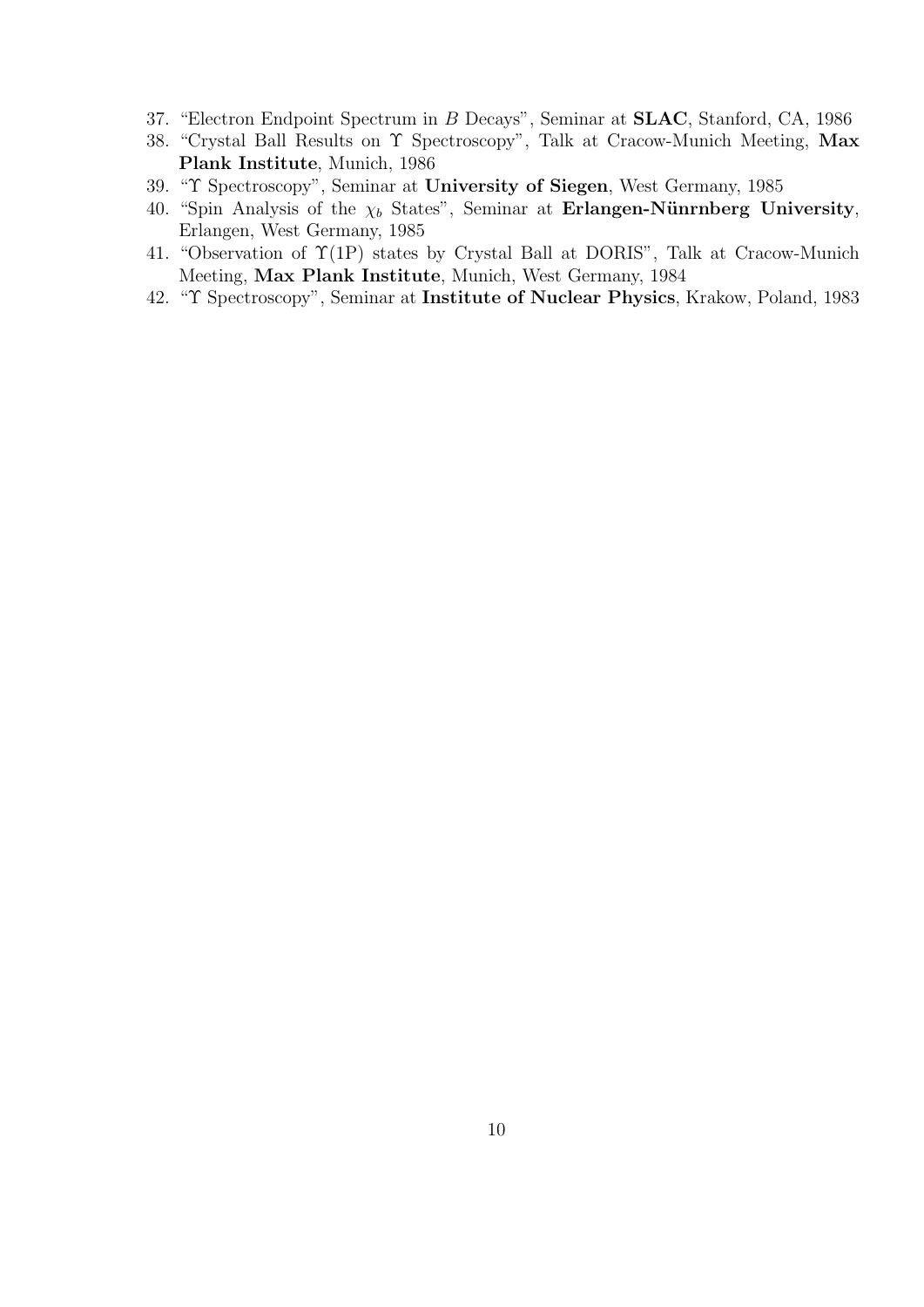37. "Electron Endpoint Spectrum in $B$ Decays", Seminar at **SLAC**, Stanford, CA, 1986
38. "Crystal Ball Results on $\Upsilon$ Spectroscopy", Talk at Cracow-Munich Meeting, **Max Plank Institute**, Munich, 1986
39. "$\Upsilon$ Spectroscopy", Seminar at **University of Siegen**, West Germany, 1985
40. "Spin Analysis of the $\chi_b$ States", Seminar at **Erlangen-Nünrnberg University**, Erlangen, West Germany, 1985
41. "Observation of $\Upsilon(1P)$ states by Crystal Ball at DORIS", Talk at Cracow-Munich Meeting, **Max Plank Institute**, Munich, West Germany, 1984
42. "$\Upsilon$ Spectroscopy", Seminar at **Institute of Nuclear Physics**, Krakow, Poland, 1983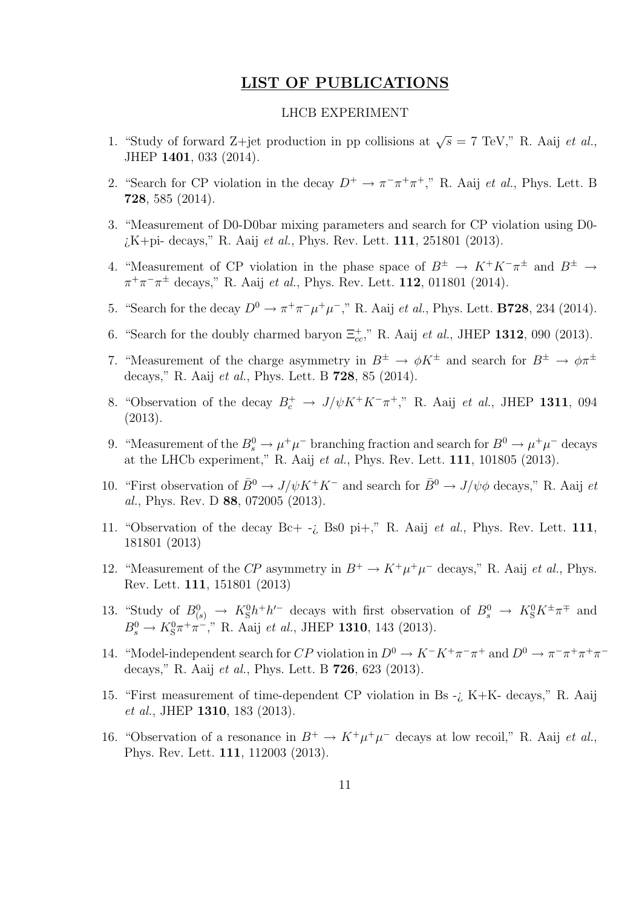## LIST OF PUBLICATIONS

LHCB EXPERIMENT

1. "Study of forward Z+jet production in pp collisions at $\sqrt{s} = 7$ TeV," R. Aaij *et al.*, JHEP **1401**, 033 (2014).

2. "Search for CP violation in the decay $D^+ \to \pi^-\pi^+\pi^+$," R. Aaij *et al.*, Phys. Lett. B **728**, 585 (2014).

3. "Measurement of D0-D0bar mixing parameters and search for CP violation using D0-¿K+pi- decays," R. Aaij *et al.*, Phys. Rev. Lett. **111**, 251801 (2013).

4. "Measurement of CP violation in the phase space of $B^\pm \to K^+K^-\pi^\pm$ and $B^\pm \to \pi^+\pi^-\pi^\pm$ decays," R. Aaij *et al.*, Phys. Rev. Lett. **112**, 011801 (2014).

5. "Search for the decay $D^0 \to \pi^+\pi^-\mu^+\mu^-$," R. Aaij *et al.*, Phys. Lett. **B728**, 234 (2014).

6. "Search for the doubly charmed baryon $\Xi^+_{cc}$," R. Aaij *et al.*, JHEP **1312**, 090 (2013).

7. "Measurement of the charge asymmetry in $B^\pm \to \phi K^\pm$ and search for $B^\pm \to \phi\pi^\pm$ decays," R. Aaij *et al.*, Phys. Lett. B **728**, 85 (2014).

8. "Observation of the decay $B^+_c \to J/\psi K^+K^-\pi^+$," R. Aaij *et al.*, JHEP **1311**, 094 (2013).

9. "Measurement of the $B^0_s \to \mu^+\mu^-$ branching fraction and search for $B^0 \to \mu^+\mu^-$ decays at the LHCb experiment," R. Aaij *et al.*, Phys. Rev. Lett. **111**, 101805 (2013).

10. "First observation of $\bar{B}^0 \to J/\psi K^+K^-$ and search for $\bar{B}^0 \to J/\psi\phi$ decays," R. Aaij *et al.*, Phys. Rev. D **88**, 072005 (2013).

11. "Observation of the decay Bc+ -¿ Bs0 pi+," R. Aaij *et al.*, Phys. Rev. Lett. **111**, 181801 (2013)

12. "Measurement of the *CP* asymmetry in $B^+ \to K^+\mu^+\mu^-$ decays," R. Aaij *et al.*, Phys. Rev. Lett. **111**, 151801 (2013)

13. "Study of $B^0_{(s)} \to K^0_S h^+ h'^-$ decays with first observation of $B^0_s \to K^0_S K^\pm\pi^\mp$ and $B^0_s \to K^0_S\pi^+\pi^-$," R. Aaij *et al.*, JHEP **1310**, 143 (2013).

14. "Model-independent search for *CP* violation in $D^0 \to K^-K^+\pi^-\pi^+$ and $D^0 \to \pi^-\pi^+\pi^+\pi^-$ decays," R. Aaij *et al.*, Phys. Lett. B **726**, 623 (2013).

15. "First measurement of time-dependent CP violation in Bs -¿ K+K- decays," R. Aaij *et al.*, JHEP **1310**, 183 (2013).

16. "Observation of a resonance in $B^+ \to K^+\mu^+\mu^-$ decays at low recoil," R. Aaij *et al.*, Phys. Rev. Lett. **111**, 112003 (2013).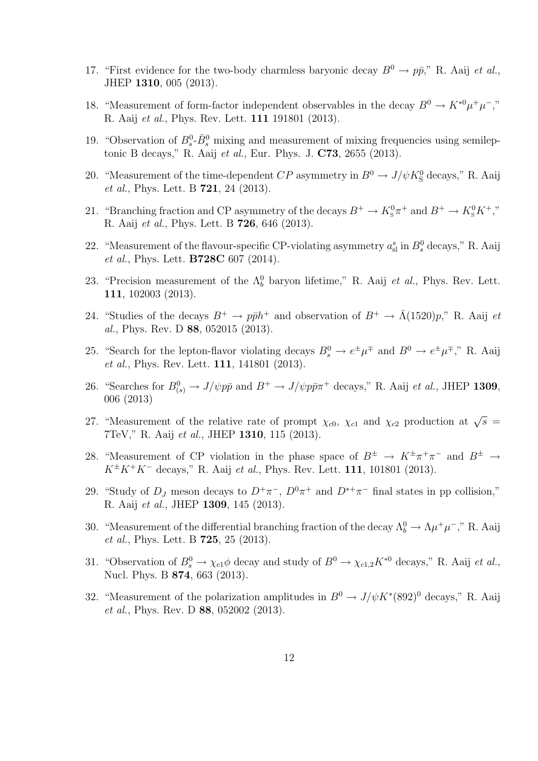17. "First evidence for the two-body charmless baryonic decay $B^0 \to p\bar{p}$," R. Aaij *et al.*, JHEP **1310**, 005 (2013).

18. "Measurement of form-factor independent observables in the decay $B^0 \to K^{*0}\mu^+\mu^-$," R. Aaij *et al.*, Phys. Rev. Lett. **111** 191801 (2013).

19. "Observation of $B_s^0$-$\bar{B}_s^0$ mixing and measurement of mixing frequencies using semileptonic B decays," R. Aaij *et al.*, Eur. Phys. J. **C73**, 2655 (2013).

20. "Measurement of the time-dependent $CP$ asymmetry in $B^0 \to J/\psi K_S^0$ decays," R. Aaij *et al.*, Phys. Lett. B **721**, 24 (2013).

21. "Branching fraction and CP asymmetry of the decays $B^+ \to K_S^0\pi^+$ and $B^+ \to K_S^0 K^+$," R. Aaij *et al.*, Phys. Lett. B **726**, 646 (2013).

22. "Measurement of the flavour-specific CP-violating asymmetry $a_{sl}^s$ in $B_s^0$ decays," R. Aaij *et al.*, Phys. Lett. **B728C** 607 (2014).

23. "Precision measurement of the $\Lambda_b^0$ baryon lifetime," R. Aaij *et al.*, Phys. Rev. Lett. **111**, 102003 (2013).

24. "Studies of the decays $B^+ \to p\bar{p}h^+$ and observation of $B^+ \to \bar{\Lambda}(1520)p$," R. Aaij *et al.*, Phys. Rev. D **88**, 052015 (2013).

25. "Search for the lepton-flavor violating decays $B_s^0 \to e^\pm\mu^\mp$ and $B^0 \to e^\pm\mu^\mp$," R. Aaij *et al.*, Phys. Rev. Lett. **111**, 141801 (2013).

26. "Searches for $B_{(s)}^0 \to J/\psi p\bar{p}$ and $B^+ \to J/\psi p\bar{p}\pi^+$ decays," R. Aaij *et al.*, JHEP **1309**, 006 (2013)

27. "Measurement of the relative rate of prompt $\chi_{c0}$, $\chi_{c1}$ and $\chi_{c2}$ production at $\sqrt{s}$ = 7TeV," R. Aaij *et al.*, JHEP **1310**, 115 (2013).

28. "Measurement of CP violation in the phase space of $B^\pm \to K^\pm\pi^+\pi^-$ and $B^\pm \to K^\pm K^+K^-$ decays," R. Aaij *et al.*, Phys. Rev. Lett. **111**, 101801 (2013).

29. "Study of $D_J$ meson decays to $D^+\pi^-$, $D^0\pi^+$ and $D^{*+}\pi^-$ final states in pp collision," R. Aaij *et al.*, JHEP **1309**, 145 (2013).

30. "Measurement of the differential branching fraction of the decay $\Lambda_b^0 \to \Lambda\mu^+\mu^-$," R. Aaij *et al.*, Phys. Lett. B **725**, 25 (2013).

31. "Observation of $B_s^0 \to \chi_{c1}\phi$ decay and study of $B^0 \to \chi_{c1,2}K^{*0}$ decays," R. Aaij *et al.*, Nucl. Phys. B **874**, 663 (2013).

32. "Measurement of the polarization amplitudes in $B^0 \to J/\psi K^*(892)^0$ decays," R. Aaij *et al.*, Phys. Rev. D **88**, 052002 (2013).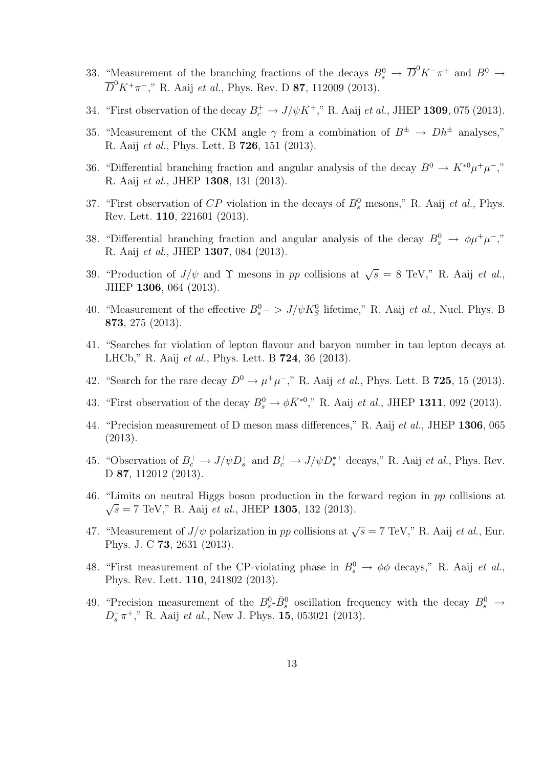33. "Measurement of the branching fractions of the decays $B_s^0 \to \overline{D}^0 K^- \pi^+$ and $B^0 \to \overline{D}^0 K^+ \pi^-$," R. Aaij *et al.*, Phys. Rev. D **87**, 112009 (2013).

34. "First observation of the decay $B_c^+ \to J/\psi K^+$," R. Aaij *et al.*, JHEP **1309**, 075 (2013).

35. "Measurement of the CKM angle $\gamma$ from a combination of $B^\pm \to Dh^\pm$ analyses," R. Aaij *et al.*, Phys. Lett. B **726**, 151 (2013).

36. "Differential branching fraction and angular analysis of the decay $B^0 \to K^{*0}\mu^+\mu^-$," R. Aaij *et al.*, JHEP **1308**, 131 (2013).

37. "First observation of $CP$ violation in the decays of $B_s^0$ mesons," R. Aaij *et al.*, Phys. Rev. Lett. **110**, 221601 (2013).

38. "Differential branching fraction and angular analysis of the decay $B_s^0 \to \phi\mu^+\mu^-$," R. Aaij *et al.*, JHEP **1307**, 084 (2013).

39. "Production of $J/\psi$ and $\Upsilon$ mesons in $pp$ collisions at $\sqrt{s} = 8$ TeV," R. Aaij *et al.*, JHEP **1306**, 064 (2013).

40. "Measurement of the effective $B_s^0 -> J/\psi K_S^0$ lifetime," R. Aaij *et al.*, Nucl. Phys. B **873**, 275 (2013).

41. "Searches for violation of lepton flavour and baryon number in tau lepton decays at LHCb," R. Aaij *et al.*, Phys. Lett. B **724**, 36 (2013).

42. "Search for the rare decay $D^0 \to \mu^+\mu^-$," R. Aaij *et al.*, Phys. Lett. B **725**, 15 (2013).

43. "First observation of the decay $B_s^0 \to \phi \bar{K}^{*0}$," R. Aaij *et al.*, JHEP **1311**, 092 (2013).

44. "Precision measurement of D meson mass differences," R. Aaij *et al.*, JHEP **1306**, 065 (2013).

45. "Observation of $B_c^+ \to J/\psi D_s^+$ and $B_c^+ \to J/\psi D_s^{*+}$ decays," R. Aaij *et al.*, Phys. Rev. D **87**, 112012 (2013).

46. "Limits on neutral Higgs boson production in the forward region in $pp$ collisions at $\sqrt{s} = 7$ TeV," R. Aaij *et al.*, JHEP **1305**, 132 (2013).

47. "Measurement of $J/\psi$ polarization in $pp$ collisions at $\sqrt{s} = 7$ TeV," R. Aaij *et al.*, Eur. Phys. J. C **73**, 2631 (2013).

48. "First measurement of the CP-violating phase in $B_s^0 \to \phi\phi$ decays," R. Aaij *et al.*, Phys. Rev. Lett. **110**, 241802 (2013).

49. "Precision measurement of the $B_s^0$-$\bar{B}_s^0$ oscillation frequency with the decay $B_s^0 \to D_s^- \pi^+$," R. Aaij *et al.*, New J. Phys. **15**, 053021 (2013).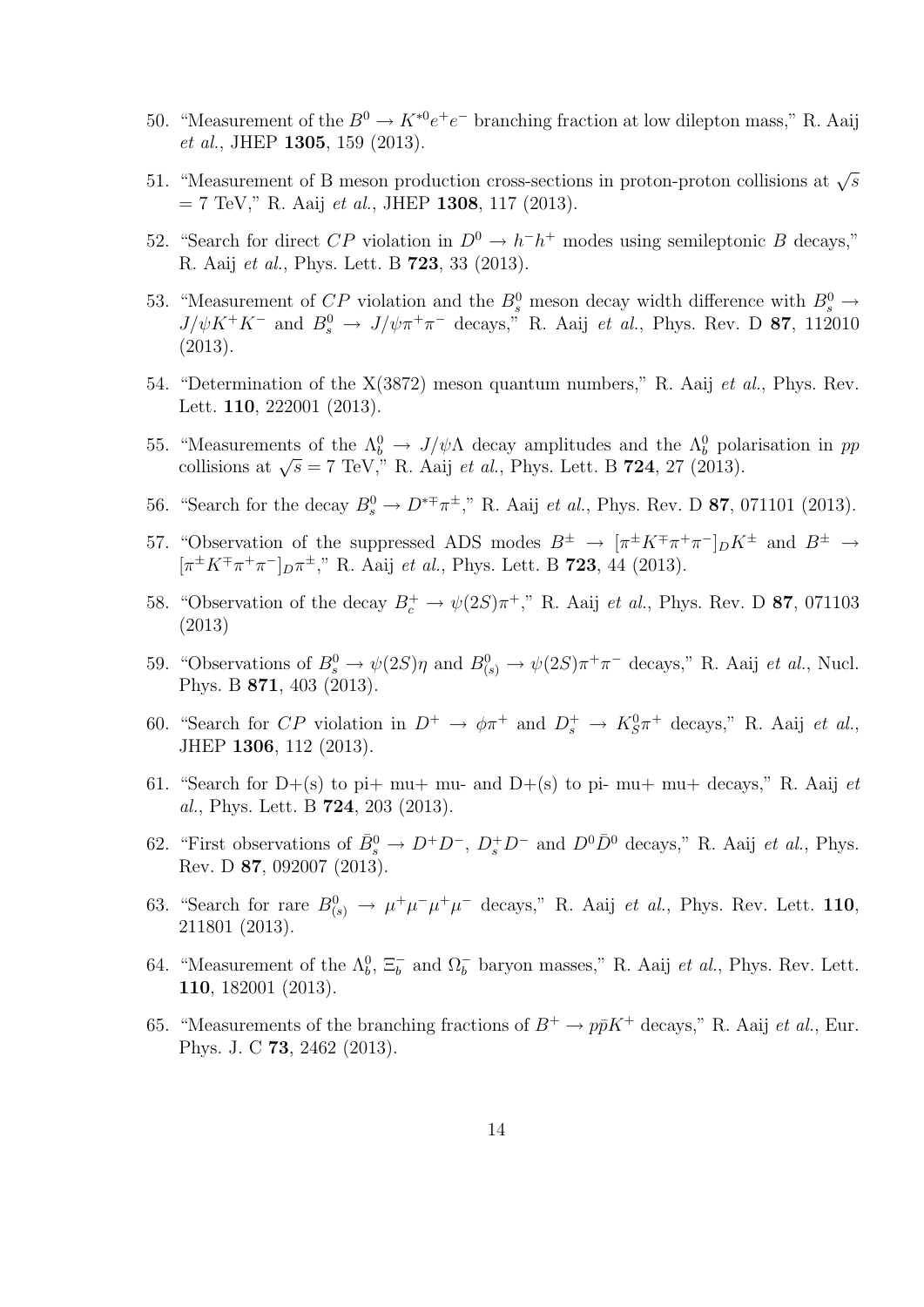50. "Measurement of the $B^0 \to K^{*0} e^+ e^-$ branching fraction at low dilepton mass," R. Aaij *et al.*, JHEP **1305**, 159 (2013).

51. "Measurement of B meson production cross-sections in proton-proton collisions at $\sqrt{s}$ = 7 TeV," R. Aaij *et al.*, JHEP **1308**, 117 (2013).

52. "Search for direct $CP$ violation in $D^0 \to h^- h^+$ modes using semileptonic $B$ decays," R. Aaij *et al.*, Phys. Lett. B **723**, 33 (2013).

53. "Measurement of $CP$ violation and the $B_s^0$ meson decay width difference with $B_s^0 \to J/\psi K^+ K^-$ and $B_s^0 \to J/\psi \pi^+ \pi^-$ decays," R. Aaij *et al.*, Phys. Rev. D **87**, 112010 (2013).

54. "Determination of the X(3872) meson quantum numbers," R. Aaij *et al.*, Phys. Rev. Lett. **110**, 222001 (2013).

55. "Measurements of the $\Lambda_b^0 \to J/\psi \Lambda$ decay amplitudes and the $\Lambda_b^0$ polarisation in $pp$ collisions at $\sqrt{s} = 7$ TeV," R. Aaij *et al.*, Phys. Lett. B **724**, 27 (2013).

56. "Search for the decay $B_s^0 \to D^{*\mp} \pi^{\pm}$," R. Aaij *et al.*, Phys. Rev. D **87**, 071101 (2013).

57. "Observation of the suppressed ADS modes $B^{\pm} \to [\pi^{\pm} K^{\mp} \pi^+ \pi^-]_D K^{\pm}$ and $B^{\pm} \to [\pi^{\pm} K^{\mp} \pi^+ \pi^-]_D \pi^{\pm}$," R. Aaij *et al.*, Phys. Lett. B **723**, 44 (2013).

58. "Observation of the decay $B_c^+ \to \psi(2S) \pi^+$," R. Aaij *et al.*, Phys. Rev. D **87**, 071103 (2013)

59. "Observations of $B_s^0 \to \psi(2S) \eta$ and $B_{(s)}^0 \to \psi(2S) \pi^+ \pi^-$ decays," R. Aaij *et al.*, Nucl. Phys. B **871**, 403 (2013).

60. "Search for $CP$ violation in $D^+ \to \phi \pi^+$ and $D_s^+ \to K_S^0 \pi^+$ decays," R. Aaij *et al.*, JHEP **1306**, 112 (2013).

61. "Search for D+(s) to pi+ mu+ mu- and D+(s) to pi- mu+ mu+ decays," R. Aaij *et al.*, Phys. Lett. B **724**, 203 (2013).

62. "First observations of $\bar{B}_s^0 \to D^+ D^-$, $D_s^+ D^-$ and $D^0 \bar{D}^0$ decays," R. Aaij *et al.*, Phys. Rev. D **87**, 092007 (2013).

63. "Search for rare $B_{(s)}^0 \to \mu^+ \mu^- \mu^+ \mu^-$ decays," R. Aaij *et al.*, Phys. Rev. Lett. **110**, 211801 (2013).

64. "Measurement of the $\Lambda_b^0$, $\Xi_b^-$ and $\Omega_b^-$ baryon masses," R. Aaij *et al.*, Phys. Rev. Lett. **110**, 182001 (2013).

65. "Measurements of the branching fractions of $B^+ \to p \bar{p} K^+$ decays," R. Aaij *et al.*, Eur. Phys. J. C **73**, 2462 (2013).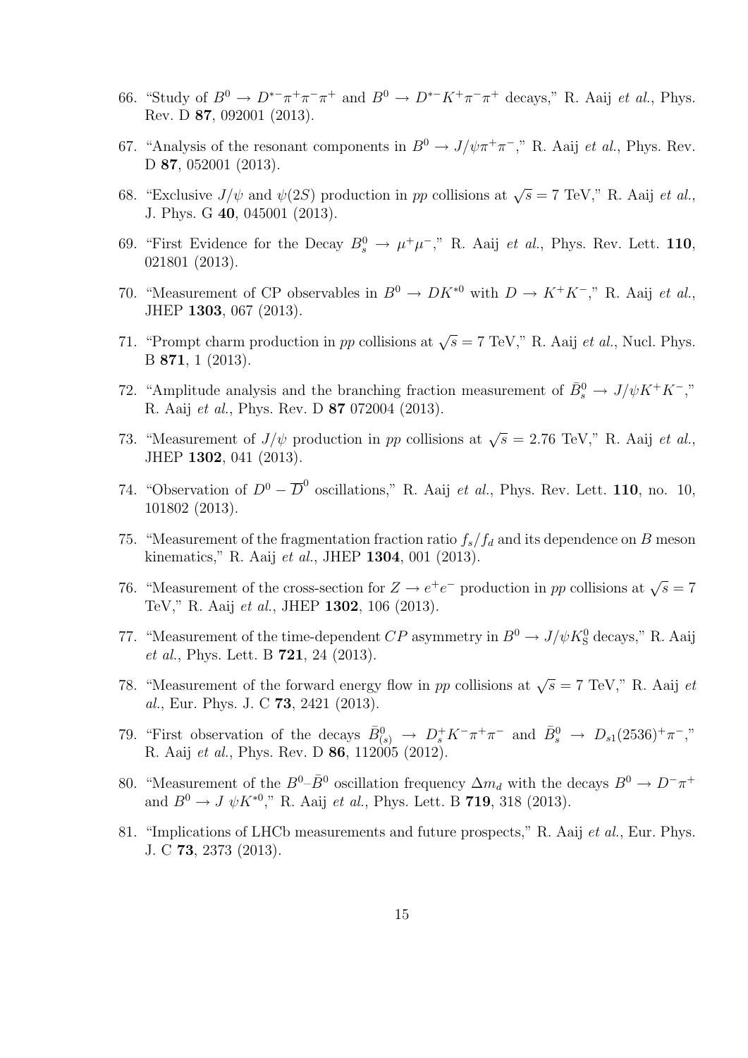66. "Study of $B^0 \to D^{*-}\pi^+\pi^-\pi^+$ and $B^0 \to D^{*-}K^+\pi^-\pi^+$ decays," R. Aaij *et al.*, Phys. Rev. D **87**, 092001 (2013).

67. "Analysis of the resonant components in $B^0 \to J/\psi\pi^+\pi^-$," R. Aaij *et al.*, Phys. Rev. D **87**, 052001 (2013).

68. "Exclusive $J/\psi$ and $\psi(2S)$ production in $pp$ collisions at $\sqrt{s} = 7$ TeV," R. Aaij *et al.*, J. Phys. G **40**, 045001 (2013).

69. "First Evidence for the Decay $B_s^0 \to \mu^+\mu^-$," R. Aaij *et al.*, Phys. Rev. Lett. **110**, 021801 (2013).

70. "Measurement of CP observables in $B^0 \to DK^{*0}$ with $D \to K^+K^-$," R. Aaij *et al.*, JHEP **1303**, 067 (2013).

71. "Prompt charm production in $pp$ collisions at $\sqrt{s} = 7$ TeV," R. Aaij *et al.*, Nucl. Phys. B **871**, 1 (2013).

72. "Amplitude analysis and the branching fraction measurement of $\bar{B}_s^0 \to J/\psi K^+K^-$," R. Aaij *et al.*, Phys. Rev. D **87** 072004 (2013).

73. "Measurement of $J/\psi$ production in $pp$ collisions at $\sqrt{s} = 2.76$ TeV," R. Aaij *et al.*, JHEP **1302**, 041 (2013).

74. "Observation of $D^0 - \overline{D}^0$ oscillations," R. Aaij *et al.*, Phys. Rev. Lett. **110**, no. 10, 101802 (2013).

75. "Measurement of the fragmentation fraction ratio $f_s/f_d$ and its dependence on $B$ meson kinematics," R. Aaij *et al.*, JHEP **1304**, 001 (2013).

76. "Measurement of the cross-section for $Z \to e^+e^-$ production in $pp$ collisions at $\sqrt{s} = 7$ TeV," R. Aaij *et al.*, JHEP **1302**, 106 (2013).

77. "Measurement of the time-dependent $CP$ asymmetry in $B^0 \to J/\psi K_S^0$ decays," R. Aaij *et al.*, Phys. Lett. B **721**, 24 (2013).

78. "Measurement of the forward energy flow in $pp$ collisions at $\sqrt{s} = 7$ TeV," R. Aaij *et al.*, Eur. Phys. J. C **73**, 2421 (2013).

79. "First observation of the decays $\bar{B}_{(s)}^0 \to D_s^+K^-\pi^+\pi^-$ and $\bar{B}_s^0 \to D_{s1}(2536)^+\pi^-$," R. Aaij *et al.*, Phys. Rev. D **86**, 112005 (2012).

80. "Measurement of the $B^0$–$\bar{B}^0$ oscillation frequency $\Delta m_d$ with the decays $B^0 \to D^-\pi^+$ and $B^0 \to J\ \psi K^{*0}$," R. Aaij *et al.*, Phys. Lett. B **719**, 318 (2013).

81. "Implications of LHCb measurements and future prospects," R. Aaij *et al.*, Eur. Phys. J. C **73**, 2373 (2013).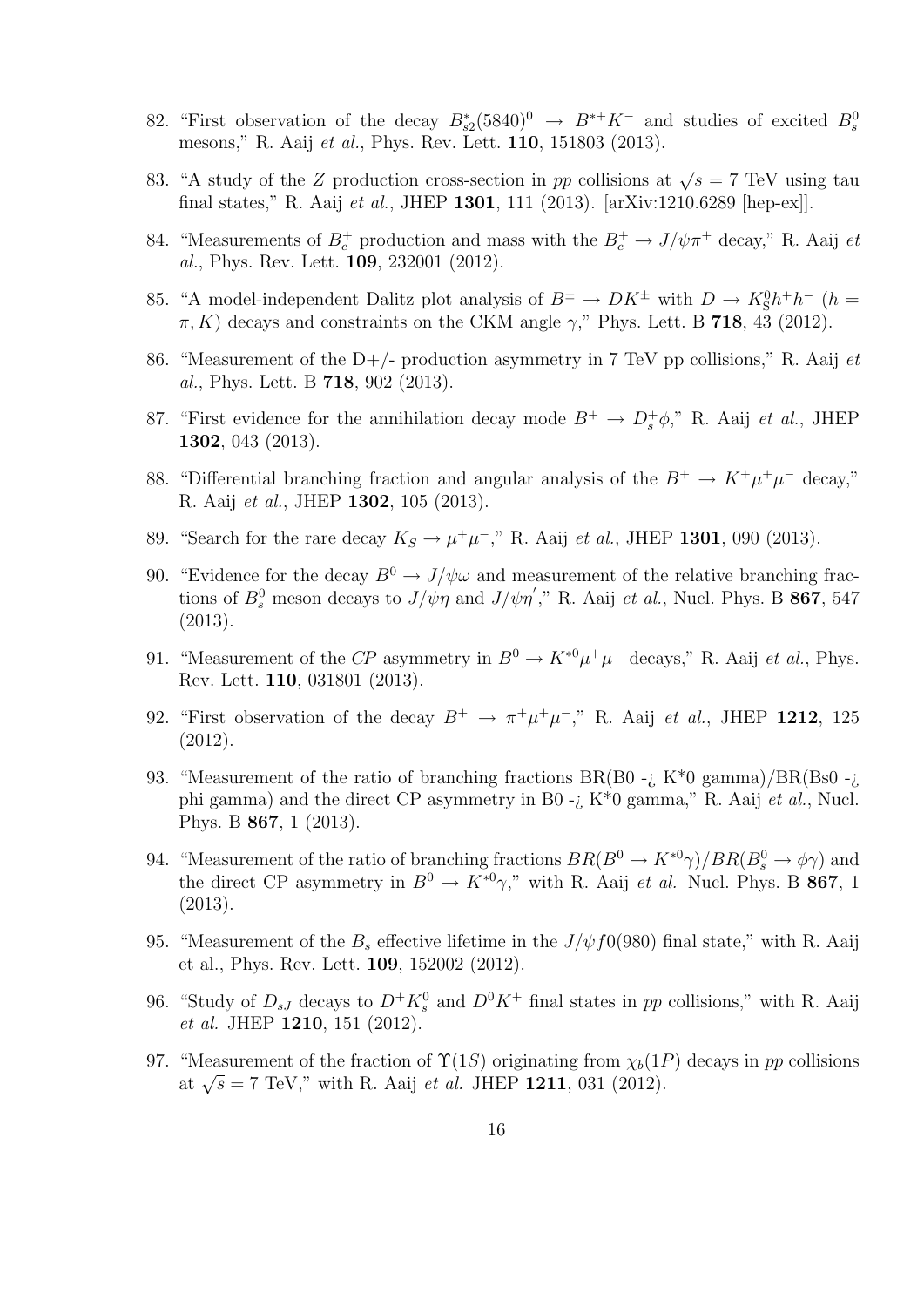82. "First observation of the decay $B_{s2}^*(5840)^0 \to B^{*+}K^-$ and studies of excited $B_s^0$ mesons," R. Aaij *et al.*, Phys. Rev. Lett. **110**, 151803 (2013).

83. "A study of the $Z$ production cross-section in $pp$ collisions at $\sqrt{s} = 7$ TeV using tau final states," R. Aaij *et al.*, JHEP **1301**, 111 (2013). [arXiv:1210.6289 [hep-ex]].

84. "Measurements of $B_c^+$ production and mass with the $B_c^+ \to J/\psi\pi^+$ decay," R. Aaij *et al.*, Phys. Rev. Lett. **109**, 232001 (2012).

85. "A model-independent Dalitz plot analysis of $B^\pm \to DK^\pm$ with $D \to K_S^0 h^+h^-$ ($h = \pi, K$) decays and constraints on the CKM angle $\gamma$," Phys. Lett. B **718**, 43 (2012).

86. "Measurement of the D+/- production asymmetry in 7 TeV pp collisions," R. Aaij *et al.*, Phys. Lett. B **718**, 902 (2013).

87. "First evidence for the annihilation decay mode $B^+ \to D_s^+\phi$," R. Aaij *et al.*, JHEP **1302**, 043 (2013).

88. "Differential branching fraction and angular analysis of the $B^+ \to K^+\mu^+\mu^-$ decay," R. Aaij *et al.*, JHEP **1302**, 105 (2013).

89. "Search for the rare decay $K_S \to \mu^+\mu^-$," R. Aaij *et al.*, JHEP **1301**, 090 (2013).

90. "Evidence for the decay $B^0 \to J/\psi\omega$ and measurement of the relative branching fractions of $B_s^0$ meson decays to $J/\psi\eta$ and $J/\psi\eta^{'}$," R. Aaij *et al.*, Nucl. Phys. B **867**, 547 (2013).

91. "Measurement of the *CP* asymmetry in $B^0 \to K^{*0}\mu^+\mu^-$ decays," R. Aaij *et al.*, Phys. Rev. Lett. **110**, 031801 (2013).

92. "First observation of the decay $B^+ \to \pi^+\mu^+\mu^-$," R. Aaij *et al.*, JHEP **1212**, 125 (2012).

93. "Measurement of the ratio of branching fractions BR(B0 -¿ K*0 gamma)/BR(Bs0 -¿ phi gamma) and the direct CP asymmetry in B0 -¿ K*0 gamma," R. Aaij *et al.*, Nucl. Phys. B **867**, 1 (2013).

94. "Measurement of the ratio of branching fractions $BR(B^0 \to K^{*0}\gamma)/BR(B_s^0 \to \phi\gamma)$ and the direct CP asymmetry in $B^0 \to K^{*0}\gamma$," with R. Aaij *et al.* Nucl. Phys. B **867**, 1 (2013).

95. "Measurement of the $B_s$ effective lifetime in the $J/\psi f0(980)$ final state," with R. Aaij et al., Phys. Rev. Lett. **109**, 152002 (2012).

96. "Study of $D_{sJ}$ decays to $D^+K_s^0$ and $D^0K^+$ final states in *pp* collisions," with R. Aaij *et al.* JHEP **1210**, 151 (2012).

97. "Measurement of the fraction of $\Upsilon(1S)$ originating from $\chi_b(1P)$ decays in *pp* collisions at $\sqrt{s} = 7$ TeV," with R. Aaij *et al.* JHEP **1211**, 031 (2012).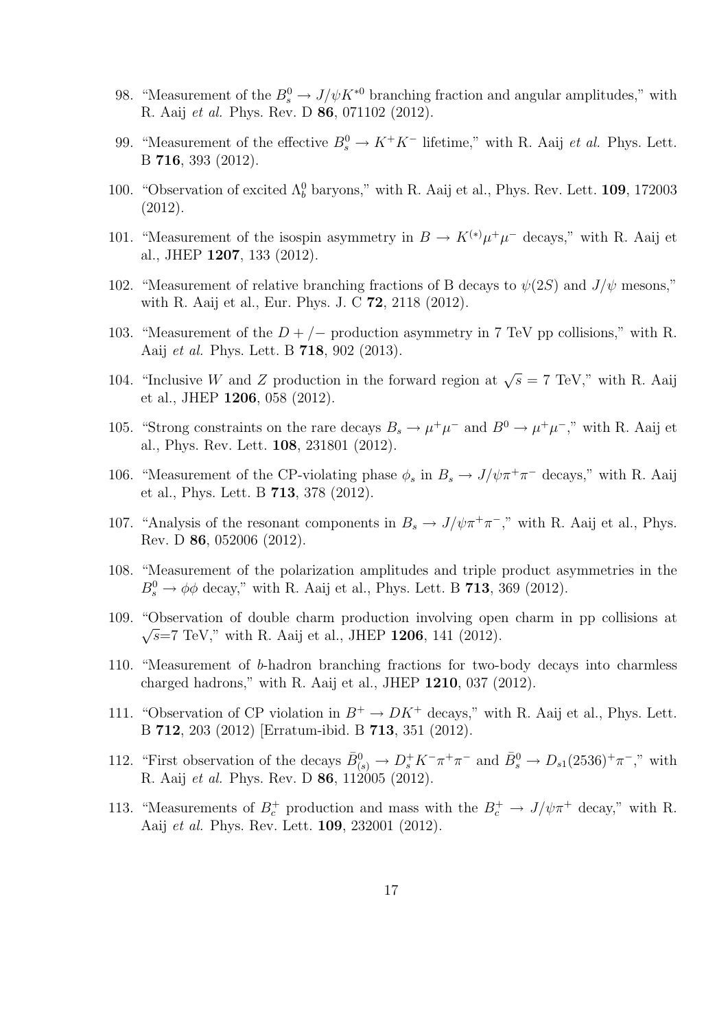98. "Measurement of the $B_s^0 \to J/\psi K^{*0}$ branching fraction and angular amplitudes," with R. Aaij *et al.* Phys. Rev. D **86**, 071102 (2012).

99. "Measurement of the effective $B_s^0 \to K^+K^-$ lifetime," with R. Aaij *et al.* Phys. Lett. B **716**, 393 (2012).

100. "Observation of excited $\Lambda_b^0$ baryons," with R. Aaij et al., Phys. Rev. Lett. **109**, 172003 (2012).

101. "Measurement of the isospin asymmetry in $B \to K^{(*)}\mu^+\mu^-$ decays," with R. Aaij et al., JHEP **1207**, 133 (2012).

102. "Measurement of relative branching fractions of B decays to $\psi(2S)$ and $J/\psi$ mesons," with R. Aaij et al., Eur. Phys. J. C **72**, 2118 (2012).

103. "Measurement of the $D+/-$ production asymmetry in 7 TeV pp collisions," with R. Aaij *et al.* Phys. Lett. B **718**, 902 (2013).

104. "Inclusive $W$ and $Z$ production in the forward region at $\sqrt{s} = 7$ TeV," with R. Aaij et al., JHEP **1206**, 058 (2012).

105. "Strong constraints on the rare decays $B_s \to \mu^+\mu^-$ and $B^0 \to \mu^+\mu^-$," with R. Aaij et al., Phys. Rev. Lett. **108**, 231801 (2012).

106. "Measurement of the CP-violating phase $\phi_s$ in $B_s \to J/\psi\pi^+\pi^-$ decays," with R. Aaij et al., Phys. Lett. B **713**, 378 (2012).

107. "Analysis of the resonant components in $B_s \to J/\psi\pi^+\pi^-$," with R. Aaij et al., Phys. Rev. D **86**, 052006 (2012).

108. "Measurement of the polarization amplitudes and triple product asymmetries in the $B_s^0 \to \phi\phi$ decay," with R. Aaij et al., Phys. Lett. B **713**, 369 (2012).

109. "Observation of double charm production involving open charm in pp collisions at $\sqrt{s}$=7 TeV," with R. Aaij et al., JHEP **1206**, 141 (2012).

110. "Measurement of $b$-hadron branching fractions for two-body decays into charmless charged hadrons," with R. Aaij et al., JHEP **1210**, 037 (2012).

111. "Observation of CP violation in $B^+ \to DK^+$ decays," with R. Aaij et al., Phys. Lett. B **712**, 203 (2012) [Erratum-ibid. B **713**, 351 (2012).

112. "First observation of the decays $\bar{B}_{(s)}^0 \to D_s^+K^-\pi^+\pi^-$ and $\bar{B}_s^0 \to D_{s1}(2536)^+\pi^-$," with R. Aaij *et al.* Phys. Rev. D **86**, 112005 (2012).

113. "Measurements of $B_c^+$ production and mass with the $B_c^+ \to J/\psi\pi^+$ decay," with R. Aaij *et al.* Phys. Rev. Lett. **109**, 232001 (2012).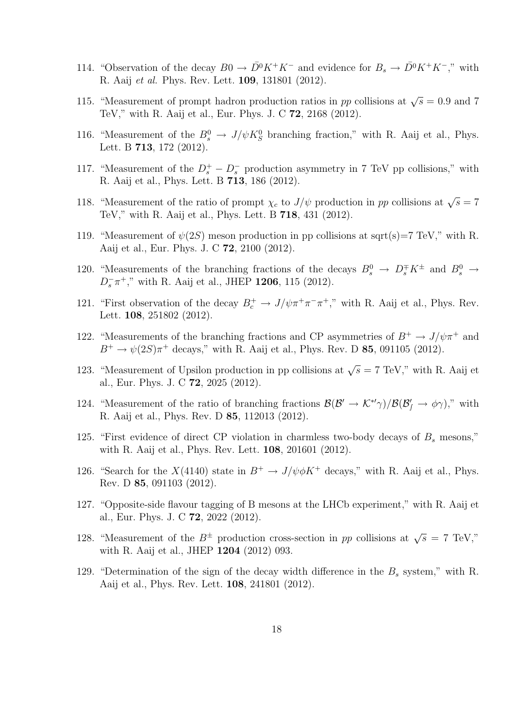114. "Observation of the decay $B0 \to \bar{D}^0 K^+ K^-$ and evidence for $B_s \to \bar{D}^0 K^+ K^-$," with R. Aaij *et al.* Phys. Rev. Lett. **109**, 131801 (2012).

115. "Measurement of prompt hadron production ratios in *pp* collisions at $\sqrt{s} = 0.9$ and 7 TeV," with R. Aaij et al., Eur. Phys. J. C **72**, 2168 (2012).

116. "Measurement of the $B_s^0 \to J/\psi K_S^0$ branching fraction," with R. Aaij et al., Phys. Lett. B **713**, 172 (2012).

117. "Measurement of the $D_s^+ - D_s^-$ production asymmetry in 7 TeV pp collisions," with R. Aaij et al., Phys. Lett. B **713**, 186 (2012).

118. "Measurement of the ratio of prompt $\chi_c$ to $J/\psi$ production in *pp* collisions at $\sqrt{s} = 7$ TeV," with R. Aaij et al., Phys. Lett. B **718**, 431 (2012).

119. "Measurement of $\psi(2S)$ meson production in pp collisions at sqrt(s)=7 TeV," with R. Aaij et al., Eur. Phys. J. C **72**, 2100 (2012).

120. "Measurements of the branching fractions of the decays $B_s^0 \to D_s^{\mp} K^{\pm}$ and $B_s^0 \to D_s^- \pi^+$," with R. Aaij et al., JHEP **1206**, 115 (2012).

121. "First observation of the decay $B_c^+ \to J/\psi \pi^+ \pi^- \pi^+$," with R. Aaij et al., Phys. Rev. Lett. **108**, 251802 (2012).

122. "Measurements of the branching fractions and CP asymmetries of $B^+ \to J/\psi \pi^+$ and $B^+ \to \psi(2S) \pi^+$ decays," with R. Aaij et al., Phys. Rev. D **85**, 091105 (2012).

123. "Measurement of Upsilon production in pp collisions at $\sqrt{s} = 7$ TeV," with R. Aaij et al., Eur. Phys. J. C **72**, 2025 (2012).

124. "Measurement of the ratio of branching fractions $\mathcal{B}(\mathcal{B}' \to \mathcal{K}^{*\prime}\gamma)/\mathcal{B}(\mathcal{B}'_f \to \phi\gamma)$," with R. Aaij et al., Phys. Rev. D **85**, 112013 (2012).

125. "First evidence of direct CP violation in charmless two-body decays of $B_s$ mesons," with R. Aaij et al., Phys. Rev. Lett. **108**, 201601 (2012).

126. "Search for the $X(4140)$ state in $B^+ \to J/\psi \phi K^+$ decays," with R. Aaij et al., Phys. Rev. D **85**, 091103 (2012).

127. "Opposite-side flavour tagging of B mesons at the LHCb experiment," with R. Aaij et al., Eur. Phys. J. C **72**, 2022 (2012).

128. "Measurement of the $B^{\pm}$ production cross-section in *pp* collisions at $\sqrt{s} = 7$ TeV," with R. Aaij et al., JHEP **1204** (2012) 093.

129. "Determination of the sign of the decay width difference in the $B_s$ system," with R. Aaij et al., Phys. Rev. Lett. **108**, 241801 (2012).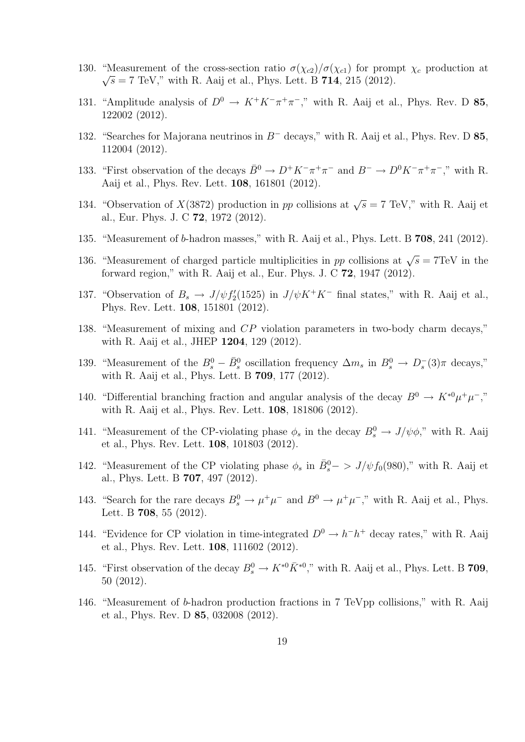130. "Measurement of the cross-section ratio $\sigma(\chi_{c2})/\sigma(\chi_{c1})$ for prompt $\chi_c$ production at $\sqrt{s} = 7$ TeV," with R. Aaij et al., Phys. Lett. B **714**, 215 (2012).

131. "Amplitude analysis of $D^0 \to K^+K^-\pi^+\pi^-$," with R. Aaij et al., Phys. Rev. D **85**, 122002 (2012).

132. "Searches for Majorana neutrinos in $B^-$ decays," with R. Aaij et al., Phys. Rev. D **85**, 112004 (2012).

133. "First observation of the decays $\bar{B}^0 \to D^+K^-\pi^+\pi^-$ and $B^- \to D^0K^-\pi^+\pi^-$," with R. Aaij et al., Phys. Rev. Lett. **108**, 161801 (2012).

134. "Observation of $X(3872)$ production in $pp$ collisions at $\sqrt{s} = 7$ TeV," with R. Aaij et al., Eur. Phys. J. C **72**, 1972 (2012).

135. "Measurement of $b$-hadron masses," with R. Aaij et al., Phys. Lett. B **708**, 241 (2012).

136. "Measurement of charged particle multiplicities in $pp$ collisions at $\sqrt{s} = 7$TeV in the forward region," with R. Aaij et al., Eur. Phys. J. C **72**, 1947 (2012).

137. "Observation of $B_s \to J/\psi f_2'(1525)$ in $J/\psi K^+K^-$ final states," with R. Aaij et al., Phys. Rev. Lett. **108**, 151801 (2012).

138. "Measurement of mixing and $CP$ violation parameters in two-body charm decays," with R. Aaij et al., JHEP **1204**, 129 (2012).

139. "Measurement of the $B_s^0 - \bar{B}_s^0$ oscillation frequency $\Delta m_s$ in $B_s^0 \to D_s^-(3)\pi$ decays," with R. Aaij et al., Phys. Lett. B **709**, 177 (2012).

140. "Differential branching fraction and angular analysis of the decay $B^0 \to K^{*0}\mu^+\mu^-$," with R. Aaij et al., Phys. Rev. Lett. **108**, 181806 (2012).

141. "Measurement of the CP-violating phase $\phi_s$ in the decay $B_s^0 \to J/\psi\phi$," with R. Aaij et al., Phys. Rev. Lett. **108**, 101803 (2012).

142. "Measurement of the CP violating phase $\phi_s$ in $\bar{B}_s^0 - > J/\psi f_0(980)$," with R. Aaij et al., Phys. Lett. B **707**, 497 (2012).

143. "Search for the rare decays $B_s^0 \to \mu^+\mu^-$ and $B^0 \to \mu^+\mu^-$," with R. Aaij et al., Phys. Lett. B **708**, 55 (2012).

144. "Evidence for CP violation in time-integrated $D^0 \to h^-h^+$ decay rates," with R. Aaij et al., Phys. Rev. Lett. **108**, 111602 (2012).

145. "First observation of the decay $B_s^0 \to K^{*0}\bar{K}^{*0}$," with R. Aaij et al., Phys. Lett. B **709**, 50 (2012).

146. "Measurement of $b$-hadron production fractions in 7 TeVpp collisions," with R. Aaij et al., Phys. Rev. D **85**, 032008 (2012).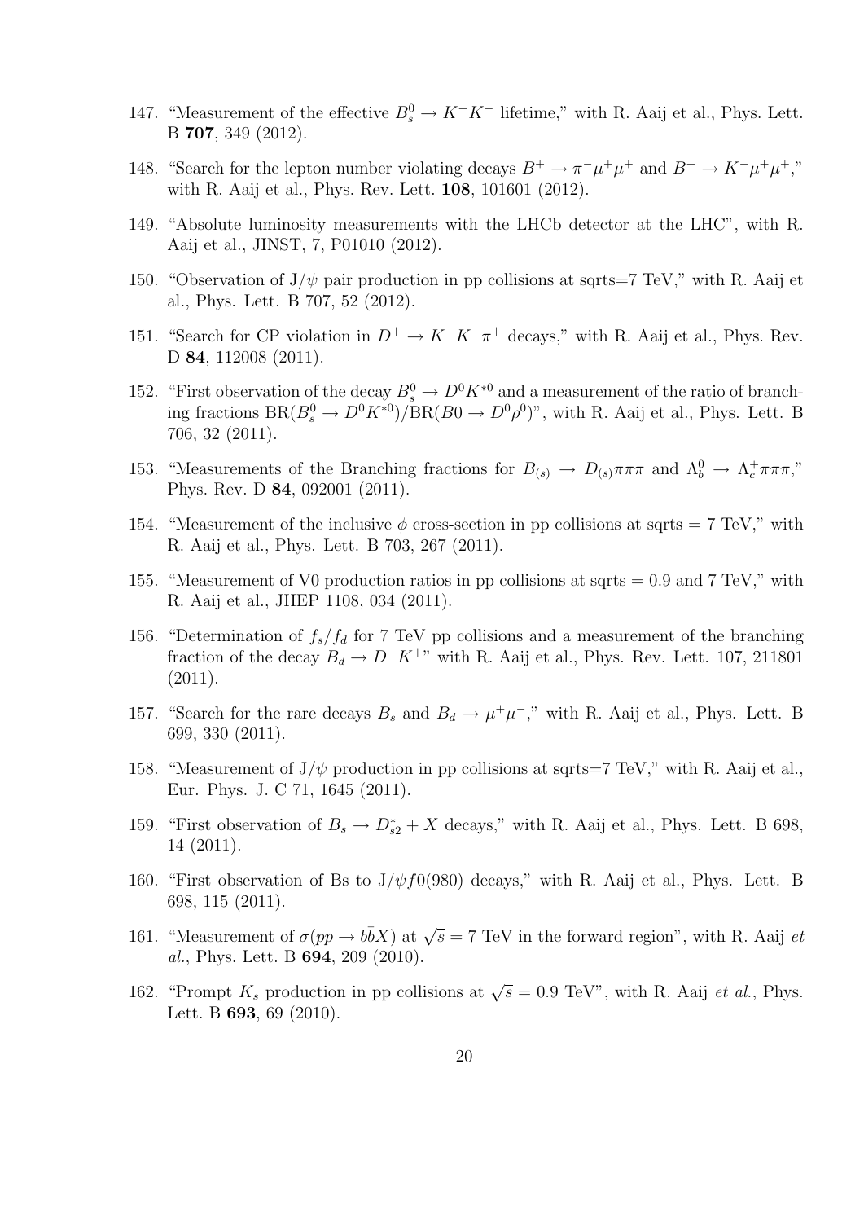147. "Measurement of the effective $B_s^0 \to K^+K^-$ lifetime," with R. Aaij et al., Phys. Lett. B **707**, 349 (2012).

148. "Search for the lepton number violating decays $B^+ \to \pi^-\mu^+\mu^+$ and $B^+ \to K^-\mu^+\mu^+$," with R. Aaij et al., Phys. Rev. Lett. **108**, 101601 (2012).

149. "Absolute luminosity measurements with the LHCb detector at the LHC", with R. Aaij et al., JINST, 7, P01010 (2012).

150. "Observation of J/$\psi$ pair production in pp collisions at sqrts=7 TeV," with R. Aaij et al., Phys. Lett. B 707, 52 (2012).

151. "Search for CP violation in $D^+ \to K^-K^+\pi^+$ decays," with R. Aaij et al., Phys. Rev. D **84**, 112008 (2011).

152. "First observation of the decay $B_s^0 \to D^0K^{*0}$ and a measurement of the ratio of branching fractions $\mathrm{BR}(B_s^0 \to D^0K^{*0})/\mathrm{BR}(B0 \to D^0\rho^0)$", with R. Aaij et al., Phys. Lett. B 706, 32 (2011).

153. "Measurements of the Branching fractions for $B_{(s)} \to D_{(s)}\pi\pi\pi$ and $\Lambda_b^0 \to \Lambda_c^+\pi\pi\pi$," Phys. Rev. D **84**, 092001 (2011).

154. "Measurement of the inclusive $\phi$ cross-section in pp collisions at sqrts = 7 TeV," with R. Aaij et al., Phys. Lett. B 703, 267 (2011).

155. "Measurement of V0 production ratios in pp collisions at sqrts = 0.9 and 7 TeV," with R. Aaij et al., JHEP 1108, 034 (2011).

156. "Determination of $f_s/f_d$ for 7 TeV pp collisions and a measurement of the branching fraction of the decay $B_d \to D^-K^+$" with R. Aaij et al., Phys. Rev. Lett. 107, 211801 (2011).

157. "Search for the rare decays $B_s$ and $B_d \to \mu^+\mu^-$," with R. Aaij et al., Phys. Lett. B 699, 330 (2011).

158. "Measurement of J/$\psi$ production in pp collisions at sqrts=7 TeV," with R. Aaij et al., Eur. Phys. J. C 71, 1645 (2011).

159. "First observation of $B_s \to D_{s2}^* + X$ decays," with R. Aaij et al., Phys. Lett. B 698, 14 (2011).

160. "First observation of Bs to J/$\psi f0(980)$ decays," with R. Aaij et al., Phys. Lett. B 698, 115 (2011).

161. "Measurement of $\sigma(pp \to b\bar{b}X)$ at $\sqrt{s} = 7$ TeV in the forward region", with R. Aaij *et al.*, Phys. Lett. B **694**, 209 (2010).

162. "Prompt $K_s$ production in pp collisions at $\sqrt{s} = 0.9$ TeV", with R. Aaij *et al.*, Phys. Lett. B **693**, 69 (2010).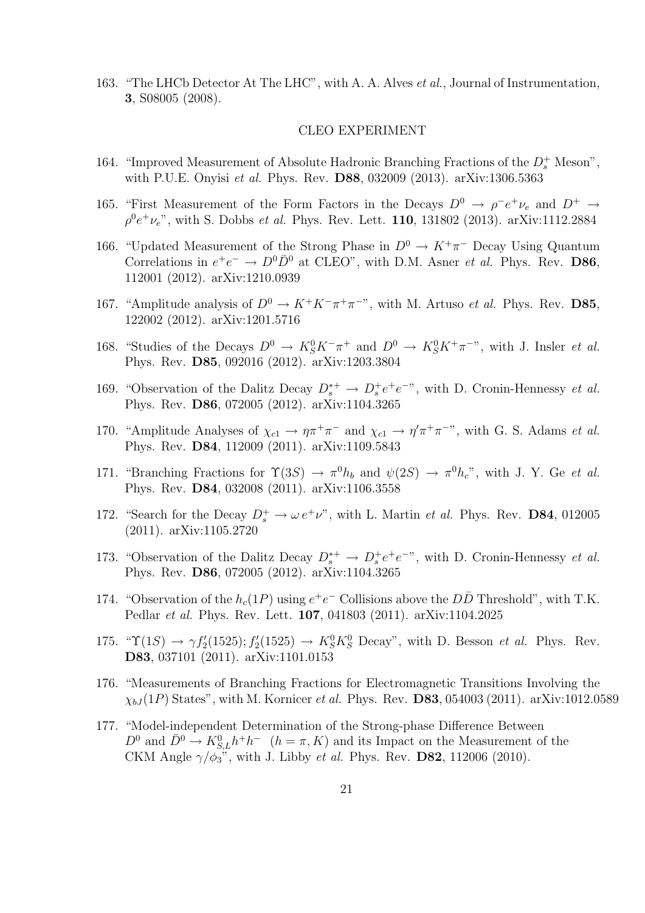163. "The LHCb Detector At The LHC", with A. A. Alves *et al.*, Journal of Instrumentation, **3**, S08005 (2008).

CLEO EXPERIMENT

164. "Improved Measurement of Absolute Hadronic Branching Fractions of the $D_s^+$ Meson", with P.U.E. Onyisi *et al.* Phys. Rev. **D88**, 032009 (2013). arXiv:1306.5363

165. "First Measurement of the Form Factors in the Decays $D^0 \to \rho^- e^+ \nu_e$ and $D^+ \to \rho^0 e^+ \nu_e$", with S. Dobbs *et al.* Phys. Rev. Lett. **110**, 131802 (2013). arXiv:1112.2884

166. "Updated Measurement of the Strong Phase in $D^0 \to K^+\pi^-$ Decay Using Quantum Correlations in $e^+e^- \to D^0\bar{D}^0$ at CLEO", with D.M. Asner *et al.* Phys. Rev. **D86**, 112001 (2012). arXiv:1210.0939

167. "Amplitude analysis of $D^0 \to K^+K^-\pi^+\pi^-$", with M. Artuso *et al.* Phys. Rev. **D85**, 122002 (2012). arXiv:1201.5716

168. "Studies of the Decays $D^0 \to K_S^0 K^- \pi^+$ and $D^0 \to K_S^0 K^+ \pi^-$", with J. Insler *et al.* Phys. Rev. **D85**, 092016 (2012). arXiv:1203.3804

169. "Observation of the Dalitz Decay $D_s^{*+} \to D_s^+ e^+ e^-$", with D. Cronin-Hennessy *et al.* Phys. Rev. **D86**, 072005 (2012). arXiv:1104.3265

170. "Amplitude Analyses of $\chi_{c1} \to \eta\pi^+\pi^-$ and $\chi_{c1} \to \eta'\pi^+\pi^-$", with G. S. Adams *et al.* Phys. Rev. **D84**, 112009 (2011). arXiv:1109.5843

171. "Branching Fractions for $\Upsilon(3S) \to \pi^0 h_b$ and $\psi(2S) \to \pi^0 h_c$", with J. Y. Ge *et al.* Phys. Rev. **D84**, 032008 (2011). arXiv:1106.3558

172. "Search for the Decay $D_s^+ \to \omega\, e^+ \nu$", with L. Martin *et al.* Phys. Rev. **D84**, 012005 (2011). arXiv:1105.2720

173. "Observation of the Dalitz Decay $D_s^{*+} \to D_s^+ e^+ e^-$", with D. Cronin-Hennessy *et al.* Phys. Rev. **D86**, 072005 (2012). arXiv:1104.3265

174. "Observation of the $h_c(1P)$ using $e^+e^-$ Collisions above the $D\bar{D}$ Threshold", with T.K. Pedlar *et al.* Phys. Rev. Lett. **107**, 041803 (2011). arXiv:1104.2025

175. "$\Upsilon(1S) \to \gamma f_2'(1525); f_2'(1525) \to K_S^0 K_S^0$ Decay", with D. Besson *et al.* Phys. Rev. **D83**, 037101 (2011). arXiv:1101.0153

176. "Measurements of Branching Fractions for Electromagnetic Transitions Involving the $\chi_{bJ}(1P)$ States", with M. Kornicer *et al.* Phys. Rev. **D83**, 054003 (2011). arXiv:1012.0589

177. "Model-independent Determination of the Strong-phase Difference Between $D^0$ and $\bar{D}^0 \to K_{S,L}^0 h^+ h^-$ $(h = \pi, K)$ and its Impact on the Measurement of the CKM Angle $\gamma/\phi_3$", with J. Libby *et al.* Phys. Rev. **D82**, 112006 (2010).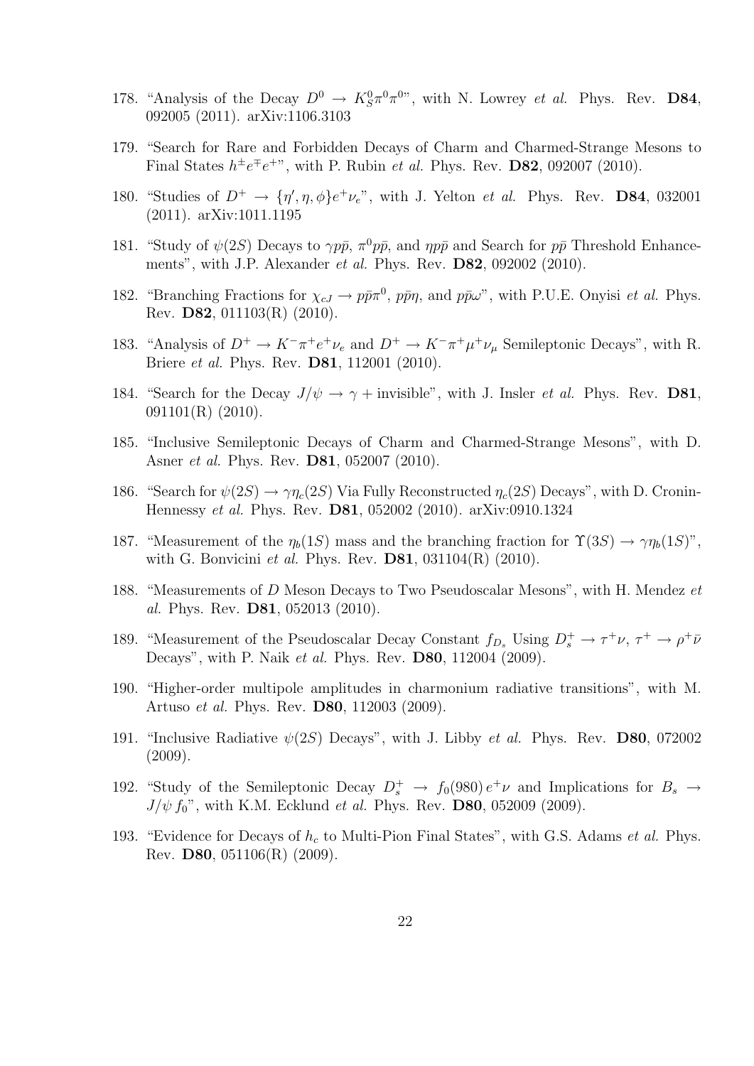178. "Analysis of the Decay $D^0 \to K_S^0\pi^0\pi^0$", with N. Lowrey *et al.* Phys. Rev. **D84**, 092005 (2011). arXiv:1106.3103

179. "Search for Rare and Forbidden Decays of Charm and Charmed-Strange Mesons to Final States $h^\pm e^\mp e^+$", with P. Rubin *et al.* Phys. Rev. **D82**, 092007 (2010).

180. "Studies of $D^+ \to \{\eta', \eta, \phi\}e^+\nu_e$", with J. Yelton *et al.* Phys. Rev. **D84**, 032001 (2011). arXiv:1011.1195

181. "Study of $\psi(2S)$ Decays to $\gamma p\bar{p}$, $\pi^0 p\bar{p}$, and $\eta p\bar{p}$ and Search for $p\bar{p}$ Threshold Enhancements", with J.P. Alexander *et al.* Phys. Rev. **D82**, 092002 (2010).

182. "Branching Fractions for $\chi_{cJ} \to p\bar{p}\pi^0$, $p\bar{p}\eta$, and $p\bar{p}\omega$", with P.U.E. Onyisi *et al.* Phys. Rev. **D82**, 011103(R) (2010).

183. "Analysis of $D^+ \to K^-\pi^+e^+\nu_e$ and $D^+ \to K^-\pi^+\mu^+\nu_\mu$ Semileptonic Decays", with R. Briere *et al.* Phys. Rev. **D81**, 112001 (2010).

184. "Search for the Decay $J/\psi \to \gamma +$ invisible", with J. Insler *et al.* Phys. Rev. **D81**, 091101(R) (2010).

185. "Inclusive Semileptonic Decays of Charm and Charmed-Strange Mesons", with D. Asner *et al.* Phys. Rev. **D81**, 052007 (2010).

186. "Search for $\psi(2S) \to \gamma\eta_c(2S)$ Via Fully Reconstructed $\eta_c(2S)$ Decays", with D. Cronin-Hennessy *et al.* Phys. Rev. **D81**, 052002 (2010). arXiv:0910.1324

187. "Measurement of the $\eta_b(1S)$ mass and the branching fraction for $\Upsilon(3S) \to \gamma\eta_b(1S)$", with G. Bonvicini *et al.* Phys. Rev. **D81**, 031104(R) (2010).

188. "Measurements of $D$ Meson Decays to Two Pseudoscalar Mesons", with H. Mendez *et al.* Phys. Rev. **D81**, 052013 (2010).

189. "Measurement of the Pseudoscalar Decay Constant $f_{D_s}$ Using $D_s^+ \to \tau^+\nu$, $\tau^+ \to \rho^+\bar{\nu}$ Decays", with P. Naik *et al.* Phys. Rev. **D80**, 112004 (2009).

190. "Higher-order multipole amplitudes in charmonium radiative transitions", with M. Artuso *et al.* Phys. Rev. **D80**, 112003 (2009).

191. "Inclusive Radiative $\psi(2S)$ Decays", with J. Libby *et al.* Phys. Rev. **D80**, 072002 (2009).

192. "Study of the Semileptonic Decay $D_s^+ \to f_0(980)\, e^+\nu$ and Implications for $B_s \to J/\psi\, f_0$", with K.M. Ecklund *et al.* Phys. Rev. **D80**, 052009 (2009).

193. "Evidence for Decays of $h_c$ to Multi-Pion Final States", with G.S. Adams *et al.* Phys. Rev. **D80**, 051106(R) (2009).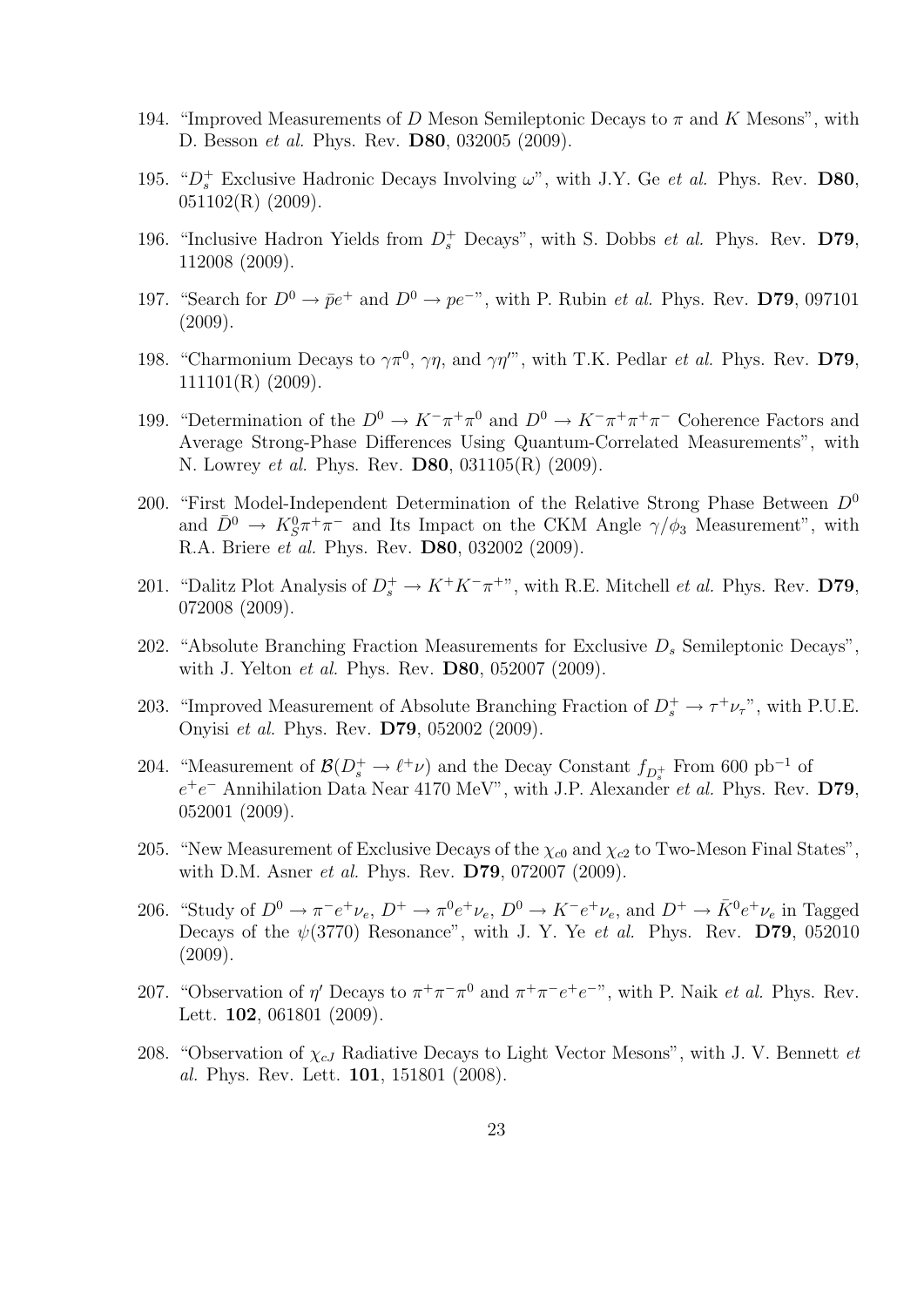194. "Improved Measurements of $D$ Meson Semileptonic Decays to $\pi$ and $K$ Mesons", with D. Besson *et al.* Phys. Rev. **D80**, 032005 (2009).

195. "$D_s^+$ Exclusive Hadronic Decays Involving $\omega$", with J.Y. Ge *et al.* Phys. Rev. **D80**, 051102(R) (2009).

196. "Inclusive Hadron Yields from $D_s^+$ Decays", with S. Dobbs *et al.* Phys. Rev. **D79**, 112008 (2009).

197. "Search for $D^0 \to \bar{p}e^+$ and $D^0 \to pe^-$", with P. Rubin *et al.* Phys. Rev. **D79**, 097101 (2009).

198. "Charmonium Decays to $\gamma\pi^0$, $\gamma\eta$, and $\gamma\eta'$", with T.K. Pedlar *et al.* Phys. Rev. **D79**, 111101(R) (2009).

199. "Determination of the $D^0 \to K^-\pi^+\pi^0$ and $D^0 \to K^-\pi^+\pi^+\pi^-$ Coherence Factors and Average Strong-Phase Differences Using Quantum-Correlated Measurements", with N. Lowrey *et al.* Phys. Rev. **D80**, 031105(R) (2009).

200. "First Model-Independent Determination of the Relative Strong Phase Between $D^0$ and $\bar{D}^0 \to K_S^0\pi^+\pi^-$ and Its Impact on the CKM Angle $\gamma/\phi_3$ Measurement", with R.A. Briere *et al.* Phys. Rev. **D80**, 032002 (2009).

201. "Dalitz Plot Analysis of $D_s^+ \to K^+K^-\pi^+$", with R.E. Mitchell *et al.* Phys. Rev. **D79**, 072008 (2009).

202. "Absolute Branching Fraction Measurements for Exclusive $D_s$ Semileptonic Decays", with J. Yelton *et al.* Phys. Rev. **D80**, 052007 (2009).

203. "Improved Measurement of Absolute Branching Fraction of $D_s^+ \to \tau^+\nu_\tau$", with P.U.E. Onyisi *et al.* Phys. Rev. **D79**, 052002 (2009).

204. "Measurement of $\mathcal{B}(D_s^+ \to \ell^+\nu)$ and the Decay Constant $f_{D_s^+}$ From 600 pb$^{-1}$ of $e^+e^-$ Annihilation Data Near 4170 MeV", with J.P. Alexander *et al.* Phys. Rev. **D79**, 052001 (2009).

205. "New Measurement of Exclusive Decays of the $\chi_{c0}$ and $\chi_{c2}$ to Two-Meson Final States", with D.M. Asner *et al.* Phys. Rev. **D79**, 072007 (2009).

206. "Study of $D^0 \to \pi^-e^+\nu_e$, $D^+ \to \pi^0e^+\nu_e$, $D^0 \to K^-e^+\nu_e$, and $D^+ \to \bar{K}^0e^+\nu_e$ in Tagged Decays of the $\psi(3770)$ Resonance", with J. Y. Ye *et al.* Phys. Rev. **D79**, 052010 (2009).

207. "Observation of $\eta'$ Decays to $\pi^+\pi^-\pi^0$ and $\pi^+\pi^-e^+e^-$", with P. Naik *et al.* Phys. Rev. Lett. **102**, 061801 (2009).

208. "Observation of $\chi_{cJ}$ Radiative Decays to Light Vector Mesons", with J. V. Bennett *et al.* Phys. Rev. Lett. **101**, 151801 (2008).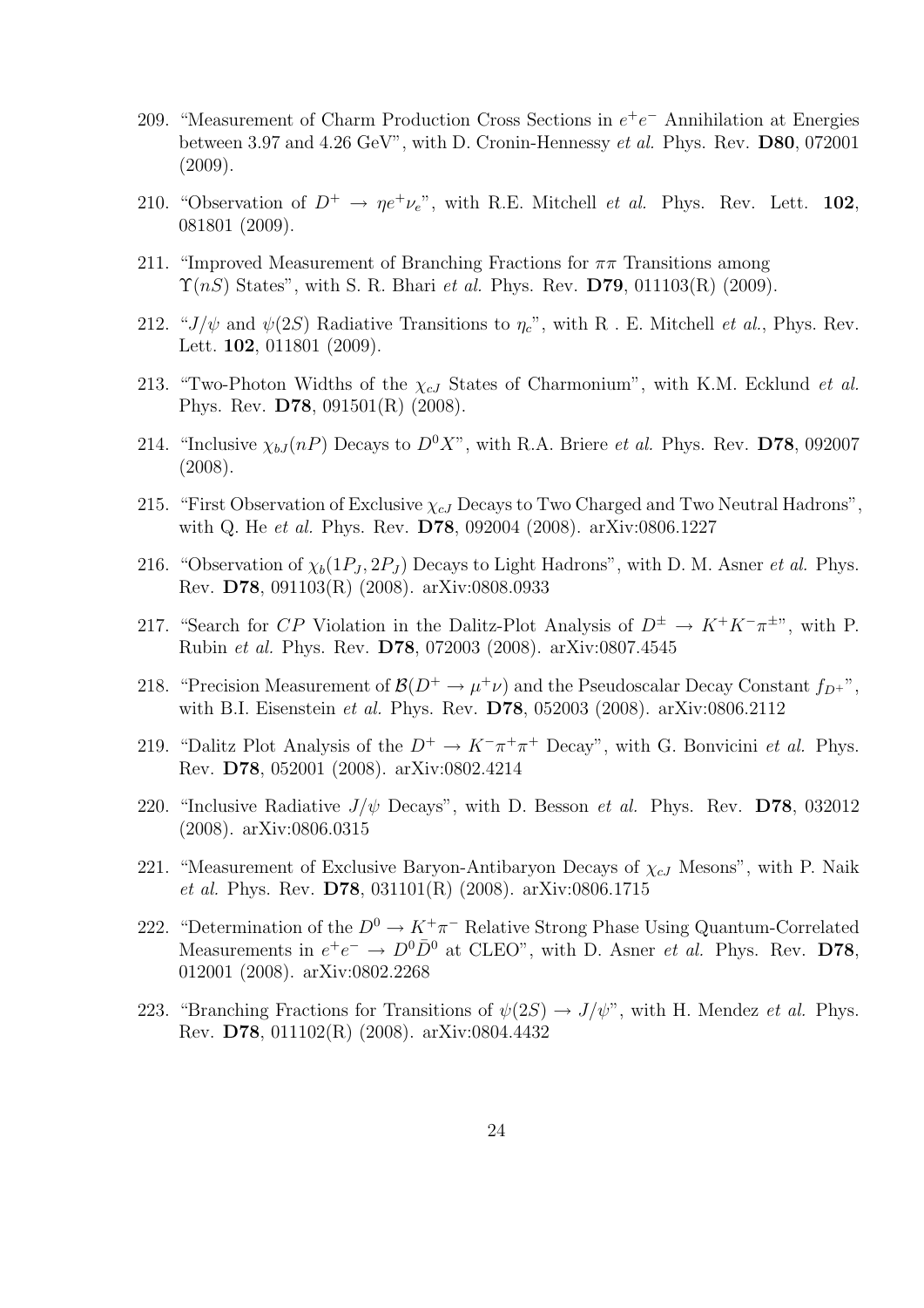209. "Measurement of Charm Production Cross Sections in $e^+e^-$ Annihilation at Energies between 3.97 and 4.26 GeV", with D. Cronin-Hennessy *et al.* Phys. Rev. **D80**, 072001 (2009).

210. "Observation of $D^+ \to \eta e^+\nu_e$", with R.E. Mitchell *et al.* Phys. Rev. Lett. **102**, 081801 (2009).

211. "Improved Measurement of Branching Fractions for $\pi\pi$ Transitions among $\Upsilon(nS)$ States", with S. R. Bhari *et al.* Phys. Rev. **D79**, 011103(R) (2009).

212. "$J/\psi$ and $\psi(2S)$ Radiative Transitions to $\eta_c$", with R . E. Mitchell *et al.*, Phys. Rev. Lett. **102**, 011801 (2009).

213. "Two-Photon Widths of the $\chi_{cJ}$ States of Charmonium", with K.M. Ecklund *et al.* Phys. Rev. **D78**, 091501(R) (2008).

214. "Inclusive $\chi_{bJ}(nP)$ Decays to $D^0X$", with R.A. Briere *et al.* Phys. Rev. **D78**, 092007 (2008).

215. "First Observation of Exclusive $\chi_{cJ}$ Decays to Two Charged and Two Neutral Hadrons", with Q. He *et al.* Phys. Rev. **D78**, 092004 (2008). arXiv:0806.1227

216. "Observation of $\chi_b(1P_J, 2P_J)$ Decays to Light Hadrons", with D. M. Asner *et al.* Phys. Rev. **D78**, 091103(R) (2008). arXiv:0808.0933

217. "Search for $CP$ Violation in the Dalitz-Plot Analysis of $D^\pm \to K^+K^-\pi^\pm$", with P. Rubin *et al.* Phys. Rev. **D78**, 072003 (2008). arXiv:0807.4545

218. "Precision Measurement of $\mathcal{B}(D^+ \to \mu^+\nu)$ and the Pseudoscalar Decay Constant $f_{D^+}$", with B.I. Eisenstein *et al.* Phys. Rev. **D78**, 052003 (2008). arXiv:0806.2112

219. "Dalitz Plot Analysis of the $D^+ \to K^-\pi^+\pi^+$ Decay", with G. Bonvicini *et al.* Phys. Rev. **D78**, 052001 (2008). arXiv:0802.4214

220. "Inclusive Radiative $J/\psi$ Decays", with D. Besson *et al.* Phys. Rev. **D78**, 032012 (2008). arXiv:0806.0315

221. "Measurement of Exclusive Baryon-Antibaryon Decays of $\chi_{cJ}$ Mesons", with P. Naik *et al.* Phys. Rev. **D78**, 031101(R) (2008). arXiv:0806.1715

222. "Determination of the $D^0 \to K^+\pi^-$ Relative Strong Phase Using Quantum-Correlated Measurements in $e^+e^- \to D^0\bar{D}^0$ at CLEO", with D. Asner *et al.* Phys. Rev. **D78**, 012001 (2008). arXiv:0802.2268

223. "Branching Fractions for Transitions of $\psi(2S) \to J/\psi$", with H. Mendez *et al.* Phys. Rev. **D78**, 011102(R) (2008). arXiv:0804.4432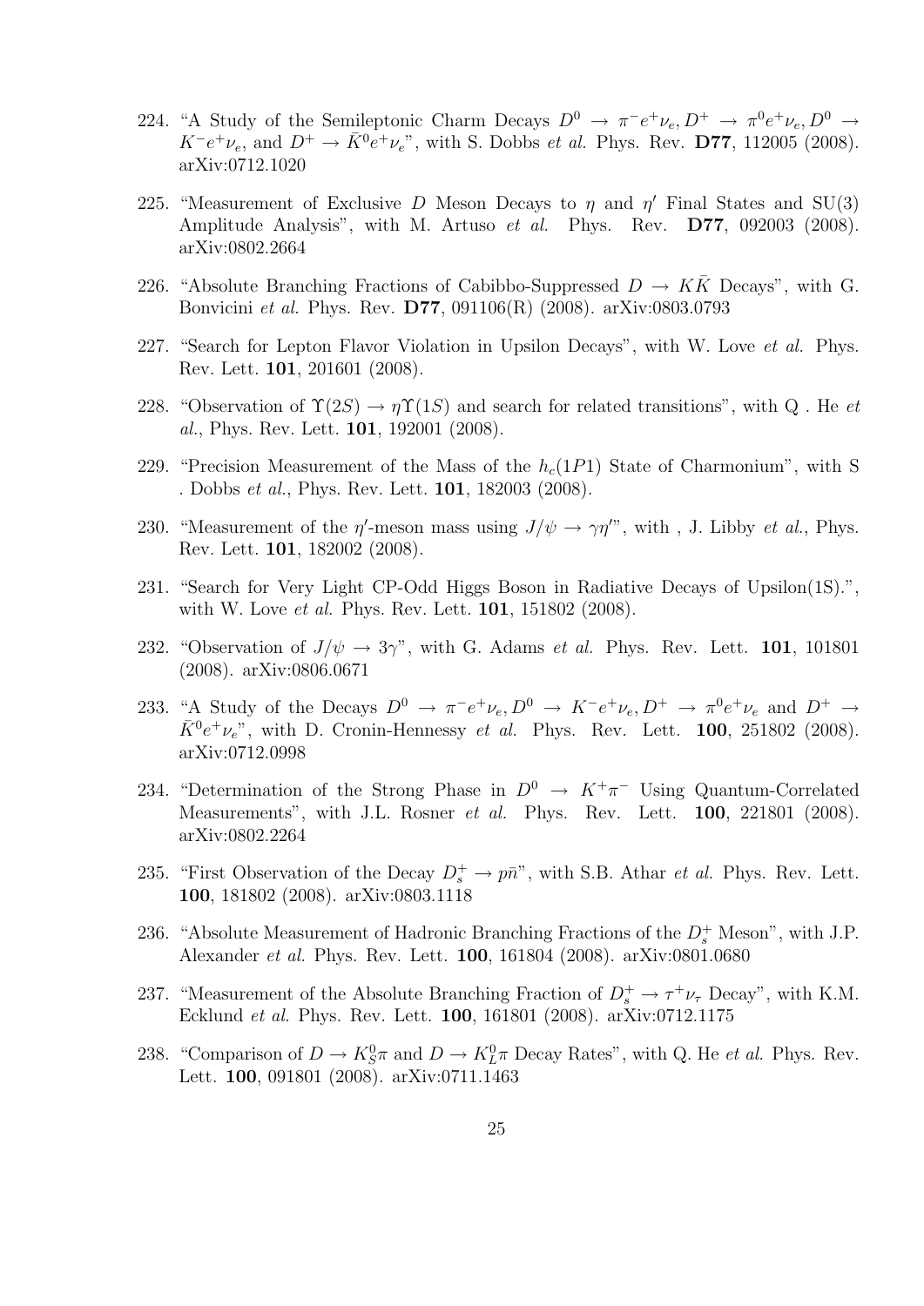224. "A Study of the Semileptonic Charm Decays $D^0 \to \pi^- e^+ \nu_e, D^+ \to \pi^0 e^+ \nu_e, D^0 \to K^- e^+ \nu_e$, and $D^+ \to \bar{K}^0 e^+ \nu_e$", with S. Dobbs *et al.* Phys. Rev. **D77**, 112005 (2008). arXiv:0712.1020

225. "Measurement of Exclusive $D$ Meson Decays to $\eta$ and $\eta'$ Final States and SU(3) Amplitude Analysis", with M. Artuso *et al.* Phys. Rev. **D77**, 092003 (2008). arXiv:0802.2664

226. "Absolute Branching Fractions of Cabibbo-Suppressed $D \to K\bar{K}$ Decays", with G. Bonvicini *et al.* Phys. Rev. **D77**, 091106(R) (2008). arXiv:0803.0793

227. "Search for Lepton Flavor Violation in Upsilon Decays", with W. Love *et al.* Phys. Rev. Lett. **101**, 201601 (2008).

228. "Observation of $\Upsilon(2S) \to \eta\Upsilon(1S)$ and search for related transitions", with Q . He *et al.*, Phys. Rev. Lett. **101**, 192001 (2008).

229. "Precision Measurement of the Mass of the $h_c(1P1)$ State of Charmonium", with S . Dobbs *et al.*, Phys. Rev. Lett. **101**, 182003 (2008).

230. "Measurement of the $\eta'$-meson mass using $J/\psi \to \gamma\eta'$", with , J. Libby *et al.*, Phys. Rev. Lett. **101**, 182002 (2008).

231. "Search for Very Light CP-Odd Higgs Boson in Radiative Decays of Upsilon(1S).", with W. Love *et al.* Phys. Rev. Lett. **101**, 151802 (2008).

232. "Observation of $J/\psi \to 3\gamma$", with G. Adams *et al.* Phys. Rev. Lett. **101**, 101801 (2008). arXiv:0806.0671

233. "A Study of the Decays $D^0 \to \pi^- e^+ \nu_e, D^0 \to K^- e^+ \nu_e, D^+ \to \pi^0 e^+ \nu_e$ and $D^+ \to \bar{K}^0 e^+ \nu_e$", with D. Cronin-Hennessy *et al.* Phys. Rev. Lett. **100**, 251802 (2008). arXiv:0712.0998

234. "Determination of the Strong Phase in $D^0 \to K^+ \pi^-$ Using Quantum-Correlated Measurements", with J.L. Rosner *et al.* Phys. Rev. Lett. **100**, 221801 (2008). arXiv:0802.2264

235. "First Observation of the Decay $D_s^+ \to p\bar{n}$", with S.B. Athar *et al.* Phys. Rev. Lett. **100**, 181802 (2008). arXiv:0803.1118

236. "Absolute Measurement of Hadronic Branching Fractions of the $D_s^+$ Meson", with J.P. Alexander *et al.* Phys. Rev. Lett. **100**, 161804 (2008). arXiv:0801.0680

237. "Measurement of the Absolute Branching Fraction of $D_s^+ \to \tau^+ \nu_\tau$ Decay", with K.M. Ecklund *et al.* Phys. Rev. Lett. **100**, 161801 (2008). arXiv:0712.1175

238. "Comparison of $D \to K_S^0 \pi$ and $D \to K_L^0 \pi$ Decay Rates", with Q. He *et al.* Phys. Rev. Lett. **100**, 091801 (2008). arXiv:0711.1463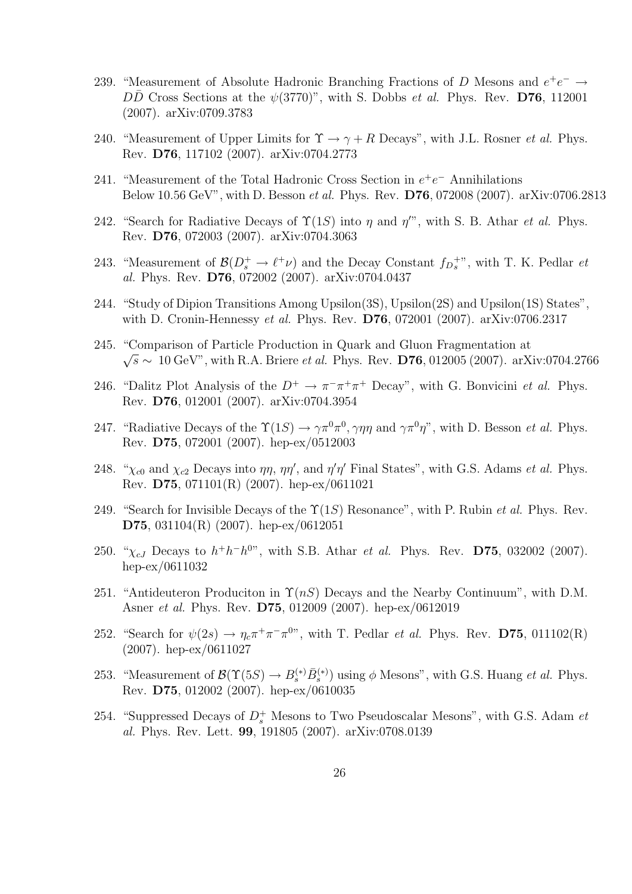239. "Measurement of Absolute Hadronic Branching Fractions of $D$ Mesons and $e^+e^- \to D\bar{D}$ Cross Sections at the $\psi(3770)$", with S. Dobbs *et al.* Phys. Rev. **D76**, 112001 (2007). arXiv:0709.3783

240. "Measurement of Upper Limits for $\Upsilon \to \gamma + R$ Decays", with J.L. Rosner *et al.* Phys. Rev. **D76**, 117102 (2007). arXiv:0704.2773

241. "Measurement of the Total Hadronic Cross Section in $e^+e^-$ Annihilations Below 10.56 GeV", with D. Besson *et al.* Phys. Rev. **D76**, 072008 (2007). arXiv:0706.2813

242. "Search for Radiative Decays of $\Upsilon(1S)$ into $\eta$ and $\eta'$", with S. B. Athar *et al.* Phys. Rev. **D76**, 072003 (2007). arXiv:0704.3063

243. "Measurement of $\mathcal{B}(D_s^+ \to \ell^+\nu)$ and the Decay Constant $f_{D_s^+}$", with T. K. Pedlar *et al.* Phys. Rev. **D76**, 072002 (2007). arXiv:0704.0437

244. "Study of Dipion Transitions Among Upsilon(3S), Upsilon(2S) and Upsilon(1S) States", with D. Cronin-Hennessy *et al.* Phys. Rev. **D76**, 072001 (2007). arXiv:0706.2317

245. "Comparison of Particle Production in Quark and Gluon Fragmentation at $\sqrt{s} \sim$ 10 GeV", with R.A. Briere *et al.* Phys. Rev. **D76**, 012005 (2007). arXiv:0704.2766

246. "Dalitz Plot Analysis of the $D^+ \to \pi^-\pi^+\pi^+$ Decay", with G. Bonvicini *et al.* Phys. Rev. **D76**, 012001 (2007). arXiv:0704.3954

247. "Radiative Decays of the $\Upsilon(1S) \to \gamma\pi^0\pi^0, \gamma\eta\eta$ and $\gamma\pi^0\eta$", with D. Besson *et al.* Phys. Rev. **D75**, 072001 (2007). hep-ex/0512003

248. "$\chi_{c0}$ and $\chi_{c2}$ Decays into $\eta\eta$, $\eta\eta'$, and $\eta'\eta'$ Final States", with G.S. Adams *et al.* Phys. Rev. **D75**, 071101(R) (2007). hep-ex/0611021

249. "Search for Invisible Decays of the $\Upsilon(1S)$ Resonance", with P. Rubin *et al.* Phys. Rev. **D75**, 031104(R) (2007). hep-ex/0612051

250. "$\chi_{cJ}$ Decays to $h^+h^-h^0$", with S.B. Athar *et al.* Phys. Rev. **D75**, 032002 (2007). hep-ex/0611032

251. "Antideuteron Produciton in $\Upsilon(nS)$ Decays and the Nearby Continuum", with D.M. Asner *et al.* Phys. Rev. **D75**, 012009 (2007). hep-ex/0612019

252. "Search for $\psi(2s) \to \eta_c\pi^+\pi^-\pi^0$", with T. Pedlar *et al.* Phys. Rev. **D75**, 011102(R) (2007). hep-ex/0611027

253. "Measurement of $\mathcal{B}(\Upsilon(5S) \to B_s^{(*)}\bar{B}_s^{(*)})$ using $\phi$ Mesons", with G.S. Huang *et al.* Phys. Rev. **D75**, 012002 (2007). hep-ex/0610035

254. "Suppressed Decays of $D_s^+$ Mesons to Two Pseudoscalar Mesons", with G.S. Adam *et al.* Phys. Rev. Lett. **99**, 191805 (2007). arXiv:0708.0139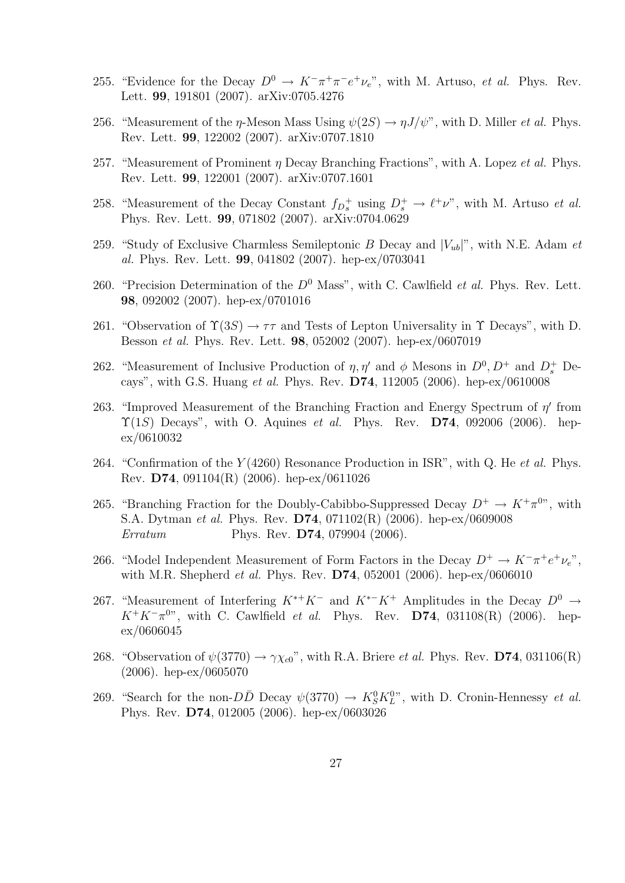255. "Evidence for the Decay $D^0 \to K^-\pi^+\pi^-e^+\nu_e$", with M. Artuso, *et al.* Phys. Rev. Lett. **99**, 191801 (2007). arXiv:0705.4276

256. "Measurement of the $\eta$-Meson Mass Using $\psi(2S) \to \eta J/\psi$", with D. Miller *et al.* Phys. Rev. Lett. **99**, 122002 (2007). arXiv:0707.1810

257. "Measurement of Prominent $\eta$ Decay Branching Fractions", with A. Lopez *et al.* Phys. Rev. Lett. **99**, 122001 (2007). arXiv:0707.1601

258. "Measurement of the Decay Constant $f_{D_s^+}$ using $D_s^+ \to \ell^+\nu$", with M. Artuso *et al.* Phys. Rev. Lett. **99**, 071802 (2007). arXiv:0704.0629

259. "Study of Exclusive Charmless Semileptonic $B$ Decay and $|V_{ub}|$", with N.E. Adam *et al.* Phys. Rev. Lett. **99**, 041802 (2007). hep-ex/0703041

260. "Precision Determination of the $D^0$ Mass", with C. Cawlfield *et al.* Phys. Rev. Lett. **98**, 092002 (2007). hep-ex/0701016

261. "Observation of $\Upsilon(3S) \to \tau\tau$ and Tests of Lepton Universality in $\Upsilon$ Decays", with D. Besson *et al.* Phys. Rev. Lett. **98**, 052002 (2007). hep-ex/0607019

262. "Measurement of Inclusive Production of $\eta, \eta'$ and $\phi$ Mesons in $D^0, D^+$ and $D_s^+$ Decays", with G.S. Huang *et al.* Phys. Rev. **D74**, 112005 (2006). hep-ex/0610008

263. "Improved Measurement of the Branching Fraction and Energy Spectrum of $\eta'$ from $\Upsilon(1S)$ Decays", with O. Aquines *et al.* Phys. Rev. **D74**, 092006 (2006). hep-ex/0610032

264. "Confirmation of the $Y(4260)$ Resonance Production in ISR", with Q. He *et al.* Phys. Rev. **D74**, 091104(R) (2006). hep-ex/0611026

265. "Branching Fraction for the Doubly-Cabibbo-Suppressed Decay $D^+ \to K^+\pi^0$", with S.A. Dytman *et al.* Phys. Rev. **D74**, 071102(R) (2006). hep-ex/0609008
*Erratum* Phys. Rev. **D74**, 079904 (2006).

266. "Model Independent Measurement of Form Factors in the Decay $D^+ \to K^-\pi^+e^+\nu_e$", with M.R. Shepherd *et al.* Phys. Rev. **D74**, 052001 (2006). hep-ex/0606010

267. "Measurement of Interfering $K^{*+}K^-$ and $K^{*-}K^+$ Amplitudes in the Decay $D^0 \to K^+K^-\pi^0$", with C. Cawlfield *et al.* Phys. Rev. **D74**, 031108(R) (2006). hep-ex/0606045

268. "Observation of $\psi(3770) \to \gamma\chi_{c0}$", with R.A. Briere *et al.* Phys. Rev. **D74**, 031106(R) (2006). hep-ex/0605070

269. "Search for the non-$D\bar{D}$ Decay $\psi(3770) \to K_S^0 K_L^0$", with D. Cronin-Hennessy *et al.* Phys. Rev. **D74**, 012005 (2006). hep-ex/0603026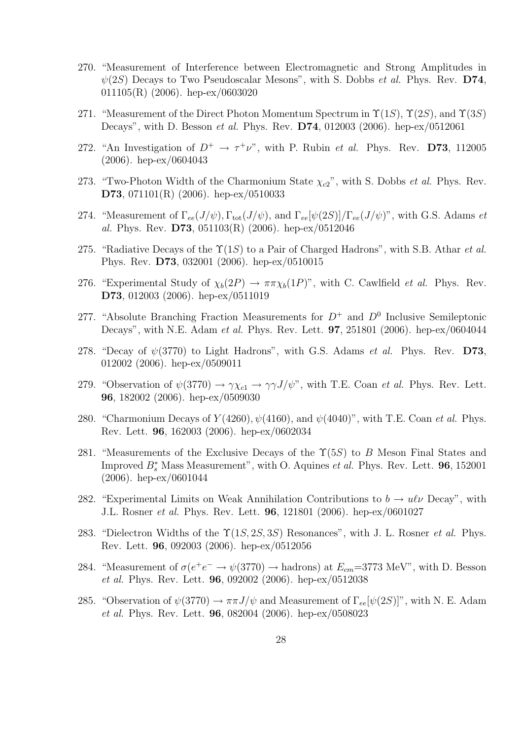270. "Measurement of Interference between Electromagnetic and Strong Amplitudes in $\psi(2S)$ Decays to Two Pseudoscalar Mesons", with S. Dobbs *et al.* Phys. Rev. **D74**, 011105(R) (2006). hep-ex/0603020

271. "Measurement of the Direct Photon Momentum Spectrum in $\Upsilon(1S)$, $\Upsilon(2S)$, and $\Upsilon(3S)$ Decays", with D. Besson *et al.* Phys. Rev. **D74**, 012003 (2006). hep-ex/0512061

272. "An Investigation of $D^+ \to \tau^+\nu$", with P. Rubin *et al.* Phys. Rev. **D73**, 112005 (2006). hep-ex/0604043

273. "Two-Photon Width of the Charmonium State $\chi_{c2}$", with S. Dobbs *et al.* Phys. Rev. **D73**, 071101(R) (2006). hep-ex/0510033

274. "Measurement of $\Gamma_{ee}(J/\psi), \Gamma_{\rm tot}(J/\psi)$, and $\Gamma_{ee}[\psi(2S)]/\Gamma_{ee}(J/\psi)$", with G.S. Adams *et al.* Phys. Rev. **D73**, 051103(R) (2006). hep-ex/0512046

275. "Radiative Decays of the $\Upsilon(1S)$ to a Pair of Charged Hadrons", with S.B. Athar *et al.* Phys. Rev. **D73**, 032001 (2006). hep-ex/0510015

276. "Experimental Study of $\chi_b(2P) \to \pi\pi\chi_b(1P)$", with C. Cawlfield *et al.* Phys. Rev. **D73**, 012003 (2006). hep-ex/0511019

277. "Absolute Branching Fraction Measurements for $D^+$ and $D^0$ Inclusive Semileptonic Decays", with N.E. Adam *et al.* Phys. Rev. Lett. **97**, 251801 (2006). hep-ex/0604044

278. "Decay of $\psi(3770)$ to Light Hadrons", with G.S. Adams *et al.* Phys. Rev. **D73**, 012002 (2006). hep-ex/0509011

279. "Observation of $\psi(3770) \to \gamma\chi_{c1} \to \gamma\gamma J/\psi$", with T.E. Coan *et al.* Phys. Rev. Lett. **96**, 182002 (2006). hep-ex/0509030

280. "Charmonium Decays of $Y(4260), \psi(4160)$, and $\psi(4040)$", with T.E. Coan *et al.* Phys. Rev. Lett. **96**, 162003 (2006). hep-ex/0602034

281. "Measurements of the Exclusive Decays of the $\Upsilon(5S)$ to $B$ Meson Final States and Improved $B_s^*$ Mass Measurement", with O. Aquines *et al.* Phys. Rev. Lett. **96**, 152001 (2006). hep-ex/0601044

282. "Experimental Limits on Weak Annihilation Contributions to $b \to u\ell\nu$ Decay", with J.L. Rosner *et al.* Phys. Rev. Lett. **96**, 121801 (2006). hep-ex/0601027

283. "Dielectron Widths of the $\Upsilon(1S, 2S, 3S)$ Resonances", with J. L. Rosner *et al.* Phys. Rev. Lett. **96**, 092003 (2006). hep-ex/0512056

284. "Measurement of $\sigma(e^+e^- \to \psi(3770) \to \text{hadrons})$ at $E_{cm}$=3773 MeV", with D. Besson *et al.* Phys. Rev. Lett. **96**, 092002 (2006). hep-ex/0512038

285. "Observation of $\psi(3770) \to \pi\pi J/\psi$ and Measurement of $\Gamma_{ee}[\psi(2S)]$", with N. E. Adam *et al.* Phys. Rev. Lett. **96**, 082004 (2006). hep-ex/0508023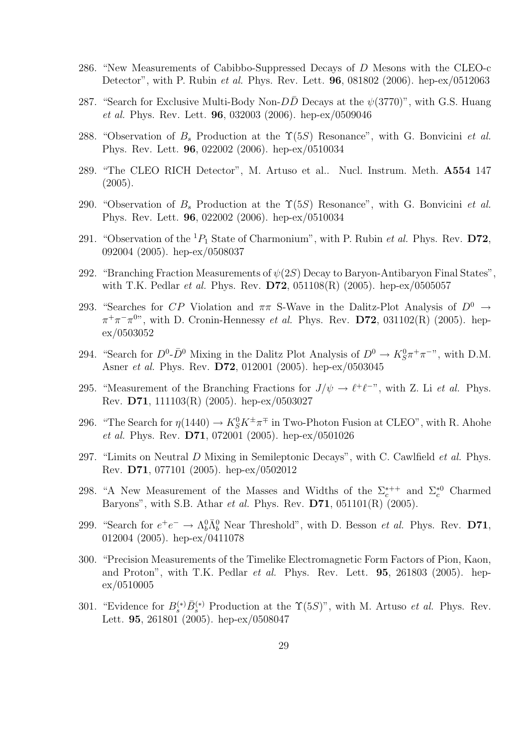286. "New Measurements of Cabibbo-Suppressed Decays of $D$ Mesons with the CLEO-c Detector", with P. Rubin *et al.* Phys. Rev. Lett. **96**, 081802 (2006). hep-ex/0512063

287. "Search for Exclusive Multi-Body Non-$D\bar{D}$ Decays at the $\psi(3770)$", with G.S. Huang *et al.* Phys. Rev. Lett. **96**, 032003 (2006). hep-ex/0509046

288. "Observation of $B_s$ Production at the $\Upsilon(5S)$ Resonance", with G. Bonvicini *et al.* Phys. Rev. Lett. **96**, 022002 (2006). hep-ex/0510034

289. "The CLEO RICH Detector", M. Artuso et al.. Nucl. Instrum. Meth. **A554** 147 (2005).

290. "Observation of $B_s$ Production at the $\Upsilon(5S)$ Resonance", with G. Bonvicini *et al.* Phys. Rev. Lett. **96**, 022002 (2006). hep-ex/0510034

291. "Observation of the $^1P_1$ State of Charmonium", with P. Rubin *et al.* Phys. Rev. **D72**, 092004 (2005). hep-ex/0508037

292. "Branching Fraction Measurements of $\psi(2S)$ Decay to Baryon-Antibaryon Final States", with T.K. Pedlar *et al.* Phys. Rev. **D72**, 051108(R) (2005). hep-ex/0505057

293. "Searches for $CP$ Violation and $\pi\pi$ S-Wave in the Dalitz-Plot Analysis of $D^0 \to \pi^+\pi^-\pi^0$", with D. Cronin-Hennessy *et al.* Phys. Rev. **D72**, 031102(R) (2005). hep-ex/0503052

294. "Search for $D^0$-$\bar{D}^0$ Mixing in the Dalitz Plot Analysis of $D^0 \to K^0_S\pi^+\pi^-$", with D.M. Asner *et al.* Phys. Rev. **D72**, 012001 (2005). hep-ex/0503045

295. "Measurement of the Branching Fractions for $J/\psi \to \ell^+\ell^-$", with Z. Li *et al.* Phys. Rev. **D71**, 111103(R) (2005). hep-ex/0503027

296. "The Search for $\eta(1440) \to K^0_S K^\pm\pi^\mp$ in Two-Photon Fusion at CLEO", with R. Ahohe *et al.* Phys. Rev. **D71**, 072001 (2005). hep-ex/0501026

297. "Limits on Neutral $D$ Mixing in Semileptonic Decays", with C. Cawlfield *et al.* Phys. Rev. **D71**, 077101 (2005). hep-ex/0502012

298. "A New Measurement of the Masses and Widths of the $\Sigma_c^{*++}$ and $\Sigma_c^{*0}$ Charmed Baryons", with S.B. Athar *et al.* Phys. Rev. **D71**, 051101(R) (2005).

299. "Search for $e^+e^- \to \Lambda_b^0\bar{\Lambda}_b^0$ Near Threshold", with D. Besson *et al.* Phys. Rev. **D71**, 012004 (2005). hep-ex/0411078

300. "Precision Measurements of the Timelike Electromagnetic Form Factors of Pion, Kaon, and Proton", with T.K. Pedlar *et al.* Phys. Rev. Lett. **95**, 261803 (2005). hep-ex/0510005

301. "Evidence for $B_s^{(*)}\bar{B}_s^{(*)}$ Production at the $\Upsilon(5S)$", with M. Artuso *et al.* Phys. Rev. Lett. **95**, 261801 (2005). hep-ex/0508047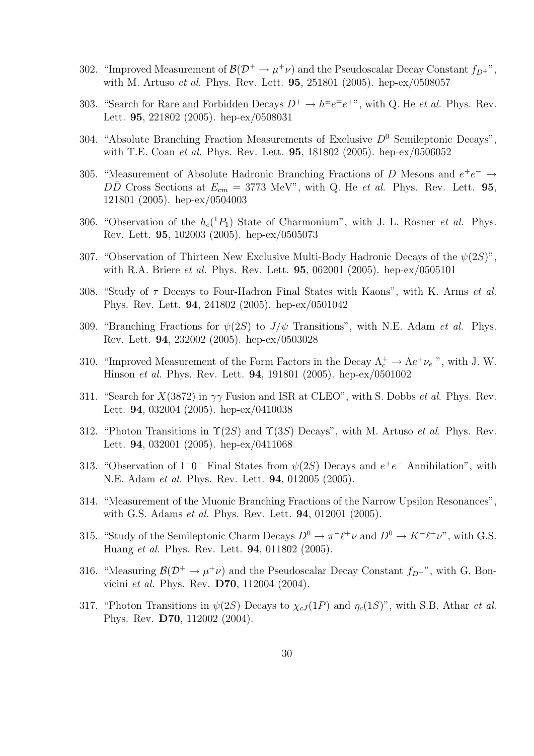302. "Improved Measurement of $\mathcal{B}(\mathcal{D}^+ \to \mu^+\nu)$ and the Pseudoscalar Decay Constant $f_{D^+}$", with M. Artuso *et al.* Phys. Rev. Lett. **95**, 251801 (2005). hep-ex/0508057

303. "Search for Rare and Forbidden Decays $D^+ \to h^\pm e^\mp e^+$", with Q. He *et al.* Phys. Rev. Lett. **95**, 221802 (2005). hep-ex/0508031

304. "Absolute Branching Fraction Measurements of Exclusive $D^0$ Semileptonic Decays", with T.E. Coan *et al.* Phys. Rev. Lett. **95**, 181802 (2005). hep-ex/0506052

305. "Measurement of Absolute Hadronic Branching Fractions of $D$ Mesons and $e^+e^- \to D\bar{D}$ Cross Sections at $E_{cm} = 3773$ MeV", with Q. He *et al.* Phys. Rev. Lett. **95**, 121801 (2005). hep-ex/0504003

306. "Observation of the $h_c(^1P_1)$ State of Charmonium", with J. L. Rosner *et al.* Phys. Rev. Lett. **95**, 102003 (2005). hep-ex/0505073

307. "Observation of Thirteen New Exclusive Multi-Body Hadronic Decays of the $\psi(2S)$", with R.A. Briere *et al.* Phys. Rev. Lett. **95**, 062001 (2005). hep-ex/0505101

308. "Study of $\tau$ Decays to Four-Hadron Final States with Kaons", with K. Arms *et al.* Phys. Rev. Lett. **94**, 241802 (2005). hep-ex/0501042

309. "Branching Fractions for $\psi(2S)$ to $J/\psi$ Transitions", with N.E. Adam *et al.* Phys. Rev. Lett. **94**, 232002 (2005). hep-ex/0503028

310. "Improved Measurement of the Form Factors in the Decay $\Lambda_c^+ \to \Lambda e^+ \nu_e$ ", with J. W. Hinson *et al.* Phys. Rev. Lett. **94**, 191801 (2005). hep-ex/0501002

311. "Search for $X(3872)$ in $\gamma\gamma$ Fusion and ISR at CLEO", with S. Dobbs *et al.* Phys. Rev. Lett. **94**, 032004 (2005). hep-ex/0410038

312. "Photon Transitions in $\Upsilon(2S)$ and $\Upsilon(3S)$ Decays", with M. Artuso *et al.* Phys. Rev. Lett. **94**, 032001 (2005). hep-ex/0411068

313. "Observation of $1^-0^-$ Final States from $\psi(2S)$ Decays and $e^+e^-$ Annihilation", with N.E. Adam *et al.* Phys. Rev. Lett. **94**, 012005 (2005).

314. "Measurement of the Muonic Branching Fractions of the Narrow Upsilon Resonances", with G.S. Adams *et al.* Phys. Rev. Lett. **94**, 012001 (2005).

315. "Study of the Semileptonic Charm Decays $D^0 \to \pi^-\ell^+\nu$ and $D^0 \to K^-\ell^+\nu$", with G.S. Huang *et al.* Phys. Rev. Lett. **94**, 011802 (2005).

316. "Measuring $\mathcal{B}(\mathcal{D}^+ \to \mu^+\nu)$ and the Pseudoscalar Decay Constant $f_{D^+}$", with G. Bonvicini *et al.* Phys. Rev. **D70**, 112004 (2004).

317. "Photon Transitions in $\psi(2S)$ Decays to $\chi_{cJ}(1P)$ and $\eta_c(1S)$", with S.B. Athar *et al.* Phys. Rev. **D70**, 112002 (2004).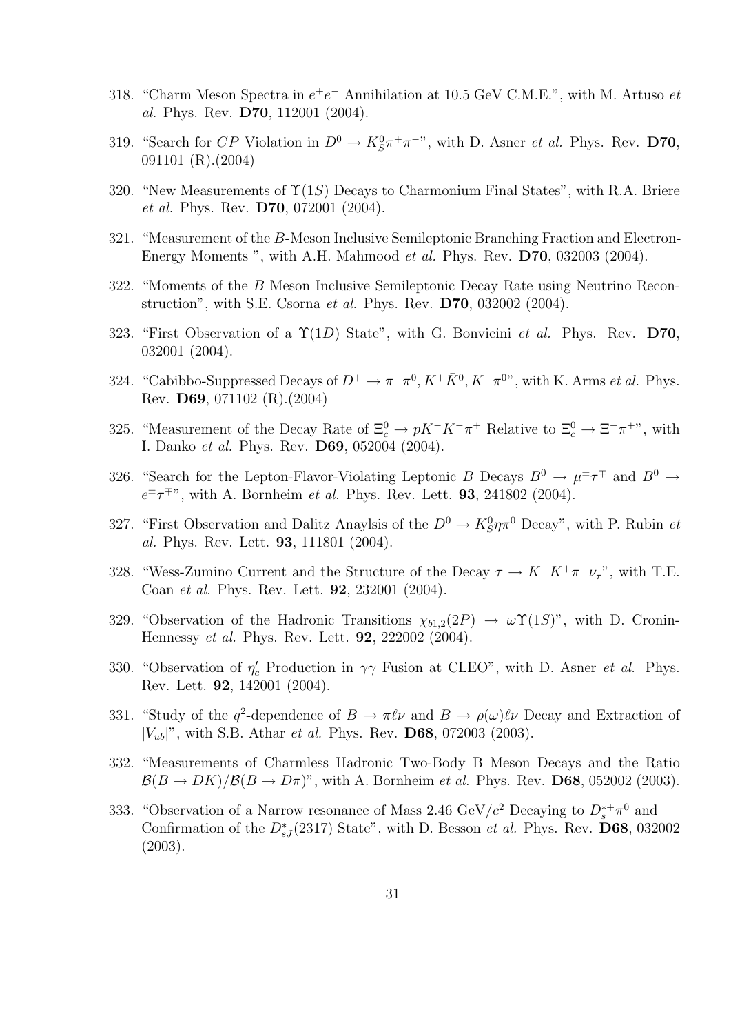318. "Charm Meson Spectra in $e^+e^-$ Annihilation at 10.5 GeV C.M.E.", with M. Artuso *et al.* Phys. Rev. **D70**, 112001 (2004).

319. "Search for $CP$ Violation in $D^0 \to K_S^0\pi^+\pi^-$", with D. Asner *et al.* Phys. Rev. **D70**, 091101 (R).(2004)

320. "New Measurements of $\Upsilon(1S)$ Decays to Charmonium Final States", with R.A. Briere *et al.* Phys. Rev. **D70**, 072001 (2004).

321. "Measurement of the $B$-Meson Inclusive Semileptonic Branching Fraction and Electron-Energy Moments ", with A.H. Mahmood *et al.* Phys. Rev. **D70**, 032003 (2004).

322. "Moments of the $B$ Meson Inclusive Semileptonic Decay Rate using Neutrino Reconstruction", with S.E. Csorna *et al.* Phys. Rev. **D70**, 032002 (2004).

323. "First Observation of a $\Upsilon(1D)$ State", with G. Bonvicini *et al.* Phys. Rev. **D70**, 032001 (2004).

324. "Cabibbo-Suppressed Decays of $D^+ \to \pi^+\pi^0, K^+\bar{K}^0, K^+\pi^0$", with K. Arms *et al.* Phys. Rev. **D69**, 071102 (R).(2004)

325. "Measurement of the Decay Rate of $\Xi_c^0 \to pK^-K^-\pi^+$ Relative to $\Xi_c^0 \to \Xi^-\pi^+$", with I. Danko *et al.* Phys. Rev. **D69**, 052004 (2004).

326. "Search for the Lepton-Flavor-Violating Leptonic $B$ Decays $B^0 \to \mu^\pm\tau^\mp$ and $B^0 \to e^\pm\tau^\mp$", with A. Bornheim *et al.* Phys. Rev. Lett. **93**, 241802 (2004).

327. "First Observation and Dalitz Anaylsis of the $D^0 \to K_S^0\eta\pi^0$ Decay", with P. Rubin *et al.* Phys. Rev. Lett. **93**, 111801 (2004).

328. "Wess-Zumino Current and the Structure of the Decay $\tau \to K^-K^+\pi^-\nu_\tau$", with T.E. Coan *et al.* Phys. Rev. Lett. **92**, 232001 (2004).

329. "Observation of the Hadronic Transitions $\chi_{b1,2}(2P) \to \omega\Upsilon(1S)$", with D. Cronin-Hennessy *et al.* Phys. Rev. Lett. **92**, 222002 (2004).

330. "Observation of $\eta_c'$ Production in $\gamma\gamma$ Fusion at CLEO", with D. Asner *et al.* Phys. Rev. Lett. **92**, 142001 (2004).

331. "Study of the $q^2$-dependence of $B \to \pi\ell\nu$ and $B \to \rho(\omega)\ell\nu$ Decay and Extraction of $|V_{ub}|$", with S.B. Athar *et al.* Phys. Rev. **D68**, 072003 (2003).

332. "Measurements of Charmless Hadronic Two-Body B Meson Decays and the Ratio $\mathcal{B}(B \to DK)/\mathcal{B}(B \to D\pi)$", with A. Bornheim *et al.* Phys. Rev. **D68**, 052002 (2003).

333. "Observation of a Narrow resonance of Mass 2.46 GeV/$c^2$ Decaying to $D_s^{*+}\pi^0$ and Confirmation of the $D_{sJ}^*(2317)$ State", with D. Besson *et al.* Phys. Rev. **D68**, 032002 (2003).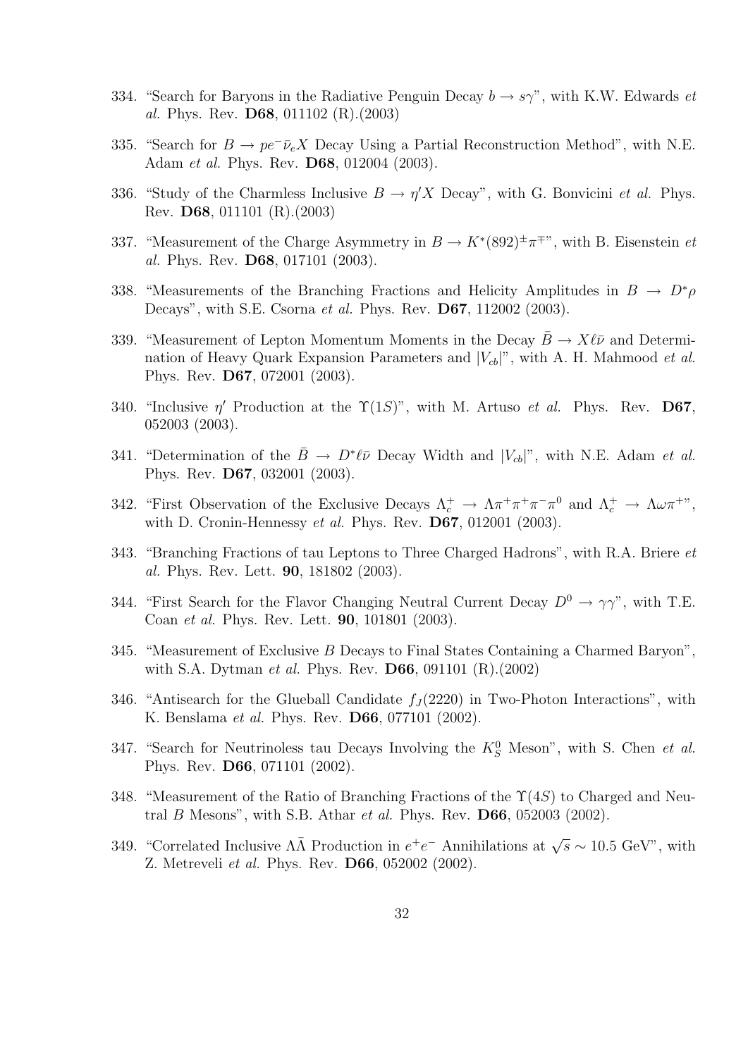334. "Search for Baryons in the Radiative Penguin Decay $b \to s\gamma$", with K.W. Edwards *et al.* Phys. Rev. **D68**, 011102 (R).(2003)

335. "Search for $B \to pe^-\bar{\nu}_e X$ Decay Using a Partial Reconstruction Method", with N.E. Adam *et al.* Phys. Rev. **D68**, 012004 (2003).

336. "Study of the Charmless Inclusive $B \to \eta' X$ Decay", with G. Bonvicini *et al.* Phys. Rev. **D68**, 011101 (R).(2003)

337. "Measurement of the Charge Asymmetry in $B \to K^*(892)^{\pm}\pi^{\mp}$", with B. Eisenstein *et al.* Phys. Rev. **D68**, 017101 (2003).

338. "Measurements of the Branching Fractions and Helicity Amplitudes in $B \to D^*\rho$ Decays", with S.E. Csorna *et al.* Phys. Rev. **D67**, 112002 (2003).

339. "Measurement of Lepton Momentum Moments in the Decay $\bar{B} \to X\ell\bar{\nu}$ and Determination of Heavy Quark Expansion Parameters and $|V_{cb}|$", with A. H. Mahmood *et al.* Phys. Rev. **D67**, 072001 (2003).

340. "Inclusive $\eta'$ Production at the $\Upsilon(1S)$", with M. Artuso *et al.* Phys. Rev. **D67**, 052003 (2003).

341. "Determination of the $\bar{B} \to D^*\ell\bar{\nu}$ Decay Width and $|V_{cb}|$", with N.E. Adam *et al.* Phys. Rev. **D67**, 032001 (2003).

342. "First Observation of the Exclusive Decays $\Lambda_c^+ \to \Lambda\pi^+\pi^+\pi^-\pi^0$ and $\Lambda_c^+ \to \Lambda\omega\pi^+$", with D. Cronin-Hennessy *et al.* Phys. Rev. **D67**, 012001 (2003).

343. "Branching Fractions of tau Leptons to Three Charged Hadrons", with R.A. Briere *et al.* Phys. Rev. Lett. **90**, 181802 (2003).

344. "First Search for the Flavor Changing Neutral Current Decay $D^0 \to \gamma\gamma$", with T.E. Coan *et al.* Phys. Rev. Lett. **90**, 101801 (2003).

345. "Measurement of Exclusive $B$ Decays to Final States Containing a Charmed Baryon", with S.A. Dytman *et al.* Phys. Rev. **D66**, 091101 (R).(2002)

346. "Antisearch for the Glueball Candidate $f_J(2220)$ in Two-Photon Interactions", with K. Benslama *et al.* Phys. Rev. **D66**, 077101 (2002).

347. "Search for Neutrinoless tau Decays Involving the $K_S^0$ Meson", with S. Chen *et al.* Phys. Rev. **D66**, 071101 (2002).

348. "Measurement of the Ratio of Branching Fractions of the $\Upsilon(4S)$ to Charged and Neutral $B$ Mesons", with S.B. Athar *et al.* Phys. Rev. **D66**, 052003 (2002).

349. "Correlated Inclusive $\Lambda\bar{\Lambda}$ Production in $e^+e^-$ Annihilations at $\sqrt{s} \sim 10.5$ GeV", with Z. Metreveli *et al.* Phys. Rev. **D66**, 052002 (2002).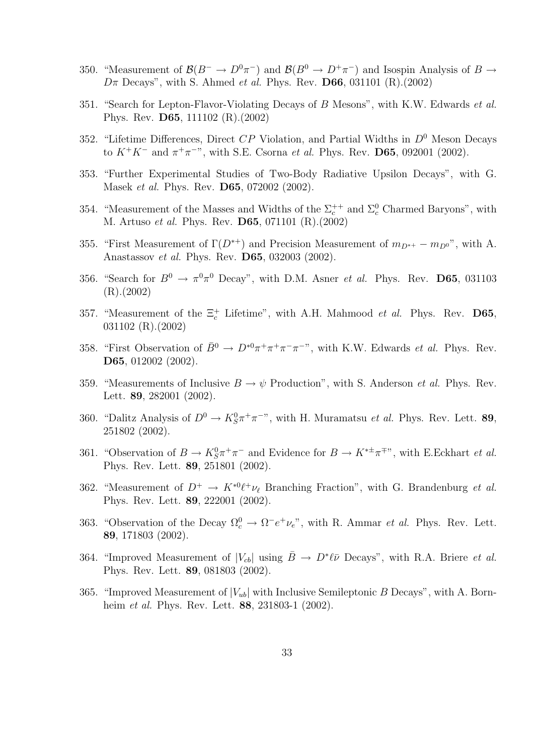350. "Measurement of $\mathcal{B}(B^- \to D^0\pi^-)$ and $\mathcal{B}(B^0 \to D^+\pi^-)$ and Isospin Analysis of $B \to D\pi$ Decays", with S. Ahmed *et al.* Phys. Rev. **D66**, 031101 (R).(2002)

351. "Search for Lepton-Flavor-Violating Decays of $B$ Mesons", with K.W. Edwards *et al.* Phys. Rev. **D65**, 111102 (R).(2002)

352. "Lifetime Differences, Direct $CP$ Violation, and Partial Widths in $D^0$ Meson Decays to $K^+K^-$ and $\pi^+\pi^-$", with S.E. Csorna *et al.* Phys. Rev. **D65**, 092001 (2002).

353. "Further Experimental Studies of Two-Body Radiative Upsilon Decays", with G. Masek *et al.* Phys. Rev. **D65**, 072002 (2002).

354. "Measurement of the Masses and Widths of the $\Sigma_c^{++}$ and $\Sigma_c^0$ Charmed Baryons", with M. Artuso *et al.* Phys. Rev. **D65**, 071101 (R).(2002)

355. "First Measurement of $\Gamma(D^{*+})$ and Precision Measurement of $m_{D^{*+}} - m_{D^0}$", with A. Anastassov *et al.* Phys. Rev. **D65**, 032003 (2002).

356. "Search for $B^0 \to \pi^0\pi^0$ Decay", with D.M. Asner *et al.* Phys. Rev. **D65**, 031103 (R).(2002)

357. "Measurement of the $\Xi_c^+$ Lifetime", with A.H. Mahmood *et al.* Phys. Rev. **D65**, 031102 (R).(2002)

358. "First Observation of $\bar{B}^0 \to D^{*0}\pi^+\pi^+\pi^-\pi^-$", with K.W. Edwards *et al.* Phys. Rev. **D65**, 012002 (2002).

359. "Measurements of Inclusive $B \to \psi$ Production", with S. Anderson *et al.* Phys. Rev. Lett. **89**, 282001 (2002).

360. "Dalitz Analysis of $D^0 \to K_S^0\pi^+\pi^-$", with H. Muramatsu *et al.* Phys. Rev. Lett. **89**, 251802 (2002).

361. "Observation of $B \to K_S^0\pi^+\pi^-$ and Evidence for $B \to K^{*\pm}\pi^{\mp}$", with E.Eckhart *et al.* Phys. Rev. Lett. **89**, 251801 (2002).

362. "Measurement of $D^+ \to K^{*0}\ell^+\nu_\ell$ Branching Fraction", with G. Brandenburg *et al.* Phys. Rev. Lett. **89**, 222001 (2002).

363. "Observation of the Decay $\Omega_c^0 \to \Omega^- e^+\nu_e$", with R. Ammar *et al.* Phys. Rev. Lett. **89**, 171803 (2002).

364. "Improved Measurement of $|V_{cb}|$ using $\bar{B} \to D^*\ell\bar{\nu}$ Decays", with R.A. Briere *et al.* Phys. Rev. Lett. **89**, 081803 (2002).

365. "Improved Measurement of $|V_{ub}|$ with Inclusive Semileptonic $B$ Decays", with A. Bornheim *et al.* Phys. Rev. Lett. **88**, 231803-1 (2002).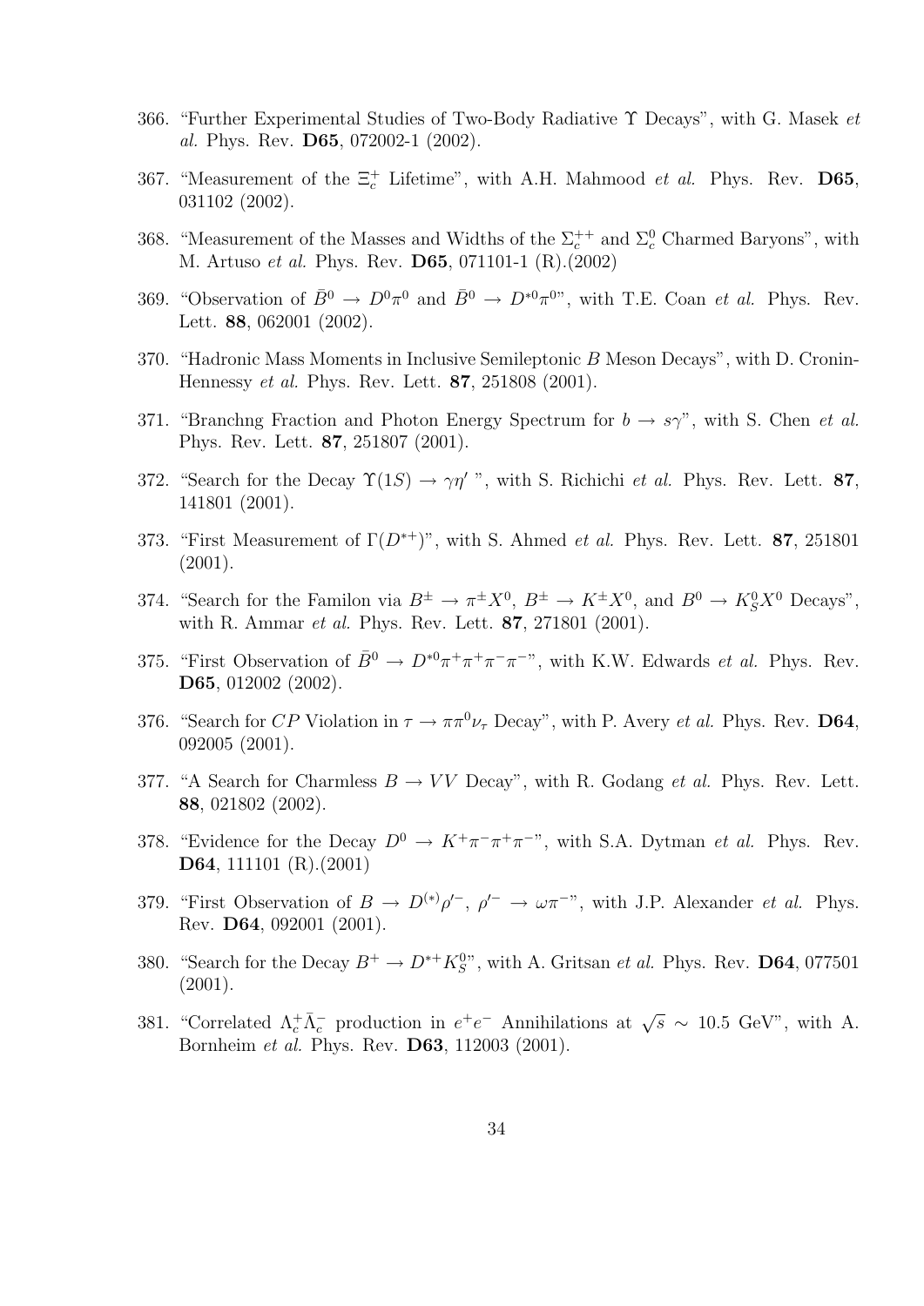366. "Further Experimental Studies of Two-Body Radiative $\Upsilon$ Decays", with G. Masek *et al.* Phys. Rev. **D65**, 072002-1 (2002).

367. "Measurement of the $\Xi_c^+$ Lifetime", with A.H. Mahmood *et al.* Phys. Rev. **D65**, 031102 (2002).

368. "Measurement of the Masses and Widths of the $\Sigma_c^{++}$ and $\Sigma_c^0$ Charmed Baryons", with M. Artuso *et al.* Phys. Rev. **D65**, 071101-1 (R).(2002)

369. "Observation of $\bar{B}^0 \to D^0\pi^0$ and $\bar{B}^0 \to D^{*0}\pi^0$", with T.E. Coan *et al.* Phys. Rev. Lett. **88**, 062001 (2002).

370. "Hadronic Mass Moments in Inclusive Semileptonic $B$ Meson Decays", with D. Cronin-Hennessy *et al.* Phys. Rev. Lett. **87**, 251808 (2001).

371. "Branchng Fraction and Photon Energy Spectrum for $b \to s\gamma$", with S. Chen *et al.* Phys. Rev. Lett. **87**, 251807 (2001).

372. "Search for the Decay $\Upsilon(1S) \to \gamma\eta'$ ", with S. Richichi *et al.* Phys. Rev. Lett. **87**, 141801 (2001).

373. "First Measurement of $\Gamma(D^{*+})$", with S. Ahmed *et al.* Phys. Rev. Lett. **87**, 251801 (2001).

374. "Search for the Familon via $B^\pm \to \pi^\pm X^0$, $B^\pm \to K^\pm X^0$, and $B^0 \to K_S^0 X^0$ Decays", with R. Ammar *et al.* Phys. Rev. Lett. **87**, 271801 (2001).

375. "First Observation of $\bar{B}^0 \to D^{*0}\pi^+\pi^+\pi^-\pi^-$", with K.W. Edwards *et al.* Phys. Rev. **D65**, 012002 (2002).

376. "Search for $CP$ Violation in $\tau \to \pi\pi^0\nu_\tau$ Decay", with P. Avery *et al.* Phys. Rev. **D64**, 092005 (2001).

377. "A Search for Charmless $B \to VV$ Decay", with R. Godang *et al.* Phys. Rev. Lett. **88**, 021802 (2002).

378. "Evidence for the Decay $D^0 \to K^+\pi^-\pi^+\pi^-$", with S.A. Dytman *et al.* Phys. Rev. **D64**, 111101 (R).(2001)

379. "First Observation of $B \to D^{(*)}\rho'^-$, $\rho'^- \to \omega\pi^-$", with J.P. Alexander *et al.* Phys. Rev. **D64**, 092001 (2001).

380. "Search for the Decay $B^+ \to D^{*+}K_S^0$", with A. Gritsan *et al.* Phys. Rev. **D64**, 077501 (2001).

381. "Correlated $\Lambda_c^+\bar{\Lambda}_c^-$ production in $e^+e^-$ Annihilations at $\sqrt{s} \sim 10.5$ GeV", with A. Bornheim *et al.* Phys. Rev. **D63**, 112003 (2001).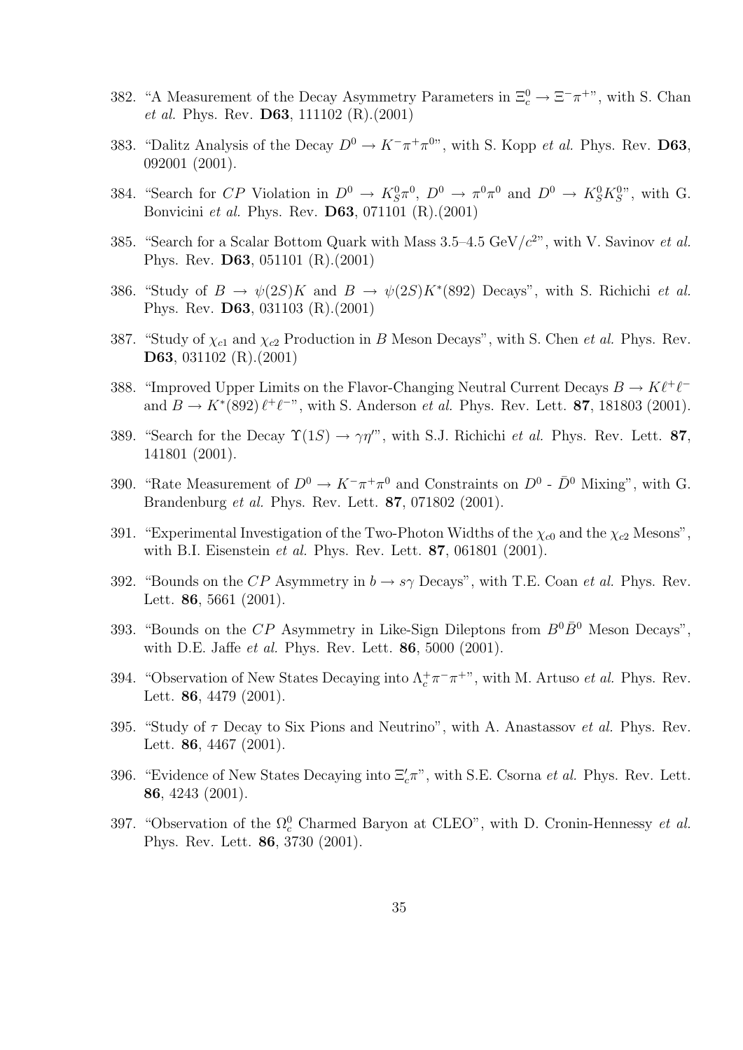382. "A Measurement of the Decay Asymmetry Parameters in $\Xi_c^0 \to \Xi^- \pi^+$", with S. Chan *et al.* Phys. Rev. **D63**, 111102 (R).(2001)

383. "Dalitz Analysis of the Decay $D^0 \to K^- \pi^+ \pi^0$", with S. Kopp *et al.* Phys. Rev. **D63**, 092001 (2001).

384. "Search for $CP$ Violation in $D^0 \to K_S^0 \pi^0$, $D^0 \to \pi^0 \pi^0$ and $D^0 \to K_S^0 K_S^0$", with G. Bonvicini *et al.* Phys. Rev. **D63**, 071101 (R).(2001)

385. "Search for a Scalar Bottom Quark with Mass 3.5–4.5 GeV/$c^2$", with V. Savinov *et al.* Phys. Rev. **D63**, 051101 (R).(2001)

386. "Study of $B \to \psi(2S) K$ and $B \to \psi(2S) K^*(892)$ Decays", with S. Richichi *et al.* Phys. Rev. **D63**, 031103 (R).(2001)

387. "Study of $\chi_{c1}$ and $\chi_{c2}$ Production in $B$ Meson Decays", with S. Chen *et al.* Phys. Rev. **D63**, 031102 (R).(2001)

388. "Improved Upper Limits on the Flavor-Changing Neutral Current Decays $B \to K \ell^+ \ell^-$ and $B \to K^*(892)\, \ell^+ \ell^-$", with S. Anderson *et al.* Phys. Rev. Lett. **87**, 181803 (2001).

389. "Search for the Decay $\Upsilon(1S) \to \gamma \eta'$", with S.J. Richichi *et al.* Phys. Rev. Lett. **87**, 141801 (2001).

390. "Rate Measurement of $D^0 \to K^- \pi^+ \pi^0$ and Constraints on $D^0$ - $\bar{D}^0$ Mixing", with G. Brandenburg *et al.* Phys. Rev. Lett. **87**, 071802 (2001).

391. "Experimental Investigation of the Two-Photon Widths of the $\chi_{c0}$ and the $\chi_{c2}$ Mesons", with B.I. Eisenstein *et al.* Phys. Rev. Lett. **87**, 061801 (2001).

392. "Bounds on the $CP$ Asymmetry in $b \to s\gamma$ Decays", with T.E. Coan *et al.* Phys. Rev. Lett. **86**, 5661 (2001).

393. "Bounds on the $CP$ Asymmetry in Like-Sign Dileptons from $B^0 \bar{B}^0$ Meson Decays", with D.E. Jaffe *et al.* Phys. Rev. Lett. **86**, 5000 (2001).

394. "Observation of New States Decaying into $\Lambda_c^+ \pi^- \pi^+$", with M. Artuso *et al.* Phys. Rev. Lett. **86**, 4479 (2001).

395. "Study of $\tau$ Decay to Six Pions and Neutrino", with A. Anastassov *et al.* Phys. Rev. Lett. **86**, 4467 (2001).

396. "Evidence of New States Decaying into $\Xi_c' \pi$", with S.E. Csorna *et al.* Phys. Rev. Lett. **86**, 4243 (2001).

397. "Observation of the $\Omega_c^0$ Charmed Baryon at CLEO", with D. Cronin-Hennessy *et al.* Phys. Rev. Lett. **86**, 3730 (2001).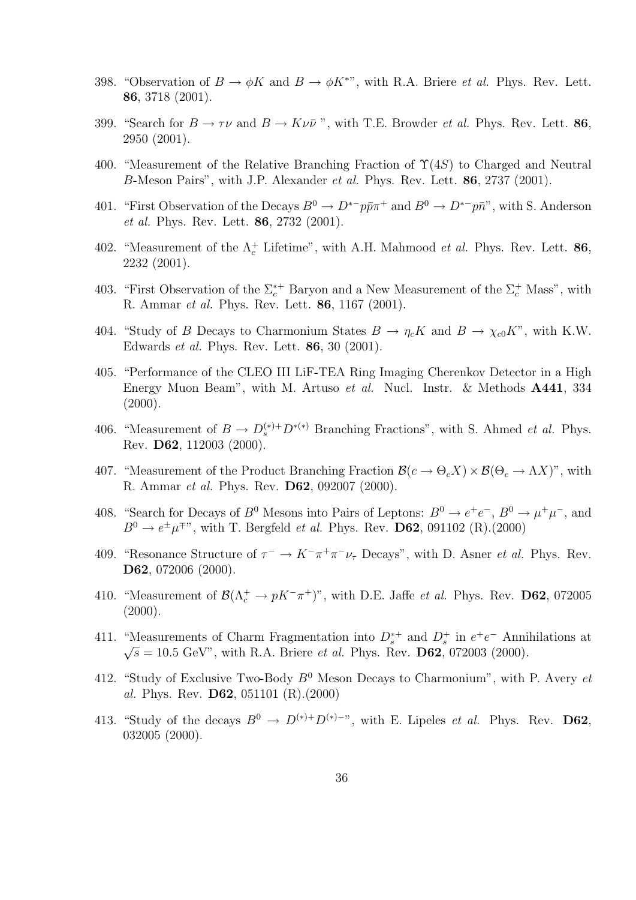398. "Observation of $B \to \phi K$ and $B \to \phi K^*$", with R.A. Briere *et al.* Phys. Rev. Lett. **86**, 3718 (2001).

399. "Search for $B \to \tau\nu$ and $B \to K\nu\bar{\nu}$ ", with T.E. Browder *et al.* Phys. Rev. Lett. **86**, 2950 (2001).

400. "Measurement of the Relative Branching Fraction of $\Upsilon(4S)$ to Charged and Neutral $B$-Meson Pairs", with J.P. Alexander *et al.* Phys. Rev. Lett. **86**, 2737 (2001).

401. "First Observation of the Decays $B^0 \to D^{*-}p\bar{p}\pi^+$ and $B^0 \to D^{*-}p\bar{n}$", with S. Anderson *et al.* Phys. Rev. Lett. **86**, 2732 (2001).

402. "Measurement of the $\Lambda_c^+$ Lifetime", with A.H. Mahmood *et al.* Phys. Rev. Lett. **86**, 2232 (2001).

403. "First Observation of the $\Sigma_c^{*+}$ Baryon and a New Measurement of the $\Sigma_c^+$ Mass", with R. Ammar *et al.* Phys. Rev. Lett. **86**, 1167 (2001).

404. "Study of B Decays to Charmonium States $B \to \eta_c K$ and $B \to \chi_{c0} K$", with K.W. Edwards *et al.* Phys. Rev. Lett. **86**, 30 (2001).

405. "Performance of the CLEO III LiF-TEA Ring Imaging Cherenkov Detector in a High Energy Muon Beam", with M. Artuso *et al.* Nucl. Instr. & Methods **A441**, 334 (2000).

406. "Measurement of $B \to D_s^{(*)+} D^{*(*)}$ Branching Fractions", with S. Ahmed *et al.* Phys. Rev. **D62**, 112003 (2000).

407. "Measurement of the Product Branching Fraction $\mathcal{B}(c \to \Theta_c X) \times \mathcal{B}(\Theta_c \to \Lambda X)$", with R. Ammar *et al.* Phys. Rev. **D62**, 092007 (2000).

408. "Search for Decays of $B^0$ Mesons into Pairs of Leptons: $B^0 \to e^+e^-$, $B^0 \to \mu^+\mu^-$, and $B^0 \to e^\pm\mu^\mp$", with T. Bergfeld *et al.* Phys. Rev. **D62**, 091102 (R).(2000)

409. "Resonance Structure of $\tau^- \to K^-\pi^+\pi^-\nu_\tau$ Decays", with D. Asner *et al.* Phys. Rev. **D62**, 072006 (2000).

410. "Measurement of $\mathcal{B}(\Lambda_c^+ \to pK^-\pi^+)$", with D.E. Jaffe *et al.* Phys. Rev. **D62**, 072005 (2000).

411. "Measurements of Charm Fragmentation into $D_s^{*+}$ and $D_s^+$ in $e^+e^-$ Annihilations at $\sqrt{s} = 10.5$ GeV", with R.A. Briere *et al.* Phys. Rev. **D62**, 072003 (2000).

412. "Study of Exclusive Two-Body $B^0$ Meson Decays to Charmonium", with P. Avery *et al.* Phys. Rev. **D62**, 051101 (R).(2000)

413. "Study of the decays $B^0 \to D^{(*)+}D^{(*)-}$", with E. Lipeles *et al.* Phys. Rev. **D62**, 032005 (2000).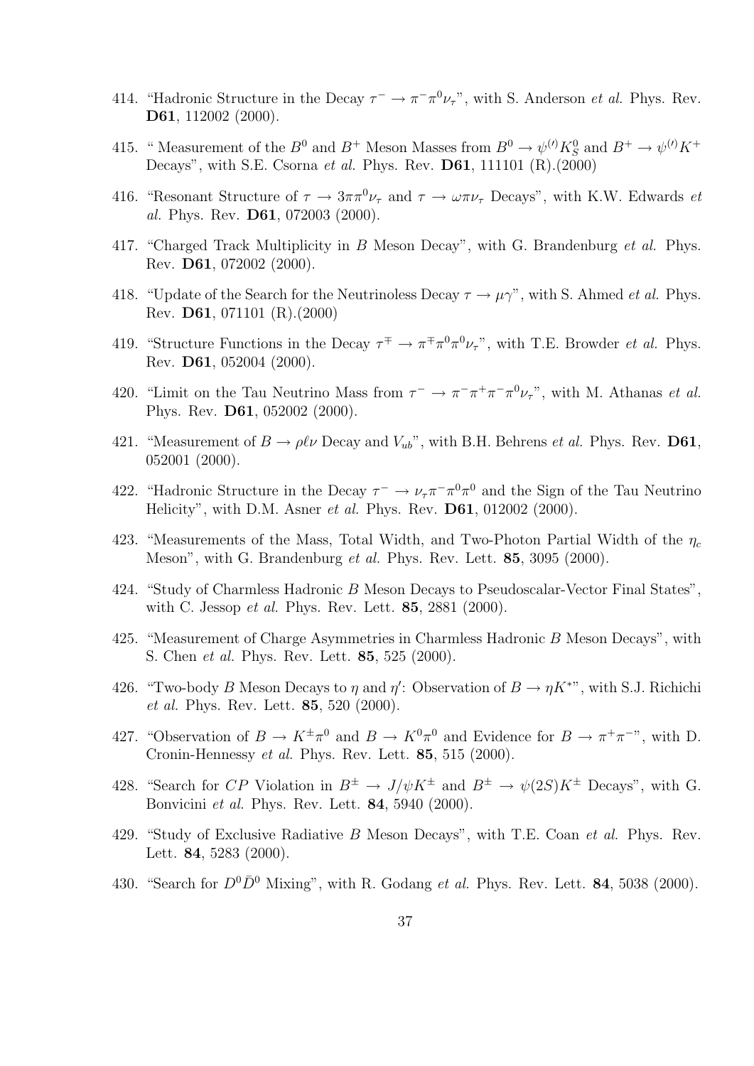414. "Hadronic Structure in the Decay $\tau^- \to \pi^-\pi^0\nu_\tau$", with S. Anderson *et al.* Phys. Rev. **D61**, 112002 (2000).

415. " Measurement of the $B^0$ and $B^+$ Meson Masses from $B^0 \to \psi^{(\prime)} K^0_S$ and $B^+ \to \psi^{(\prime)} K^+$ Decays", with S.E. Csorna *et al.* Phys. Rev. **D61**, 111101 (R).(2000)

416. "Resonant Structure of $\tau \to 3\pi\pi^0\nu_\tau$ and $\tau \to \omega\pi\nu_\tau$ Decays", with K.W. Edwards *et al.* Phys. Rev. **D61**, 072003 (2000).

417. "Charged Track Multiplicity in $B$ Meson Decay", with G. Brandenburg *et al.* Phys. Rev. **D61**, 072002 (2000).

418. "Update of the Search for the Neutrinoless Decay $\tau \to \mu\gamma$", with S. Ahmed *et al.* Phys. Rev. **D61**, 071101 (R).(2000)

419. "Structure Functions in the Decay $\tau^\mp \to \pi^\mp\pi^0\pi^0\nu_\tau$", with T.E. Browder *et al.* Phys. Rev. **D61**, 052004 (2000).

420. "Limit on the Tau Neutrino Mass from $\tau^- \to \pi^-\pi^+\pi^-\pi^0\nu_\tau$", with M. Athanas *et al.* Phys. Rev. **D61**, 052002 (2000).

421. "Measurement of $B \to \rho\ell\nu$ Decay and $V_{ub}$", with B.H. Behrens *et al.* Phys. Rev. **D61**, 052001 (2000).

422. "Hadronic Structure in the Decay $\tau^- \to \nu_\tau\pi^-\pi^0\pi^0$ and the Sign of the Tau Neutrino Helicity", with D.M. Asner *et al.* Phys. Rev. **D61**, 012002 (2000).

423. "Measurements of the Mass, Total Width, and Two-Photon Partial Width of the $\eta_c$ Meson", with G. Brandenburg *et al.* Phys. Rev. Lett. **85**, 3095 (2000).

424. "Study of Charmless Hadronic $B$ Meson Decays to Pseudoscalar-Vector Final States", with C. Jessop *et al.* Phys. Rev. Lett. **85**, 2881 (2000).

425. "Measurement of Charge Asymmetries in Charmless Hadronic $B$ Meson Decays", with S. Chen *et al.* Phys. Rev. Lett. **85**, 525 (2000).

426. "Two-body $B$ Meson Decays to $\eta$ and $\eta'$: Observation of $B \to \eta K^*$", with S.J. Richichi *et al.* Phys. Rev. Lett. **85**, 520 (2000).

427. "Observation of $B \to K^\pm\pi^0$ and $B \to K^0\pi^0$ and Evidence for $B \to \pi^+\pi^-$", with D. Cronin-Hennessy *et al.* Phys. Rev. Lett. **85**, 515 (2000).

428. "Search for $CP$ Violation in $B^\pm \to J/\psi K^\pm$ and $B^\pm \to \psi(2S)K^\pm$ Decays", with G. Bonvicini *et al.* Phys. Rev. Lett. **84**, 5940 (2000).

429. "Study of Exclusive Radiative $B$ Meson Decays", with T.E. Coan *et al.* Phys. Rev. Lett. **84**, 5283 (2000).

430. "Search for $D^0\bar{D}^0$ Mixing", with R. Godang *et al.* Phys. Rev. Lett. **84**, 5038 (2000).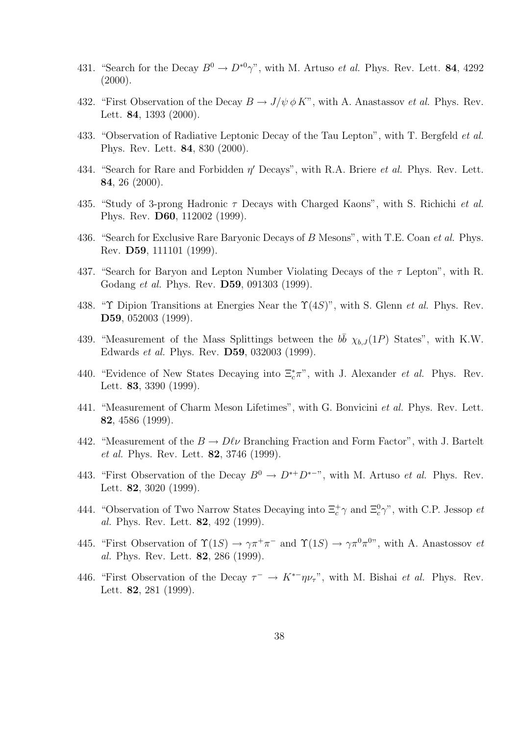431. "Search for the Decay $B^0 \to D^{*0}\gamma$", with M. Artuso *et al.* Phys. Rev. Lett. **84**, 4292 (2000).

432. "First Observation of the Decay $B \to J/\psi\,\phi\,K$", with A. Anastassov *et al.* Phys. Rev. Lett. **84**, 1393 (2000).

433. "Observation of Radiative Leptonic Decay of the Tau Lepton", with T. Bergfeld *et al.* Phys. Rev. Lett. **84**, 830 (2000).

434. "Search for Rare and Forbidden $\eta'$ Decays", with R.A. Briere *et al.* Phys. Rev. Lett. **84**, 26 (2000).

435. "Study of 3-prong Hadronic $\tau$ Decays with Charged Kaons", with S. Richichi *et al.* Phys. Rev. **D60**, 112002 (1999).

436. "Search for Exclusive Rare Baryonic Decays of $B$ Mesons", with T.E. Coan *et al.* Phys. Rev. **D59**, 111101 (1999).

437. "Search for Baryon and Lepton Number Violating Decays of the $\tau$ Lepton", with R. Godang *et al.* Phys. Rev. **D59**, 091303 (1999).

438. "$\Upsilon$ Dipion Transitions at Energies Near the $\Upsilon(4S)$", with S. Glenn *et al.* Phys. Rev. **D59**, 052003 (1999).

439. "Measurement of the Mass Splittings between the $b\bar{b}$ $\chi_{b,J}(1P)$ States", with K.W. Edwards *et al.* Phys. Rev. **D59**, 032003 (1999).

440. "Evidence of New States Decaying into $\Xi_c^*\pi$", with J. Alexander *et al.* Phys. Rev. Lett. **83**, 3390 (1999).

441. "Measurement of Charm Meson Lifetimes", with G. Bonvicini *et al.* Phys. Rev. Lett. **82**, 4586 (1999).

442. "Measurement of the $B \to D\ell\nu$ Branching Fraction and Form Factor", with J. Bartelt *et al.* Phys. Rev. Lett. **82**, 3746 (1999).

443. "First Observation of the Decay $B^0 \to D^{*+}D^{*-}$", with M. Artuso *et al.* Phys. Rev. Lett. **82**, 3020 (1999).

444. "Observation of Two Narrow States Decaying into $\Xi_c^+\gamma$ and $\Xi_c^0\gamma$", with C.P. Jessop *et al.* Phys. Rev. Lett. **82**, 492 (1999).

445. "First Observation of $\Upsilon(1S) \to \gamma\pi^+\pi^-$ and $\Upsilon(1S) \to \gamma\pi^0\pi^0$", with A. Anastossov *et al.* Phys. Rev. Lett. **82**, 286 (1999).

446. "First Observation of the Decay $\tau^- \to K^{*-}\eta\nu_\tau$", with M. Bishai *et al.* Phys. Rev. Lett. **82**, 281 (1999).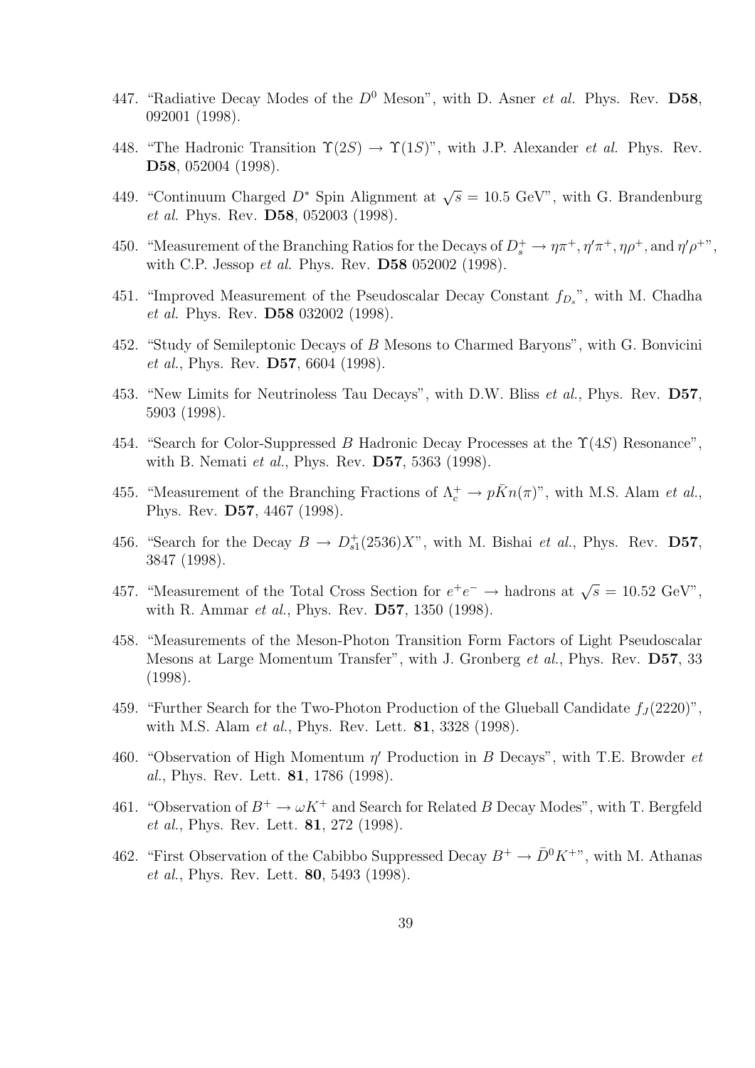447. "Radiative Decay Modes of the $D^0$ Meson", with D. Asner *et al.* Phys. Rev. **D58**, 092001 (1998).

448. "The Hadronic Transition $\Upsilon(2S) \rightarrow \Upsilon(1S)$", with J.P. Alexander *et al.* Phys. Rev. **D58**, 052004 (1998).

449. "Continuum Charged $D^*$ Spin Alignment at $\sqrt{s} = 10.5$ GeV", with G. Brandenburg *et al.* Phys. Rev. **D58**, 052003 (1998).

450. "Measurement of the Branching Ratios for the Decays of $D_s^+ \rightarrow \eta\pi^+, \eta'\pi^+, \eta\rho^+$, and $\eta'\rho^+$", with C.P. Jessop *et al.* Phys. Rev. **D58** 052002 (1998).

451. "Improved Measurement of the Pseudoscalar Decay Constant $f_{D_s}$", with M. Chadha *et al.* Phys. Rev. **D58** 032002 (1998).

452. "Study of Semileptonic Decays of $B$ Mesons to Charmed Baryons", with G. Bonvicini *et al.*, Phys. Rev. **D57**, 6604 (1998).

453. "New Limits for Neutrinoless Tau Decays", with D.W. Bliss *et al.*, Phys. Rev. **D57**, 5903 (1998).

454. "Search for Color-Suppressed $B$ Hadronic Decay Processes at the $\Upsilon(4S)$ Resonance", with B. Nemati *et al.*, Phys. Rev. **D57**, 5363 (1998).

455. "Measurement of the Branching Fractions of $\Lambda_c^+ \rightarrow p\bar{K}n(\pi)$", with M.S. Alam *et al.*, Phys. Rev. **D57**, 4467 (1998).

456. "Search for the Decay $B \rightarrow D_{s1}^+(2536)X$", with M. Bishai *et al.*, Phys. Rev. **D57**, 3847 (1998).

457. "Measurement of the Total Cross Section for $e^+e^- \rightarrow$ hadrons at $\sqrt{s} = 10.52$ GeV", with R. Ammar *et al.*, Phys. Rev. **D57**, 1350 (1998).

458. "Measurements of the Meson-Photon Transition Form Factors of Light Pseudoscalar Mesons at Large Momentum Transfer", with J. Gronberg *et al.*, Phys. Rev. **D57**, 33 (1998).

459. "Further Search for the Two-Photon Production of the Glueball Candidate $f_J(2220)$", with M.S. Alam *et al.*, Phys. Rev. Lett. **81**, 3328 (1998).

460. "Observation of High Momentum $\eta'$ Production in $B$ Decays", with T.E. Browder *et al.*, Phys. Rev. Lett. **81**, 1786 (1998).

461. "Observation of $B^+ \rightarrow \omega K^+$ and Search for Related $B$ Decay Modes", with T. Bergfeld *et al.*, Phys. Rev. Lett. **81**, 272 (1998).

462. "First Observation of the Cabibbo Suppressed Decay $B^+ \rightarrow \bar{D}^0 K^+$", with M. Athanas *et al.*, Phys. Rev. Lett. **80**, 5493 (1998).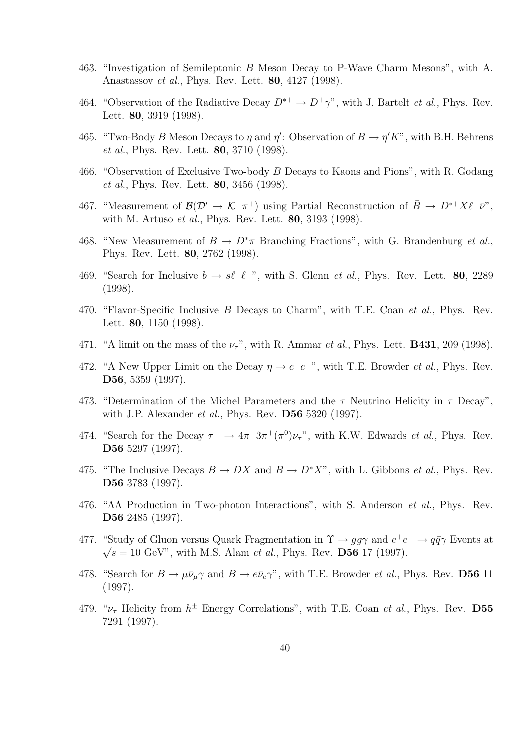463. "Investigation of Semileptonic $B$ Meson Decay to P-Wave Charm Mesons", with A. Anastassov *et al.*, Phys. Rev. Lett. **80**, 4127 (1998).

464. "Observation of the Radiative Decay $D^{*+} \to D^{+}\gamma$", with J. Bartelt *et al.*, Phys. Rev. Lett. **80**, 3919 (1998).

465. "Two-Body $B$ Meson Decays to $\eta$ and $\eta'$: Observation of $B \to \eta' K$", with B.H. Behrens *et al.*, Phys. Rev. Lett. **80**, 3710 (1998).

466. "Observation of Exclusive Two-body $B$ Decays to Kaons and Pions", with R. Godang *et al.*, Phys. Rev. Lett. **80**, 3456 (1998).

467. "Measurement of $\mathcal{B}(\mathcal{D}' \to \mathcal{K}^{-}\pi^{+})$ using Partial Reconstruction of $\bar{B} \to D^{*+}X\ell^{-}\bar{\nu}$", with M. Artuso *et al.*, Phys. Rev. Lett. **80**, 3193 (1998).

468. "New Measurement of $B \to D^{*}\pi$ Branching Fractions", with G. Brandenburg *et al.*, Phys. Rev. Lett. **80**, 2762 (1998).

469. "Search for Inclusive $b \to s\ell^{+}\ell^{-}$", with S. Glenn *et al.*, Phys. Rev. Lett. **80**, 2289 (1998).

470. "Flavor-Specific Inclusive $B$ Decays to Charm", with T.E. Coan *et al.*, Phys. Rev. Lett. **80**, 1150 (1998).

471. "A limit on the mass of the $\nu_{\tau}$", with R. Ammar *et al.*, Phys. Lett. **B431**, 209 (1998).

472. "A New Upper Limit on the Decay $\eta \to e^{+}e^{-}$", with T.E. Browder *et al.*, Phys. Rev. **D56**, 5359 (1997).

473. "Determination of the Michel Parameters and the $\tau$ Neutrino Helicity in $\tau$ Decay", with J.P. Alexander *et al.*, Phys. Rev. **D56** 5320 (1997).

474. "Search for the Decay $\tau^{-} \to 4\pi^{-}3\pi^{+}(\pi^{0})\nu_{\tau}$", with K.W. Edwards *et al.*, Phys. Rev. **D56** 5297 (1997).

475. "The Inclusive Decays $B \to DX$ and $B \to D^{*}X$", with L. Gibbons *et al.*, Phys. Rev. **D56** 3783 (1997).

476. "$\Lambda\overline{\Lambda}$ Production in Two-photon Interactions", with S. Anderson *et al.*, Phys. Rev. **D56** 2485 (1997).

477. "Study of Gluon versus Quark Fragmentation in $\Upsilon \to gg\gamma$ and $e^{+}e^{-} \to q\bar{q}\gamma$ Events at $\sqrt{s} = 10$ GeV", with M.S. Alam *et al.*, Phys. Rev. **D56** 17 (1997).

478. "Search for $B \to \mu\bar{\nu}_{\mu}\gamma$ and $B \to e\bar{\nu}_{e}\gamma$", with T.E. Browder *et al.*, Phys. Rev. **D56** 11 (1997).

479. "$\nu_{\tau}$ Helicity from $h^{\pm}$ Energy Correlations", with T.E. Coan *et al.*, Phys. Rev. **D55** 7291 (1997).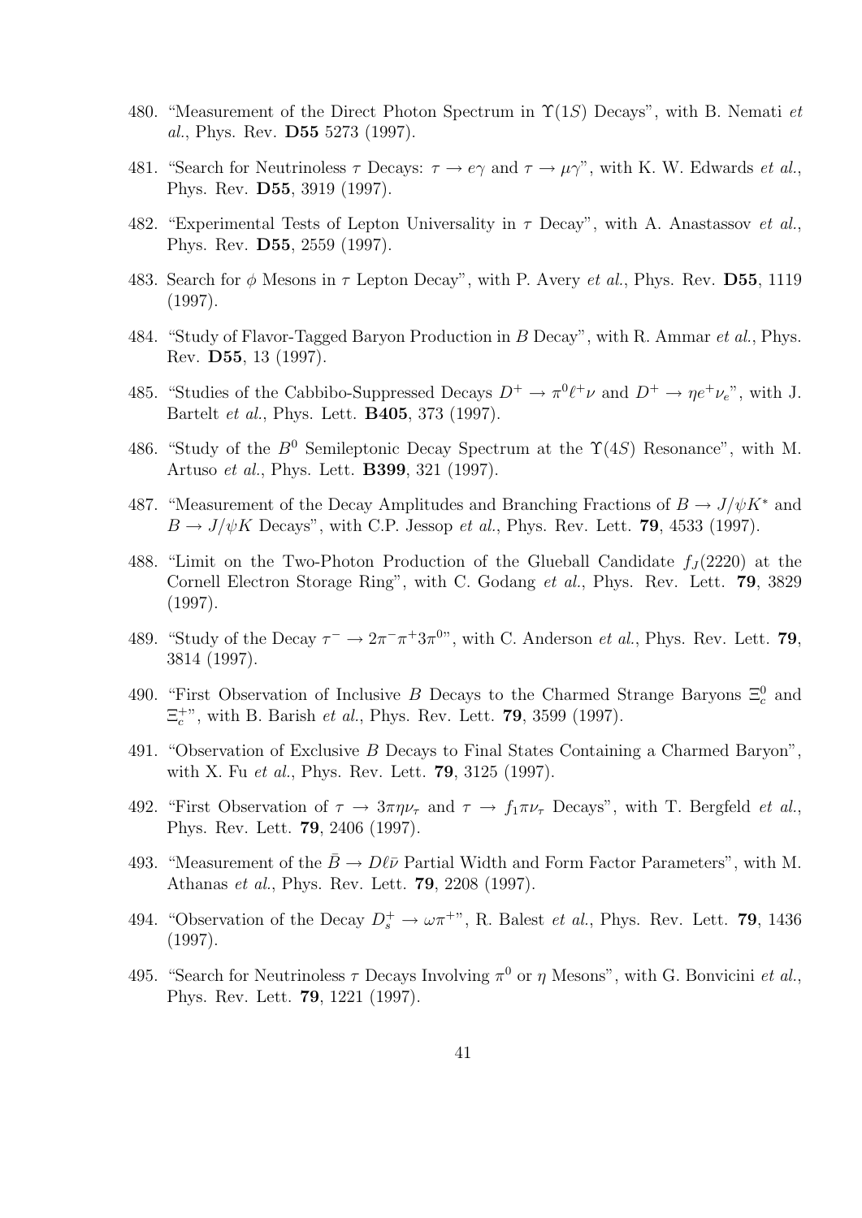480. "Measurement of the Direct Photon Spectrum in $\Upsilon(1S)$ Decays", with B. Nemati *et al.*, Phys. Rev. **D55** 5273 (1997).

481. "Search for Neutrinoless $\tau$ Decays: $\tau \to e\gamma$ and $\tau \to \mu\gamma$", with K. W. Edwards *et al.*, Phys. Rev. **D55**, 3919 (1997).

482. "Experimental Tests of Lepton Universality in $\tau$ Decay", with A. Anastassov *et al.*, Phys. Rev. **D55**, 2559 (1997).

483. Search for $\phi$ Mesons in $\tau$ Lepton Decay", with P. Avery *et al.*, Phys. Rev. **D55**, 1119 (1997).

484. "Study of Flavor-Tagged Baryon Production in $B$ Decay", with R. Ammar *et al.*, Phys. Rev. **D55**, 13 (1997).

485. "Studies of the Cabbibo-Suppressed Decays $D^+ \to \pi^0\ell^+\nu$ and $D^+ \to \eta e^+\nu_e$", with J. Bartelt *et al.*, Phys. Lett. **B405**, 373 (1997).

486. "Study of the $B^0$ Semileptonic Decay Spectrum at the $\Upsilon(4S)$ Resonance", with M. Artuso *et al.*, Phys. Lett. **B399**, 321 (1997).

487. "Measurement of the Decay Amplitudes and Branching Fractions of $B \to J/\psi K^*$ and $B \to J/\psi K$ Decays", with C.P. Jessop *et al.*, Phys. Rev. Lett. **79**, 4533 (1997).

488. "Limit on the Two-Photon Production of the Glueball Candidate $f_J(2220)$ at the Cornell Electron Storage Ring", with C. Godang *et al.*, Phys. Rev. Lett. **79**, 3829 (1997).

489. "Study of the Decay $\tau^- \to 2\pi^-\pi^+3\pi^0$", with C. Anderson *et al.*, Phys. Rev. Lett. **79**, 3814 (1997).

490. "First Observation of Inclusive $B$ Decays to the Charmed Strange Baryons $\Xi_c^0$ and $\Xi_c^+$", with B. Barish *et al.*, Phys. Rev. Lett. **79**, 3599 (1997).

491. "Observation of Exclusive $B$ Decays to Final States Containing a Charmed Baryon", with X. Fu *et al.*, Phys. Rev. Lett. **79**, 3125 (1997).

492. "First Observation of $\tau \to 3\pi\eta\nu_\tau$ and $\tau \to f_1\pi\nu_\tau$ Decays", with T. Bergfeld *et al.*, Phys. Rev. Lett. **79**, 2406 (1997).

493. "Measurement of the $\bar{B} \to D\ell\bar{\nu}$ Partial Width and Form Factor Parameters", with M. Athanas *et al.*, Phys. Rev. Lett. **79**, 2208 (1997).

494. "Observation of the Decay $D_s^+ \to \omega\pi^+$", R. Balest *et al.*, Phys. Rev. Lett. **79**, 1436 (1997).

495. "Search for Neutrinoless $\tau$ Decays Involving $\pi^0$ or $\eta$ Mesons", with G. Bonvicini *et al.*, Phys. Rev. Lett. **79**, 1221 (1997).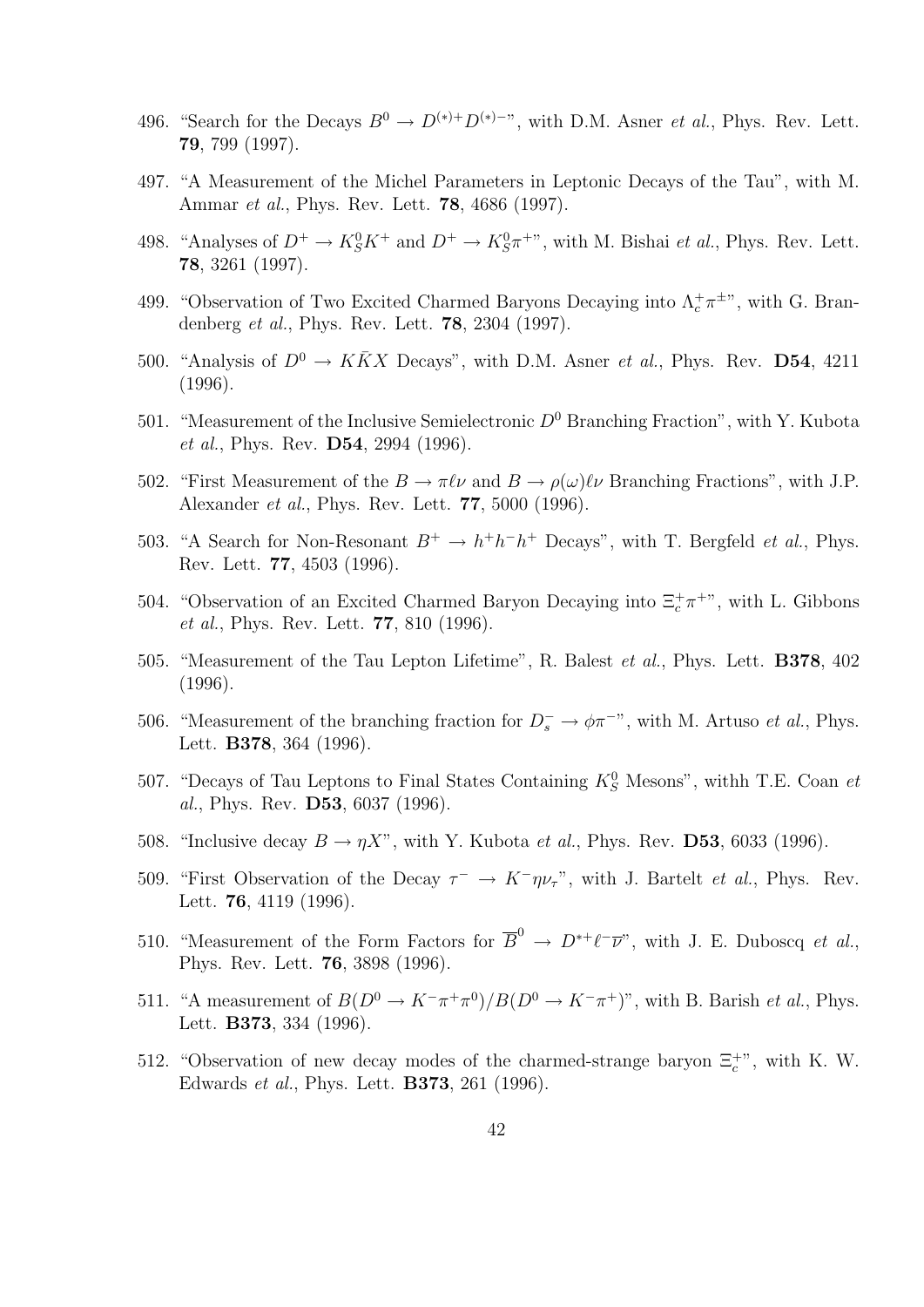496. "Search for the Decays $B^0 \to D^{(*)+}D^{(*)-}$", with D.M. Asner *et al.*, Phys. Rev. Lett. **79**, 799 (1997).

497. "A Measurement of the Michel Parameters in Leptonic Decays of the Tau", with M. Ammar *et al.*, Phys. Rev. Lett. **78**, 4686 (1997).

498. "Analyses of $D^+ \to K_S^0 K^+$ and $D^+ \to K_S^0 \pi^+$", with M. Bishai *et al.*, Phys. Rev. Lett. **78**, 3261 (1997).

499. "Observation of Two Excited Charmed Baryons Decaying into $\Lambda_c^+ \pi^\pm$", with G. Brandenberg *et al.*, Phys. Rev. Lett. **78**, 2304 (1997).

500. "Analysis of $D^0 \to K\bar{K}X$ Decays", with D.M. Asner *et al.*, Phys. Rev. **D54**, 4211 (1996).

501. "Measurement of the Inclusive Semielectronic $D^0$ Branching Fraction", with Y. Kubota *et al.*, Phys. Rev. **D54**, 2994 (1996).

502. "First Measurement of the $B \to \pi\ell\nu$ and $B \to \rho(\omega)\ell\nu$ Branching Fractions", with J.P. Alexander *et al.*, Phys. Rev. Lett. **77**, 5000 (1996).

503. "A Search for Non-Resonant $B^+ \to h^+h^-h^+$ Decays", with T. Bergfeld *et al.*, Phys. Rev. Lett. **77**, 4503 (1996).

504. "Observation of an Excited Charmed Baryon Decaying into $\Xi_c^+ \pi^+$", with L. Gibbons *et al.*, Phys. Rev. Lett. **77**, 810 (1996).

505. "Measurement of the Tau Lepton Lifetime", R. Balest *et al.*, Phys. Lett. **B378**, 402 (1996).

506. "Measurement of the branching fraction for $D_s^- \to \phi\pi^-$", with M. Artuso *et al.*, Phys. Lett. **B378**, 364 (1996).

507. "Decays of Tau Leptons to Final States Containing $K_S^0$ Mesons", withh T.E. Coan *et al.*, Phys. Rev. **D53**, 6037 (1996).

508. "Inclusive decay $B \to \eta X$", with Y. Kubota *et al.*, Phys. Rev. **D53**, 6033 (1996).

509. "First Observation of the Decay $\tau^- \to K^-\eta\nu_\tau$", with J. Bartelt *et al.*, Phys. Rev. Lett. **76**, 4119 (1996).

510. "Measurement of the Form Factors for $\overline{B}^0 \to D^{*+}\ell^-\overline{\nu}$", with J. E. Duboscq *et al.*, Phys. Rev. Lett. **76**, 3898 (1996).

511. "A measurement of $B(D^0 \to K^-\pi^+\pi^0)/B(D^0 \to K^-\pi^+)$", with B. Barish *et al.*, Phys. Lett. **B373**, 334 (1996).

512. "Observation of new decay modes of the charmed-strange baryon $\Xi_c^+$", with K. W. Edwards *et al.*, Phys. Lett. **B373**, 261 (1996).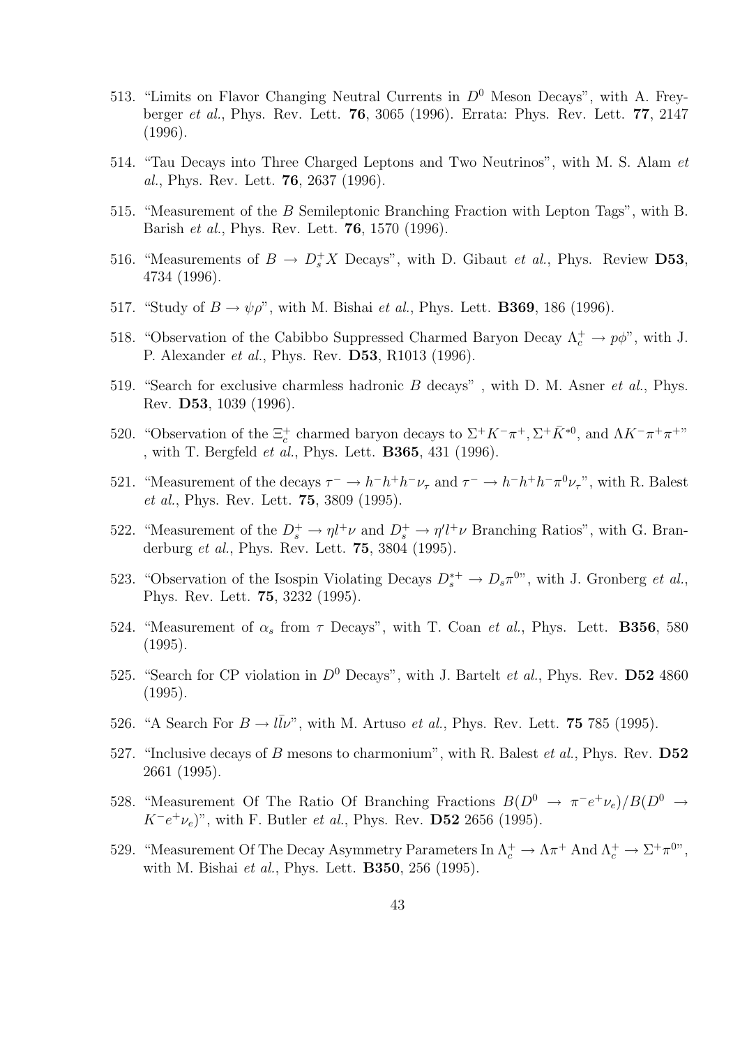513. "Limits on Flavor Changing Neutral Currents in $D^0$ Meson Decays", with A. Freyberger *et al.*, Phys. Rev. Lett. **76**, 3065 (1996). Errata: Phys. Rev. Lett. **77**, 2147 (1996).

514. "Tau Decays into Three Charged Leptons and Two Neutrinos", with M. S. Alam *et al.*, Phys. Rev. Lett. **76**, 2637 (1996).

515. "Measurement of the $B$ Semileptonic Branching Fraction with Lepton Tags", with B. Barish *et al.*, Phys. Rev. Lett. **76**, 1570 (1996).

516. "Measurements of $B \to D_s^+ X$ Decays", with D. Gibaut *et al.*, Phys. Review **D53**, 4734 (1996).

517. "Study of $B \to \psi\rho$", with M. Bishai *et al.*, Phys. Lett. **B369**, 186 (1996).

518. "Observation of the Cabibbo Suppressed Charmed Baryon Decay $\Lambda_c^+ \to p\phi$", with J. P. Alexander *et al.*, Phys. Rev. **D53**, R1013 (1996).

519. "Search for exclusive charmless hadronic $B$ decays" , with D. M. Asner *et al.*, Phys. Rev. **D53**, 1039 (1996).

520. "Observation of the $\Xi_c^+$ charmed baryon decays to $\Sigma^+ K^- \pi^+, \Sigma^+ \bar{K}^{*0}$, and $\Lambda K^- \pi^+ \pi^+$" , with T. Bergfeld *et al.*, Phys. Lett. **B365**, 431 (1996).

521. "Measurement of the decays $\tau^- \to h^- h^+ h^- \nu_\tau$ and $\tau^- \to h^- h^+ h^- \pi^0 \nu_\tau$", with R. Balest *et al.*, Phys. Rev. Lett. **75**, 3809 (1995).

522. "Measurement of the $D_s^+ \to \eta l^+ \nu$ and $D_s^+ \to \eta' l^+ \nu$ Branching Ratios", with G. Branderburg *et al.*, Phys. Rev. Lett. **75**, 3804 (1995).

523. "Observation of the Isospin Violating Decays $D_s^{*+} \to D_s \pi^0$", with J. Gronberg *et al.*, Phys. Rev. Lett. **75**, 3232 (1995).

524. "Measurement of $\alpha_s$ from $\tau$ Decays", with T. Coan *et al.*, Phys. Lett. **B356**, 580 (1995).

525. "Search for CP violation in $D^0$ Decays", with J. Bartelt *et al.*, Phys. Rev. **D52** 4860 (1995).

526. "A Search For $B \to l\bar{l}\nu$", with M. Artuso *et al.*, Phys. Rev. Lett. **75** 785 (1995).

527. "Inclusive decays of $B$ mesons to charmonium", with R. Balest *et al.*, Phys. Rev. **D52** 2661 (1995).

528. "Measurement Of The Ratio Of Branching Fractions $B(D^0 \to \pi^- e^+ \nu_e)/B(D^0 \to K^- e^+ \nu_e)$", with F. Butler *et al.*, Phys. Rev. **D52** 2656 (1995).

529. "Measurement Of The Decay Asymmetry Parameters In $\Lambda_c^+ \to \Lambda\pi^+$ And $\Lambda_c^+ \to \Sigma^+ \pi^0$", with M. Bishai *et al.*, Phys. Lett. **B350**, 256 (1995).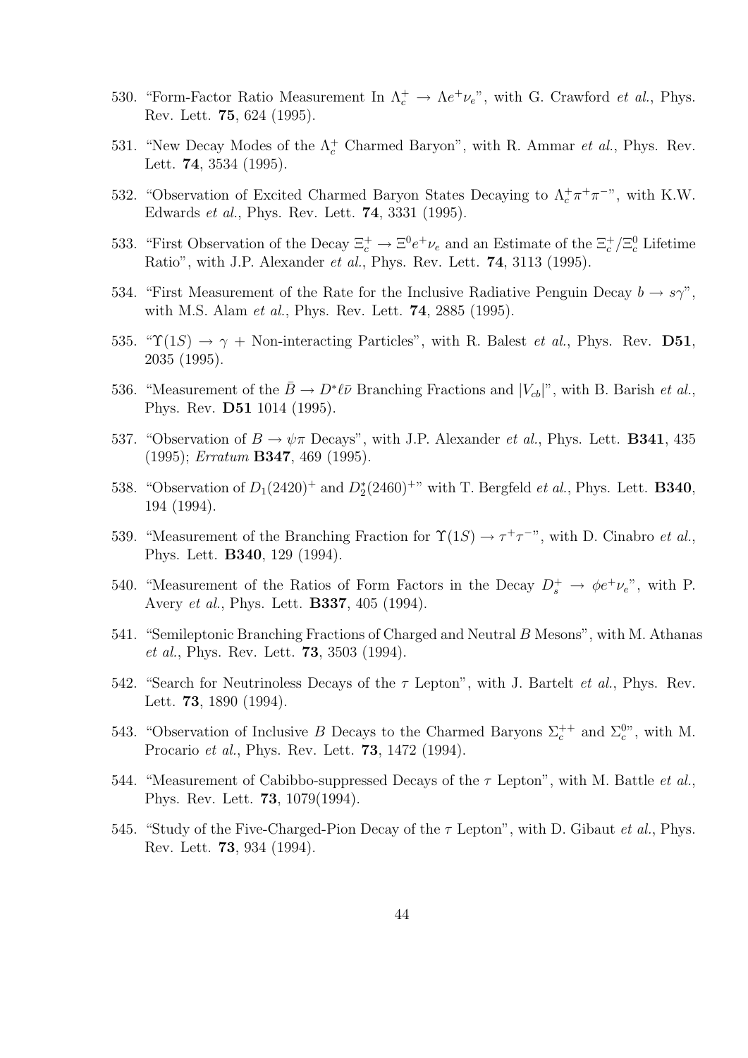530. "Form-Factor Ratio Measurement In $\Lambda_c^+ \to \Lambda e^+ \nu_e$", with G. Crawford *et al.*, Phys. Rev. Lett. **75**, 624 (1995).

531. "New Decay Modes of the $\Lambda_c^+$ Charmed Baryon", with R. Ammar *et al.*, Phys. Rev. Lett. **74**, 3534 (1995).

532. "Observation of Excited Charmed Baryon States Decaying to $\Lambda_c^+ \pi^+ \pi^-$", with K.W. Edwards *et al.*, Phys. Rev. Lett. **74**, 3331 (1995).

533. "First Observation of the Decay $\Xi_c^+ \to \Xi^0 e^+ \nu_e$ and an Estimate of the $\Xi_c^+/\Xi_c^0$ Lifetime Ratio", with J.P. Alexander *et al.*, Phys. Rev. Lett. **74**, 3113 (1995).

534. "First Measurement of the Rate for the Inclusive Radiative Penguin Decay $b \to s\gamma$", with M.S. Alam *et al.*, Phys. Rev. Lett. **74**, 2885 (1995).

535. "$\Upsilon(1S) \to \gamma$ + Non-interacting Particles", with R. Balest *et al.*, Phys. Rev. **D51**, 2035 (1995).

536. "Measurement of the $\bar{B} \to D^* \ell \bar{\nu}$ Branching Fractions and $|V_{cb}|$", with B. Barish *et al.*, Phys. Rev. **D51** 1014 (1995).

537. "Observation of $B \to \psi\pi$ Decays", with J.P. Alexander *et al.*, Phys. Lett. **B341**, 435 (1995); *Erratum* **B347**, 469 (1995).

538. "Observation of $D_1(2420)^+$ and $D_2^*(2460)^+$" with T. Bergfeld *et al.*, Phys. Lett. **B340**, 194 (1994).

539. "Measurement of the Branching Fraction for $\Upsilon(1S) \to \tau^+\tau^-$", with D. Cinabro *et al.*, Phys. Lett. **B340**, 129 (1994).

540. "Measurement of the Ratios of Form Factors in the Decay $D_s^+ \to \phi e^+ \nu_e$", with P. Avery *et al.*, Phys. Lett. **B337**, 405 (1994).

541. "Semileptonic Branching Fractions of Charged and Neutral $B$ Mesons", with M. Athanas *et al.*, Phys. Rev. Lett. **73**, 3503 (1994).

542. "Search for Neutrinoless Decays of the $\tau$ Lepton", with J. Bartelt *et al.*, Phys. Rev. Lett. **73**, 1890 (1994).

543. "Observation of Inclusive $B$ Decays to the Charmed Baryons $\Sigma_c^{++}$ and $\Sigma_c^0$", with M. Procario *et al.*, Phys. Rev. Lett. **73**, 1472 (1994).

544. "Measurement of Cabibbo-suppressed Decays of the $\tau$ Lepton", with M. Battle *et al.*, Phys. Rev. Lett. **73**, 1079(1994).

545. "Study of the Five-Charged-Pion Decay of the $\tau$ Lepton", with D. Gibaut *et al.*, Phys. Rev. Lett. **73**, 934 (1994).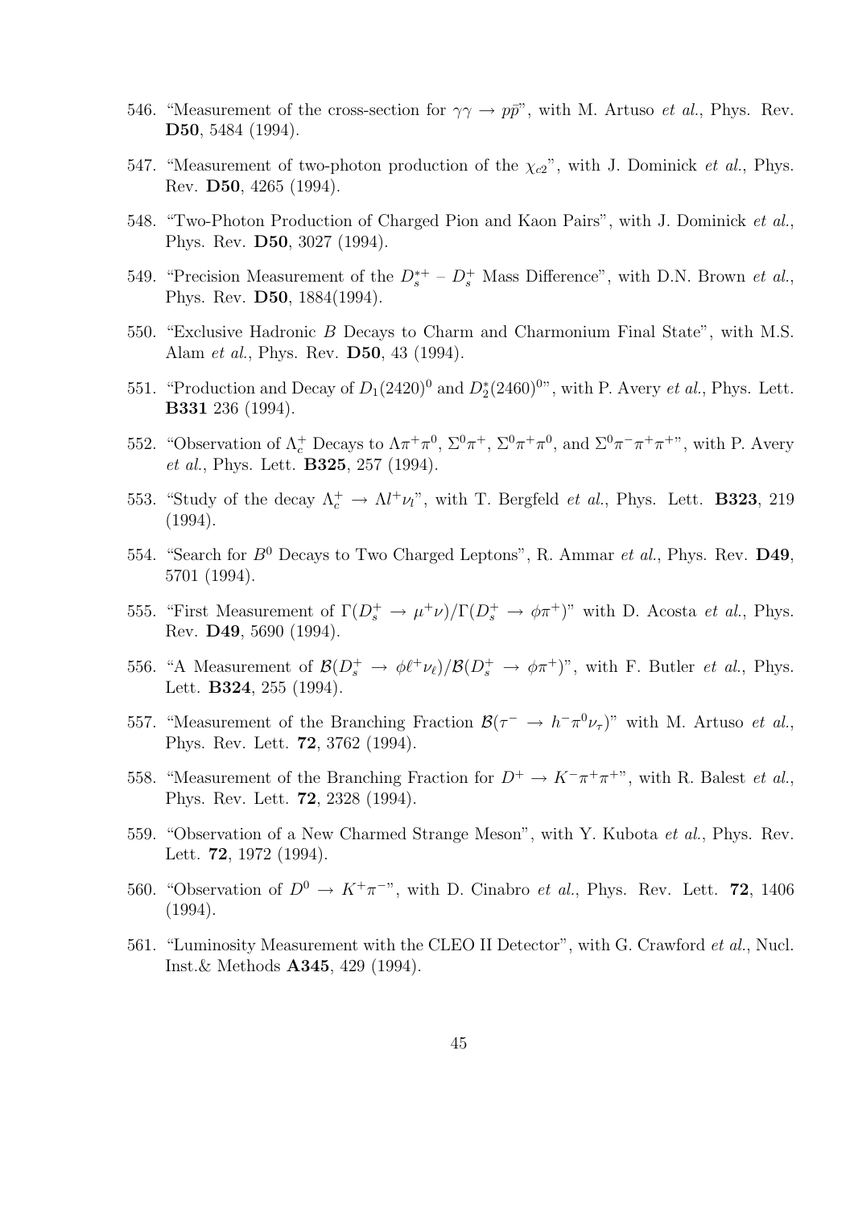546. "Measurement of the cross-section for $\gamma\gamma \to p\bar{p}$", with M. Artuso *et al.*, Phys. Rev. **D50**, 5484 (1994).

547. "Measurement of two-photon production of the $\chi_{c2}$", with J. Dominick *et al.*, Phys. Rev. **D50**, 4265 (1994).

548. "Two-Photon Production of Charged Pion and Kaon Pairs", with J. Dominick *et al.*, Phys. Rev. **D50**, 3027 (1994).

549. "Precision Measurement of the $D_s^{*+} - D_s^+$ Mass Difference", with D.N. Brown *et al.*, Phys. Rev. **D50**, 1884(1994).

550. "Exclusive Hadronic $B$ Decays to Charm and Charmonium Final State", with M.S. Alam *et al.*, Phys. Rev. **D50**, 43 (1994).

551. "Production and Decay of $D_1(2420)^0$ and $D_2^*(2460)^0$", with P. Avery *et al.*, Phys. Lett. **B331** 236 (1994).

552. "Observation of $\Lambda_c^+$ Decays to $\Lambda\pi^+\pi^0$, $\Sigma^0\pi^+$, $\Sigma^0\pi^+\pi^0$, and $\Sigma^0\pi^-\pi^+\pi^+$", with P. Avery *et al.*, Phys. Lett. **B325**, 257 (1994).

553. "Study of the decay $\Lambda_c^+ \to \Lambda l^+\nu_l$", with T. Bergfeld *et al.*, Phys. Lett. **B323**, 219 (1994).

554. "Search for $B^0$ Decays to Two Charged Leptons", R. Ammar *et al.*, Phys. Rev. **D49**, 5701 (1994).

555. "First Measurement of $\Gamma(D_s^+ \to \mu^+\nu)/\Gamma(D_s^+ \to \phi\pi^+)$" with D. Acosta *et al.*, Phys. Rev. **D49**, 5690 (1994).

556. "A Measurement of $\mathcal{B}(D_s^+ \to \phi\ell^+\nu_\ell)/\mathcal{B}(D_s^+ \to \phi\pi^+)$", with F. Butler *et al.*, Phys. Lett. **B324**, 255 (1994).

557. "Measurement of the Branching Fraction $\mathcal{B}(\tau^- \to h^-\pi^0\nu_\tau)$" with M. Artuso *et al.*, Phys. Rev. Lett. **72**, 3762 (1994).

558. "Measurement of the Branching Fraction for $D^+ \to K^-\pi^+\pi^+$", with R. Balest *et al.*, Phys. Rev. Lett. **72**, 2328 (1994).

559. "Observation of a New Charmed Strange Meson", with Y. Kubota *et al.*, Phys. Rev. Lett. **72**, 1972 (1994).

560. "Observation of $D^0 \to K^+\pi^-$", with D. Cinabro *et al.*, Phys. Rev. Lett. **72**, 1406 (1994).

561. "Luminosity Measurement with the CLEO II Detector", with G. Crawford *et al.*, Nucl. Inst.& Methods **A345**, 429 (1994).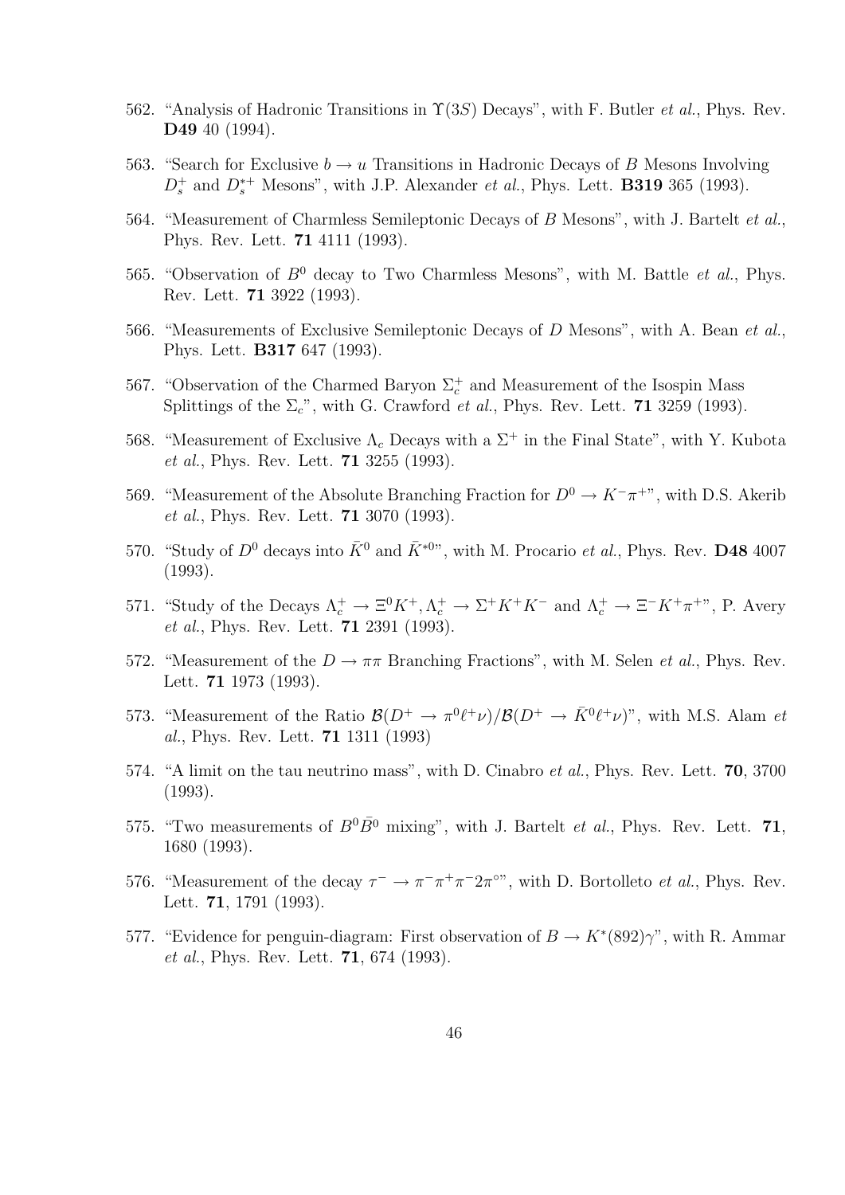562. "Analysis of Hadronic Transitions in $\Upsilon(3S)$ Decays", with F. Butler *et al.*, Phys. Rev. **D49** 40 (1994).

563. "Search for Exclusive $b \to u$ Transitions in Hadronic Decays of $B$ Mesons Involving $D_s^+$ and $D_s^{*+}$ Mesons", with J.P. Alexander *et al.*, Phys. Lett. **B319** 365 (1993).

564. "Measurement of Charmless Semileptonic Decays of $B$ Mesons", with J. Bartelt *et al.*, Phys. Rev. Lett. **71** 4111 (1993).

565. "Observation of $B^0$ decay to Two Charmless Mesons", with M. Battle *et al.*, Phys. Rev. Lett. **71** 3922 (1993).

566. "Measurements of Exclusive Semileptonic Decays of $D$ Mesons", with A. Bean *et al.*, Phys. Lett. **B317** 647 (1993).

567. "Observation of the Charmed Baryon $\Sigma_c^+$ and Measurement of the Isospin Mass Splittings of the $\Sigma_c$", with G. Crawford *et al.*, Phys. Rev. Lett. **71** 3259 (1993).

568. "Measurement of Exclusive $\Lambda_c$ Decays with a $\Sigma^+$ in the Final State", with Y. Kubota *et al.*, Phys. Rev. Lett. **71** 3255 (1993).

569. "Measurement of the Absolute Branching Fraction for $D^0 \to K^-\pi^+$", with D.S. Akerib *et al.*, Phys. Rev. Lett. **71** 3070 (1993).

570. "Study of $D^0$ decays into $\bar{K}^0$ and $\bar{K}^{*0}$", with M. Procario *et al.*, Phys. Rev. **D48** 4007 (1993).

571. "Study of the Decays $\Lambda_c^+ \to \Xi^0 K^+, \Lambda_c^+ \to \Sigma^+ K^+ K^-$ and $\Lambda_c^+ \to \Xi^- K^+ \pi^+$", P. Avery *et al.*, Phys. Rev. Lett. **71** 2391 (1993).

572. "Measurement of the $D \to \pi\pi$ Branching Fractions", with M. Selen *et al.*, Phys. Rev. Lett. **71** 1973 (1993).

573. "Measurement of the Ratio $\mathcal{B}(D^+ \to \pi^0 \ell^+ \nu)/\mathcal{B}(D^+ \to \bar{K}^0 \ell^+ \nu)$", with M.S. Alam *et al.*, Phys. Rev. Lett. **71** 1311 (1993)

574. "A limit on the tau neutrino mass", with D. Cinabro *et al.*, Phys. Rev. Lett. **70**, 3700 (1993).

575. "Two measurements of $B^0\bar{B}^0$ mixing", with J. Bartelt *et al.*, Phys. Rev. Lett. **71**, 1680 (1993).

576. "Measurement of the decay $\tau^- \to \pi^-\pi^+\pi^- 2\pi^\circ$", with D. Bortolleto *et al.*, Phys. Rev. Lett. **71**, 1791 (1993).

577. "Evidence for penguin-diagram: First observation of $B \to K^*(892)\gamma$", with R. Ammar *et al.*, Phys. Rev. Lett. **71**, 674 (1993).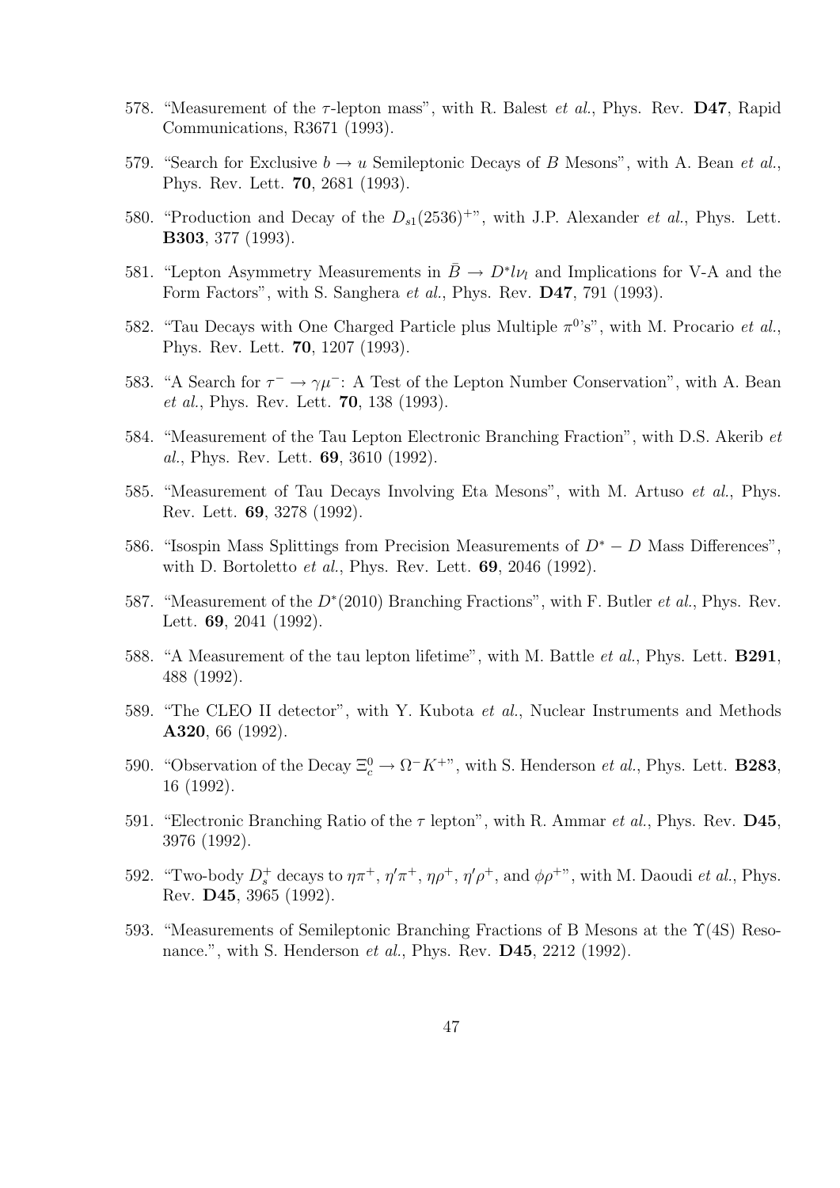578. "Measurement of the $\tau$-lepton mass", with R. Balest *et al.*, Phys. Rev. **D47**, Rapid Communications, R3671 (1993).

579. "Search for Exclusive $b \rightarrow u$ Semileptonic Decays of $B$ Mesons", with A. Bean *et al.*, Phys. Rev. Lett. **70**, 2681 (1993).

580. "Production and Decay of the $D_{s1}(2536)^{+}$", with J.P. Alexander *et al.*, Phys. Lett. **B303**, 377 (1993).

581. "Lepton Asymmetry Measurements in $\bar{B} \rightarrow D^{*}l\nu_{l}$ and Implications for V-A and the Form Factors", with S. Sanghera *et al.*, Phys. Rev. **D47**, 791 (1993).

582. "Tau Decays with One Charged Particle plus Multiple $\pi^{0}$'s", with M. Procario *et al.*, Phys. Rev. Lett. **70**, 1207 (1993).

583. "A Search for $\tau^{-} \rightarrow \gamma\mu^{-}$: A Test of the Lepton Number Conservation", with A. Bean *et al.*, Phys. Rev. Lett. **70**, 138 (1993).

584. "Measurement of the Tau Lepton Electronic Branching Fraction", with D.S. Akerib *et al.*, Phys. Rev. Lett. **69**, 3610 (1992).

585. "Measurement of Tau Decays Involving Eta Mesons", with M. Artuso *et al.*, Phys. Rev. Lett. **69**, 3278 (1992).

586. "Isospin Mass Splittings from Precision Measurements of $D^{*} - D$ Mass Differences", with D. Bortoletto *et al.*, Phys. Rev. Lett. **69**, 2046 (1992).

587. "Measurement of the $D^{*}(2010)$ Branching Fractions", with F. Butler *et al.*, Phys. Rev. Lett. **69**, 2041 (1992).

588. "A Measurement of the tau lepton lifetime", with M. Battle *et al.*, Phys. Lett. **B291**, 488 (1992).

589. "The CLEO II detector", with Y. Kubota *et al.*, Nuclear Instruments and Methods **A320**, 66 (1992).

590. "Observation of the Decay $\Xi_{c}^{0} \rightarrow \Omega^{-}K^{+}$", with S. Henderson *et al.*, Phys. Lett. **B283**, 16 (1992).

591. "Electronic Branching Ratio of the $\tau$ lepton", with R. Ammar *et al.*, Phys. Rev. **D45**, 3976 (1992).

592. "Two-body $D_{s}^{+}$ decays to $\eta\pi^{+}$, $\eta'\pi^{+}$, $\eta\rho^{+}$, $\eta'\rho^{+}$, and $\phi\rho^{+}$", with M. Daoudi *et al.*, Phys. Rev. **D45**, 3965 (1992).

593. "Measurements of Semileptonic Branching Fractions of B Mesons at the $\Upsilon$(4S) Resonance.", with S. Henderson *et al.*, Phys. Rev. **D45**, 2212 (1992).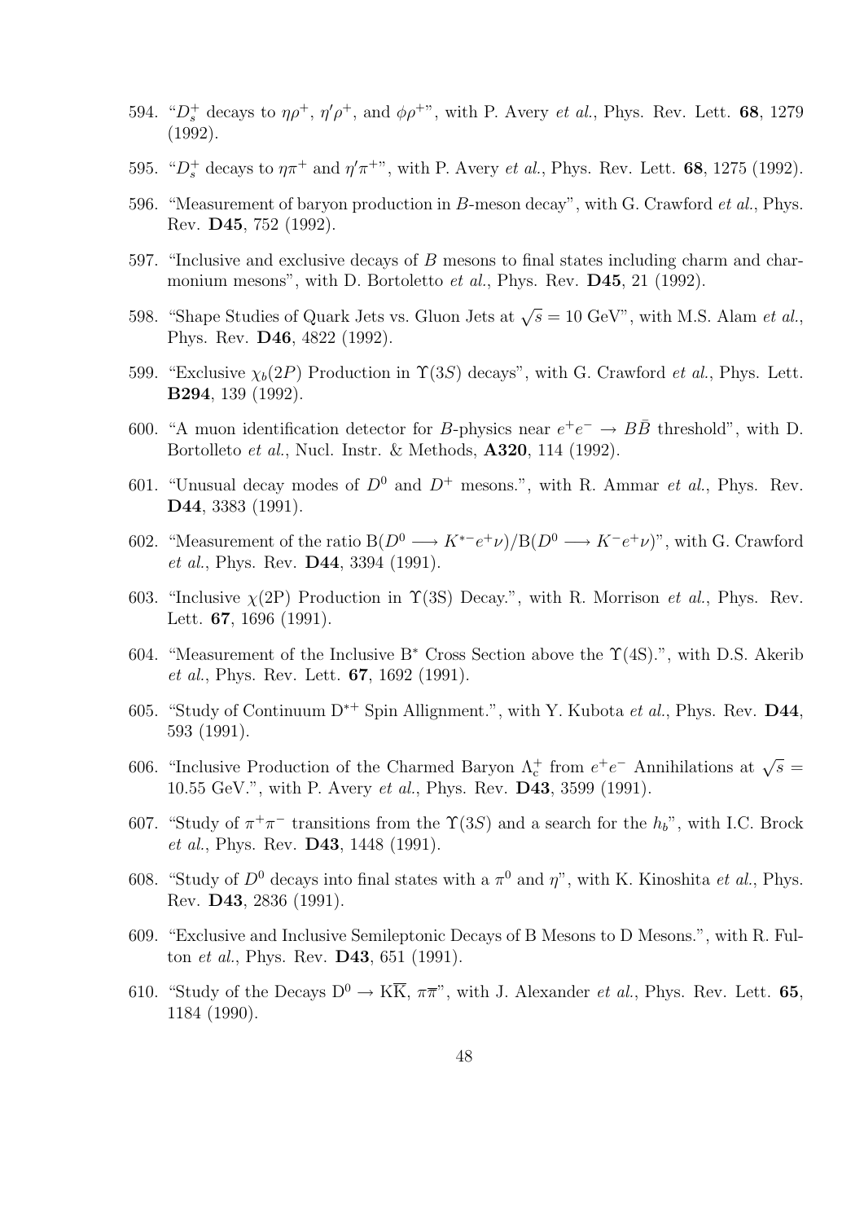594. "$D_s^+$ decays to $\eta\rho^+$, $\eta'\rho^+$, and $\phi\rho^+$", with P. Avery *et al.*, Phys. Rev. Lett. **68**, 1279 (1992).

595. "$D_s^+$ decays to $\eta\pi^+$ and $\eta'\pi^+$", with P. Avery *et al.*, Phys. Rev. Lett. **68**, 1275 (1992).

596. "Measurement of baryon production in $B$-meson decay", with G. Crawford *et al.*, Phys. Rev. **D45**, 752 (1992).

597. "Inclusive and exclusive decays of $B$ mesons to final states including charm and charmonium mesons", with D. Bortoletto *et al.*, Phys. Rev. **D45**, 21 (1992).

598. "Shape Studies of Quark Jets vs. Gluon Jets at $\sqrt{s} = 10$ GeV", with M.S. Alam *et al.*, Phys. Rev. **D46**, 4822 (1992).

599. "Exclusive $\chi_b(2P)$ Production in $\Upsilon(3S)$ decays", with G. Crawford *et al.*, Phys. Lett. **B294**, 139 (1992).

600. "A muon identification detector for $B$-physics near $e^+e^- \rightarrow B\bar{B}$ threshold", with D. Bortolleto *et al.*, Nucl. Instr. & Methods, **A320**, 114 (1992).

601. "Unusual decay modes of $D^0$ and $D^+$ mesons.", with R. Ammar *et al.*, Phys. Rev. **D44**, 3383 (1991).

602. "Measurement of the ratio $\mathrm{B}(D^0 \longrightarrow K^{*-}e^+\nu)/\mathrm{B}(D^0 \longrightarrow K^-e^+\nu)$", with G. Crawford *et al.*, Phys. Rev. **D44**, 3394 (1991).

603. "Inclusive $\chi$(2P) Production in $\Upsilon$(3S) Decay.", with R. Morrison *et al.*, Phys. Rev. Lett. **67**, 1696 (1991).

604. "Measurement of the Inclusive $\mathrm{B}^*$ Cross Section above the $\Upsilon$(4S).", with D.S. Akerib *et al.*, Phys. Rev. Lett. **67**, 1692 (1991).

605. "Study of Continuum $\mathrm{D}^{*+}$ Spin Allignment.", with Y. Kubota *et al.*, Phys. Rev. **D44**, 593 (1991).

606. "Inclusive Production of the Charmed Baryon $\Lambda_c^+$ from $e^+e^-$ Annihilations at $\sqrt{s} =$ 10.55 GeV.", with P. Avery *et al.*, Phys. Rev. **D43**, 3599 (1991).

607. "Study of $\pi^+\pi^-$ transitions from the $\Upsilon(3S)$ and a search for the $h_b$", with I.C. Brock *et al.*, Phys. Rev. **D43**, 1448 (1991).

608. "Study of $D^0$ decays into final states with a $\pi^0$ and $\eta$", with K. Kinoshita *et al.*, Phys. Rev. **D43**, 2836 (1991).

609. "Exclusive and Inclusive Semileptonic Decays of B Mesons to D Mesons.", with R. Fulton *et al.*, Phys. Rev. **D43**, 651 (1991).

610. "Study of the Decays $\mathrm{D}^0 \rightarrow \mathrm{K}\overline{\mathrm{K}}$, $\pi\overline{\pi}$", with J. Alexander *et al.*, Phys. Rev. Lett. **65**, 1184 (1990).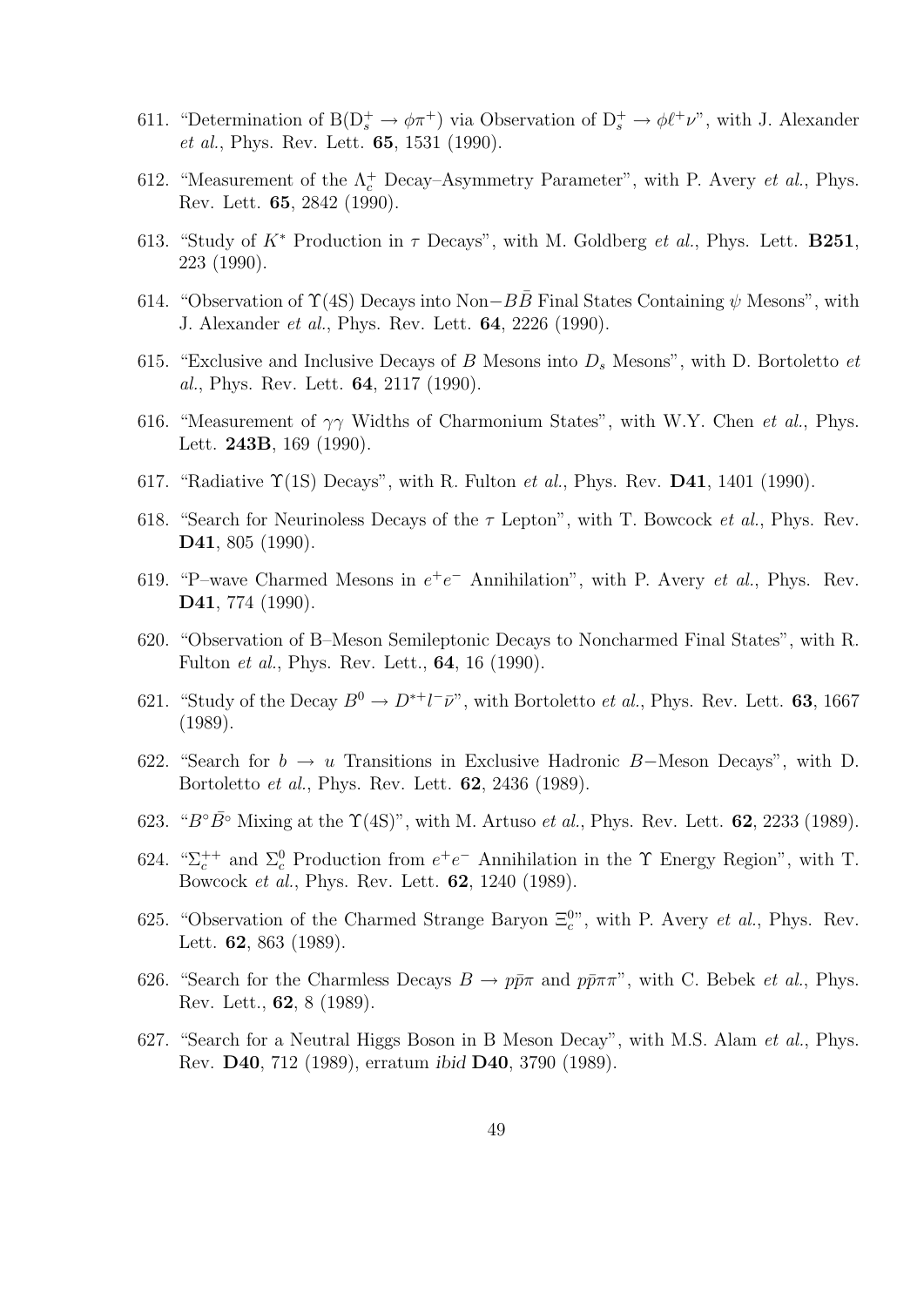611. "Determination of B($D_s^+ \to \phi\pi^+$) via Observation of $D_s^+ \to \phi\ell^+\nu$", with J. Alexander *et al.*, Phys. Rev. Lett. **65**, 1531 (1990).

612. "Measurement of the $\Lambda_c^+$ Decay–Asymmetry Parameter", with P. Avery *et al.*, Phys. Rev. Lett. **65**, 2842 (1990).

613. "Study of $K^*$ Production in $\tau$ Decays", with M. Goldberg *et al.*, Phys. Lett. **B251**, 223 (1990).

614. "Observation of $\Upsilon(4S)$ Decays into Non$-B\bar{B}$ Final States Containing $\psi$ Mesons", with J. Alexander *et al.*, Phys. Rev. Lett. **64**, 2226 (1990).

615. "Exclusive and Inclusive Decays of $B$ Mesons into $D_s$ Mesons", with D. Bortoletto *et al.*, Phys. Rev. Lett. **64**, 2117 (1990).

616. "Measurement of $\gamma\gamma$ Widths of Charmonium States", with W.Y. Chen *et al.*, Phys. Lett. **243B**, 169 (1990).

617. "Radiative $\Upsilon(1S)$ Decays", with R. Fulton *et al.*, Phys. Rev. **D41**, 1401 (1990).

618. "Search for Neurinoless Decays of the $\tau$ Lepton", with T. Bowcock *et al.*, Phys. Rev. **D41**, 805 (1990).

619. "P–wave Charmed Mesons in $e^+e^-$ Annihilation", with P. Avery *et al.*, Phys. Rev. **D41**, 774 (1990).

620. "Observation of B–Meson Semileptonic Decays to Noncharmed Final States", with R. Fulton *et al.*, Phys. Rev. Lett., **64**, 16 (1990).

621. "Study of the Decay $B^0 \to D^{*+}l^-\bar{\nu}$", with Bortoletto *et al.*, Phys. Rev. Lett. **63**, 1667 (1989).

622. "Search for $b \to u$ Transitions in Exclusive Hadronic $B-$Meson Decays", with D. Bortoletto *et al.*, Phys. Rev. Lett. **62**, 2436 (1989).

623. "$B^\circ\bar{B}^\circ$ Mixing at the $\Upsilon(4S)$", with M. Artuso *et al.*, Phys. Rev. Lett. **62**, 2233 (1989).

624. "$\Sigma_c^{++}$ and $\Sigma_c^0$ Production from $e^+e^-$ Annihilation in the $\Upsilon$ Energy Region", with T. Bowcock *et al.*, Phys. Rev. Lett. **62**, 1240 (1989).

625. "Observation of the Charmed Strange Baryon $\Xi_c^0$", with P. Avery *et al.*, Phys. Rev. Lett. **62**, 863 (1989).

626. "Search for the Charmless Decays $B \to p\bar{p}\pi$ and $p\bar{p}\pi\pi$", with C. Bebek *et al.*, Phys. Rev. Lett., **62**, 8 (1989).

627. "Search for a Neutral Higgs Boson in B Meson Decay", with M.S. Alam *et al.*, Phys. Rev. **D40**, 712 (1989), erratum *ibid* **D40**, 3790 (1989).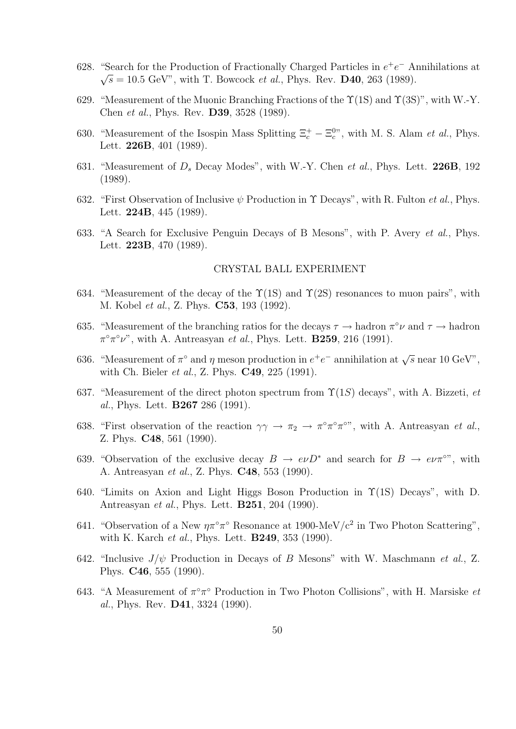628. "Search for the Production of Fractionally Charged Particles in $e^+e^-$ Annihilations at $\sqrt{s} = 10.5$ GeV", with T. Bowcock *et al.*, Phys. Rev. **D40**, 263 (1989).

629. "Measurement of the Muonic Branching Fractions of the $\Upsilon$(1S) and $\Upsilon$(3S)", with W.-Y. Chen *et al.*, Phys. Rev. **D39**, 3528 (1989).

630. "Measurement of the Isospin Mass Splitting $\Xi_c^+ - \Xi_c^0$", with M. S. Alam *et al.*, Phys. Lett. **226B**, 401 (1989).

631. "Measurement of $D_s$ Decay Modes", with W.-Y. Chen *et al.*, Phys. Lett. **226B**, 192 (1989).

632. "First Observation of Inclusive $\psi$ Production in $\Upsilon$ Decays", with R. Fulton *et al.*, Phys. Lett. **224B**, 445 (1989).

633. "A Search for Exclusive Penguin Decays of B Mesons", with P. Avery *et al.*, Phys. Lett. **223B**, 470 (1989).

## CRYSTAL BALL EXPERIMENT

634. "Measurement of the decay of the $\Upsilon$(1S) and $\Upsilon$(2S) resonances to muon pairs", with M. Kobel *et al.*, Z. Phys. **C53**, 193 (1992).

635. "Measurement of the branching ratios for the decays $\tau \rightarrow$ hadron $\pi^\circ\nu$ and $\tau \rightarrow$ hadron $\pi^\circ\pi^\circ\nu$", with A. Antreasyan *et al.*, Phys. Lett. **B259**, 216 (1991).

636. "Measurement of $\pi^\circ$ and $\eta$ meson production in $e^+e^-$ annihilation at $\sqrt{s}$ near 10 GeV", with Ch. Bieler *et al.*, Z. Phys. **C49**, 225 (1991).

637. "Measurement of the direct photon spectrum from $\Upsilon(1S)$ decays", with A. Bizzeti, *et al.*, Phys. Lett. **B267** 286 (1991).

638. "First observation of the reaction $\gamma\gamma \rightarrow \pi_2 \rightarrow \pi^\circ\pi^\circ\pi^\circ$", with A. Antreasyan *et al.*, Z. Phys. **C48**, 561 (1990).

639. "Observation of the exclusive decay $B \rightarrow e\nu D^*$ and search for $B \rightarrow e\nu\pi^\circ$", with A. Antreasyan *et al.*, Z. Phys. **C48**, 553 (1990).

640. "Limits on Axion and Light Higgs Boson Production in $\Upsilon$(1S) Decays", with D. Antreasyan *et al.*, Phys. Lett. **B251**, 204 (1990).

641. "Observation of a New $\eta\pi^\circ\pi^\circ$ Resonance at 1900-MeV/c$^2$ in Two Photon Scattering", with K. Karch *et al.*, Phys. Lett. **B249**, 353 (1990).

642. "Inclusive $J/\psi$ Production in Decays of $B$ Mesons" with W. Maschmann *et al.*, Z. Phys. **C46**, 555 (1990).

643. "A Measurement of $\pi^\circ\pi^\circ$ Production in Two Photon Collisions", with H. Marsiske *et al.*, Phys. Rev. **D41**, 3324 (1990).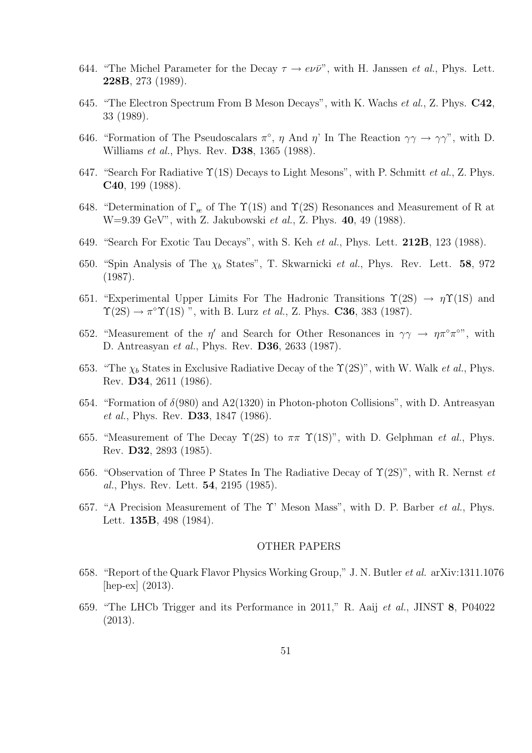644. "The Michel Parameter for the Decay $\tau \to e\nu\bar{\nu}$", with H. Janssen *et al.*, Phys. Lett. **228B**, 273 (1989).

645. "The Electron Spectrum From B Meson Decays", with K. Wachs *et al.*, Z. Phys. **C42**, 33 (1989).

646. "Formation of The Pseudoscalars $\pi^\circ$, $\eta$ And $\eta$' In The Reaction $\gamma\gamma \to \gamma\gamma$", with D. Williams *et al.*, Phys. Rev. **D38**, 1365 (1988).

647. "Search For Radiative $\Upsilon$(1S) Decays to Light Mesons", with P. Schmitt *et al.*, Z. Phys. **C40**, 199 (1988).

648. "Determination of $\Gamma_{ee}$ of The $\Upsilon$(1S) and $\Upsilon$(2S) Resonances and Measurement of R at W=9.39 GeV", with Z. Jakubowski *et al.*, Z. Phys. **40**, 49 (1988).

649. "Search For Exotic Tau Decays", with S. Keh *et al.*, Phys. Lett. **212B**, 123 (1988).

650. "Spin Analysis of The $\chi_b$ States", T. Skwarnicki *et al.*, Phys. Rev. Lett. **58**, 972 (1987).

651. "Experimental Upper Limits For The Hadronic Transitions $\Upsilon$(2S) $\to \eta\Upsilon$(1S) and $\Upsilon$(2S) $\to \pi^\circ\Upsilon$(1S) ", with B. Lurz *et al.*, Z. Phys. **C36**, 383 (1987).

652. "Measurement of the $\eta'$ and Search for Other Resonances in $\gamma\gamma \to \eta\pi^\circ\pi^\circ$", with D. Antreasyan *et al.*, Phys. Rev. **D36**, 2633 (1987).

653. "The $\chi_b$ States in Exclusive Radiative Decay of the $\Upsilon$(2S)", with W. Walk *et al.*, Phys. Rev. **D34**, 2611 (1986).

654. "Formation of $\delta$(980) and A2(1320) in Photon-photon Collisions", with D. Antreasyan *et al.*, Phys. Rev. **D33**, 1847 (1986).

655. "Measurement of The Decay $\Upsilon$(2S) to $\pi\pi$ $\Upsilon$(1S)", with D. Gelphman *et al.*, Phys. Rev. **D32**, 2893 (1985).

656. "Observation of Three P States In The Radiative Decay of $\Upsilon$(2S)", with R. Nernst *et al.*, Phys. Rev. Lett. **54**, 2195 (1985).

657. "A Precision Measurement of The $\Upsilon$' Meson Mass", with D. P. Barber *et al.*, Phys. Lett. **135B**, 498 (1984).

## OTHER PAPERS

658. "Report of the Quark Flavor Physics Working Group," J. N. Butler *et al.* arXiv:1311.1076 [hep-ex] (2013).

659. "The LHCb Trigger and its Performance in 2011," R. Aaij *et al.*, JINST **8**, P04022 (2013).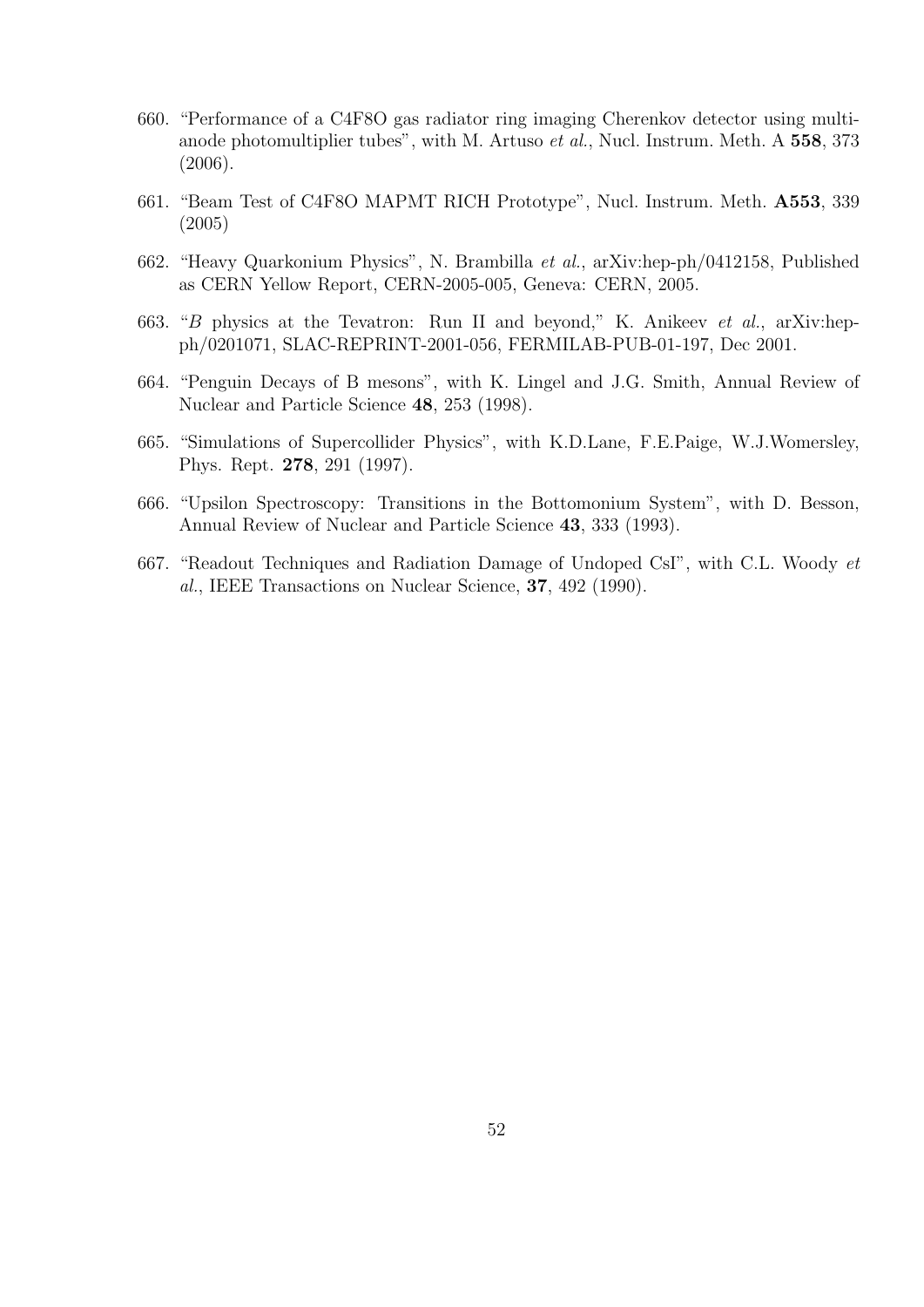660. "Performance of a C4F8O gas radiator ring imaging Cherenkov detector using multi-anode photomultiplier tubes", with M. Artuso *et al.*, Nucl. Instrum. Meth. A **558**, 373 (2006).

661. "Beam Test of C4F8O MAPMT RICH Prototype", Nucl. Instrum. Meth. **A553**, 339 (2005)

662. "Heavy Quarkonium Physics", N. Brambilla *et al.*, arXiv:hep-ph/0412158, Published as CERN Yellow Report, CERN-2005-005, Geneva: CERN, 2005.

663. "*B* physics at the Tevatron: Run II and beyond," K. Anikeev *et al.*, arXiv:hep-ph/0201071, SLAC-REPRINT-2001-056, FERMILAB-PUB-01-197, Dec 2001.

664. "Penguin Decays of B mesons", with K. Lingel and J.G. Smith, Annual Review of Nuclear and Particle Science **48**, 253 (1998).

665. "Simulations of Supercollider Physics", with K.D.Lane, F.E.Paige, W.J.Womersley, Phys. Rept. **278**, 291 (1997).

666. "Upsilon Spectroscopy: Transitions in the Bottomonium System", with D. Besson, Annual Review of Nuclear and Particle Science **43**, 333 (1993).

667. "Readout Techniques and Radiation Damage of Undoped CsI", with C.L. Woody *et al.*, IEEE Transactions on Nuclear Science, **37**, 492 (1990).